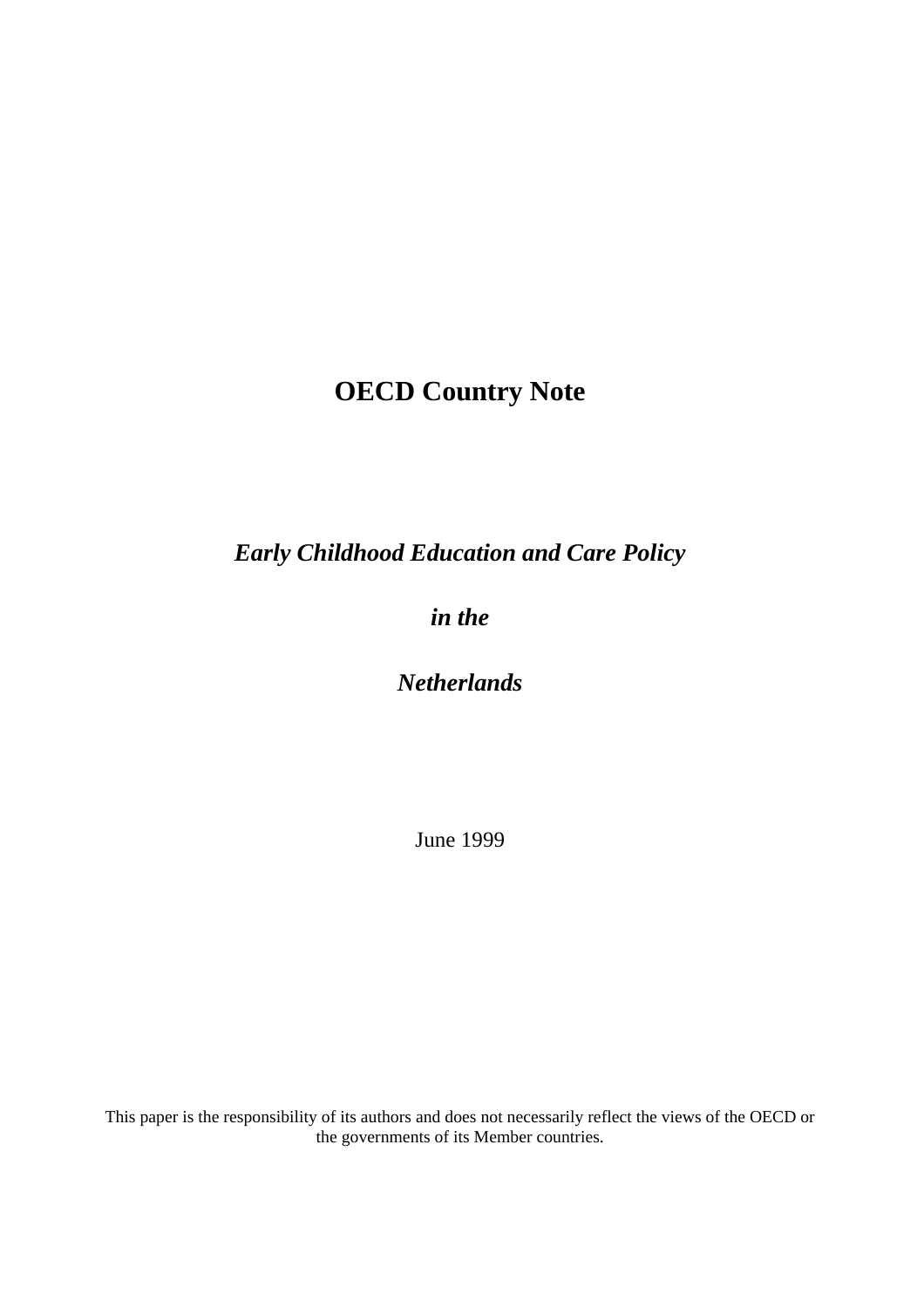# OECD Country Note

***Early Childhood Education and Care Policy***

***in the***

***Netherlands***

June 1999

This paper is the responsibility of its authors and does not necessarily reflect the views of the OECD or the governments of its Member countries.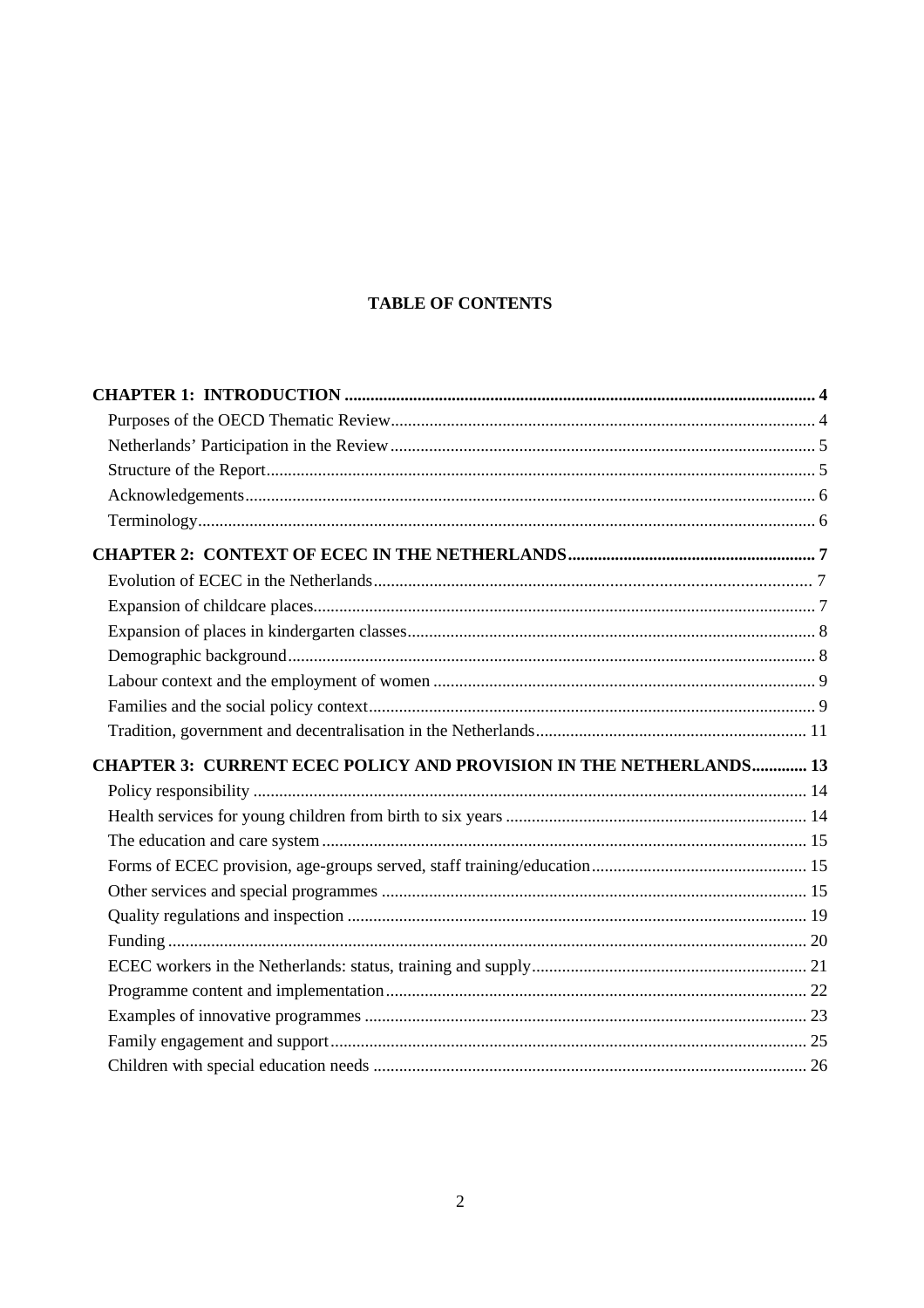**TABLE OF CONTENTS**

**CHAPTER 1: INTRODUCTION** ............................................................. 4
- Purposes of the OECD Thematic Review ............................................................. 4
- Netherlands' Participation in the Review ............................................................. 5
- Structure of the Report ............................................................. 5
- Acknowledgements ............................................................. 6
- Terminology ............................................................. 6

**CHAPTER 2: CONTEXT OF ECEC IN THE NETHERLANDS** ............................................................. 7
- Evolution of ECEC in the Netherlands ............................................................. 7
- Expansion of childcare places ............................................................. 7
- Expansion of places in kindergarten classes ............................................................. 8
- Demographic background ............................................................. 8
- Labour context and the employment of women ............................................................. 9
- Families and the social policy context ............................................................. 9
- Tradition, government and decentralisation in the Netherlands ............................................................. 11

**CHAPTER 3: CURRENT ECEC POLICY AND PROVISION IN THE NETHERLANDS** ............. 13
- Policy responsibility ............................................................. 14
- Health services for young children from birth to six years ............................................................. 14
- The education and care system ............................................................. 15
- Forms of ECEC provision, age-groups served, staff training/education ............................................................. 15
- Other services and special programmes ............................................................. 15
- Quality regulations and inspection ............................................................. 19
- Funding ............................................................. 20
- ECEC workers in the Netherlands: status, training and supply ............................................................. 21
- Programme content and implementation ............................................................. 22
- Examples of innovative programmes ............................................................. 23
- Family engagement and support ............................................................. 25
- Children with special education needs ............................................................. 26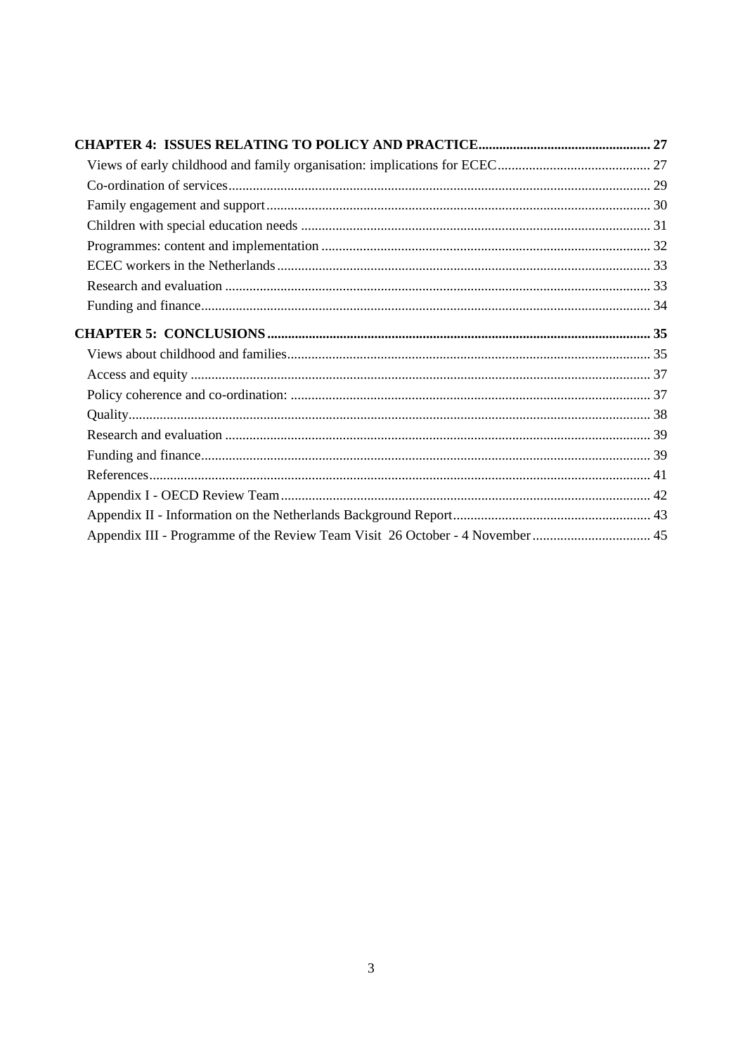**CHAPTER 4: ISSUES RELATING TO POLICY AND PRACTICE** .... 27

- Views of early childhood and family organisation: implications for ECEC .... 27
- Co-ordination of services .... 29
- Family engagement and support .... 30
- Children with special education needs .... 31
- Programmes: content and implementation .... 32
- ECEC workers in the Netherlands .... 33
- Research and evaluation .... 33
- Funding and finance .... 34

**CHAPTER 5: CONCLUSIONS** .... 35

- Views about childhood and families .... 35
- Access and equity .... 37
- Policy coherence and co-ordination: .... 37
- Quality .... 38
- Research and evaluation .... 39
- Funding and finance .... 39
- References .... 41
- Appendix I - OECD Review Team .... 42
- Appendix II - Information on the Netherlands Background Report .... 43
- Appendix III - Programme of the Review Team Visit 26 October - 4 November .... 45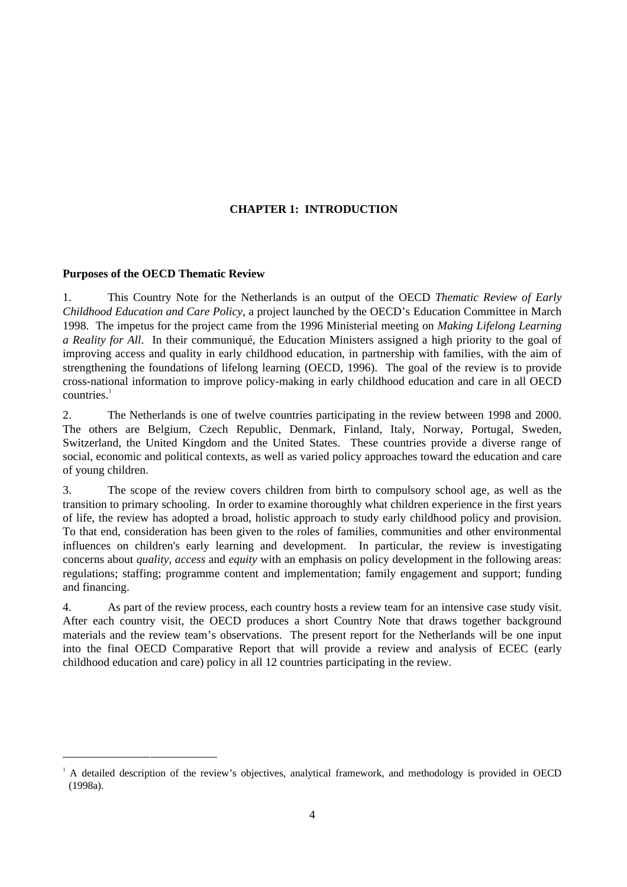# CHAPTER 1: INTRODUCTION

## Purposes of the OECD Thematic Review

1. This Country Note for the Netherlands is an output of the OECD *Thematic Review of Early Childhood Education and Care Policy*, a project launched by the OECD's Education Committee in March 1998. The impetus for the project came from the 1996 Ministerial meeting on *Making Lifelong Learning a Reality for All*. In their communiqué, the Education Ministers assigned a high priority to the goal of improving access and quality in early childhood education, in partnership with families, with the aim of strengthening the foundations of lifelong learning (OECD, 1996). The goal of the review is to provide cross-national information to improve policy-making in early childhood education and care in all OECD countries.[1]

2. The Netherlands is one of twelve countries participating in the review between 1998 and 2000. The others are Belgium, Czech Republic, Denmark, Finland, Italy, Norway, Portugal, Sweden, Switzerland, the United Kingdom and the United States. These countries provide a diverse range of social, economic and political contexts, as well as varied policy approaches toward the education and care of young children.

3. The scope of the review covers children from birth to compulsory school age, as well as the transition to primary schooling. In order to examine thoroughly what children experience in the first years of life, the review has adopted a broad, holistic approach to study early childhood policy and provision. To that end, consideration has been given to the roles of families, communities and other environmental influences on children's early learning and development. In particular, the review is investigating concerns about *quality, access* and *equity* with an emphasis on policy development in the following areas: regulations; staffing; programme content and implementation; family engagement and support; funding and financing.

4. As part of the review process, each country hosts a review team for an intensive case study visit. After each country visit, the OECD produces a short Country Note that draws together background materials and the review team's observations. The present report for the Netherlands will be one input into the final OECD Comparative Report that will provide a review and analysis of ECEC (early childhood education and care) policy in all 12 countries participating in the review.

---

[1] A detailed description of the review's objectives, analytical framework, and methodology is provided in OECD (1998a).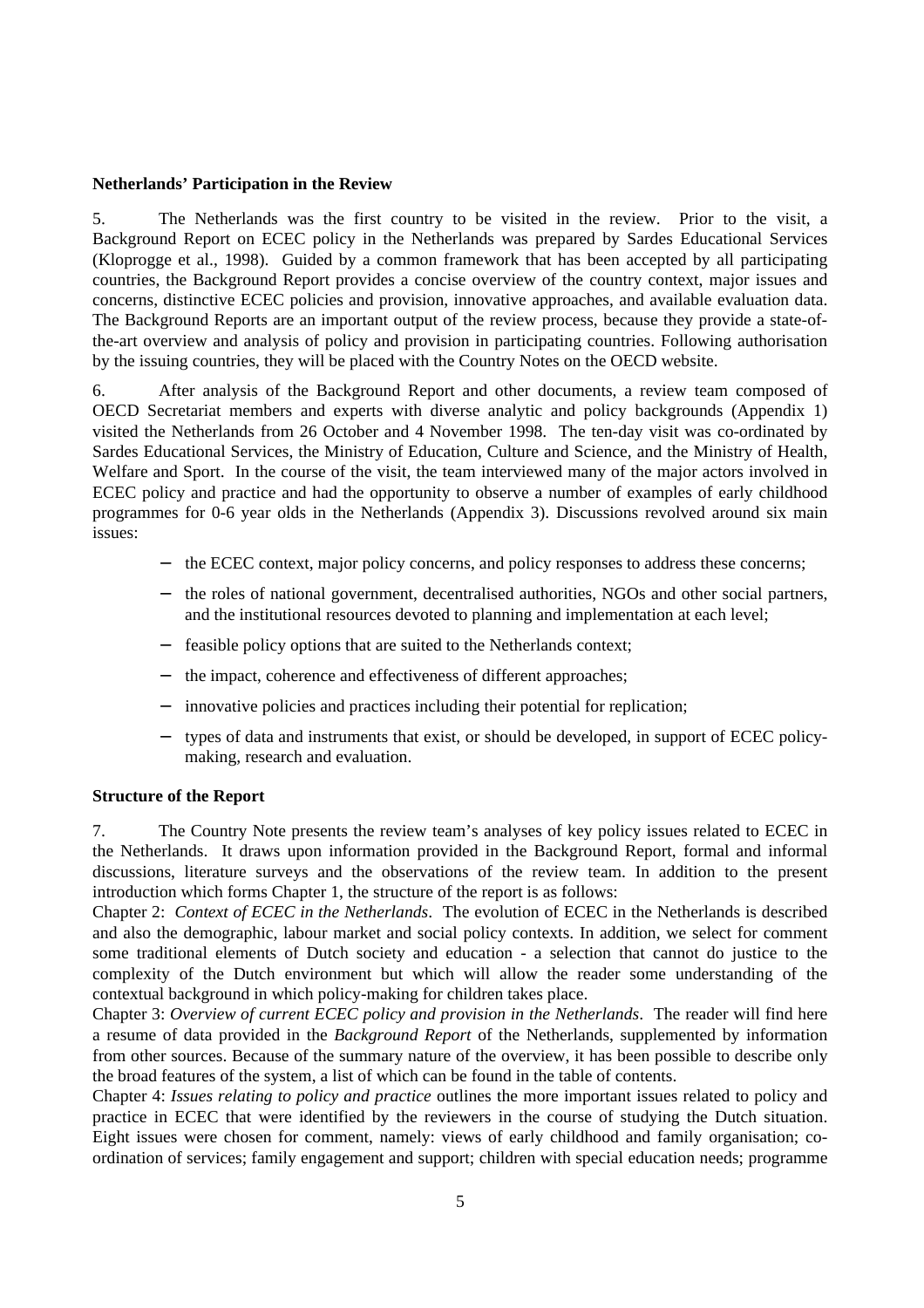**Netherlands' Participation in the Review**

5. The Netherlands was the first country to be visited in the review. Prior to the visit, a Background Report on ECEC policy in the Netherlands was prepared by Sardes Educational Services (Kloprogge et al., 1998). Guided by a common framework that has been accepted by all participating countries, the Background Report provides a concise overview of the country context, major issues and concerns, distinctive ECEC policies and provision, innovative approaches, and available evaluation data. The Background Reports are an important output of the review process, because they provide a state-of-the-art overview and analysis of policy and provision in participating countries. Following authorisation by the issuing countries, they will be placed with the Country Notes on the OECD website.

6. After analysis of the Background Report and other documents, a review team composed of OECD Secretariat members and experts with diverse analytic and policy backgrounds (Appendix 1) visited the Netherlands from 26 October and 4 November 1998. The ten-day visit was co-ordinated by Sardes Educational Services, the Ministry of Education, Culture and Science, and the Ministry of Health, Welfare and Sport. In the course of the visit, the team interviewed many of the major actors involved in ECEC policy and practice and had the opportunity to observe a number of examples of early childhood programmes for 0-6 year olds in the Netherlands (Appendix 3). Discussions revolved around six main issues:

- the ECEC context, major policy concerns, and policy responses to address these concerns;
- the roles of national government, decentralised authorities, NGOs and other social partners, and the institutional resources devoted to planning and implementation at each level;
- feasible policy options that are suited to the Netherlands context;
- the impact, coherence and effectiveness of different approaches;
- innovative policies and practices including their potential for replication;
- types of data and instruments that exist, or should be developed, in support of ECEC policy-making, research and evaluation.

**Structure of the Report**

7. The Country Note presents the review team's analyses of key policy issues related to ECEC in the Netherlands. It draws upon information provided in the Background Report, formal and informal discussions, literature surveys and the observations of the review team. In addition to the present introduction which forms Chapter 1, the structure of the report is as follows:

Chapter 2: *Context of ECEC in the Netherlands*. The evolution of ECEC in the Netherlands is described and also the demographic, labour market and social policy contexts. In addition, we select for comment some traditional elements of Dutch society and education - a selection that cannot do justice to the complexity of the Dutch environment but which will allow the reader some understanding of the contextual background in which policy-making for children takes place.

Chapter 3: *Overview of current ECEC policy and provision in the Netherlands*. The reader will find here a resume of data provided in the *Background Report* of the Netherlands, supplemented by information from other sources. Because of the summary nature of the overview, it has been possible to describe only the broad features of the system, a list of which can be found in the table of contents.

Chapter 4: *Issues relating to policy and practice* outlines the more important issues related to policy and practice in ECEC that were identified by the reviewers in the course of studying the Dutch situation. Eight issues were chosen for comment, namely: views of early childhood and family organisation; co-ordination of services; family engagement and support; children with special education needs; programme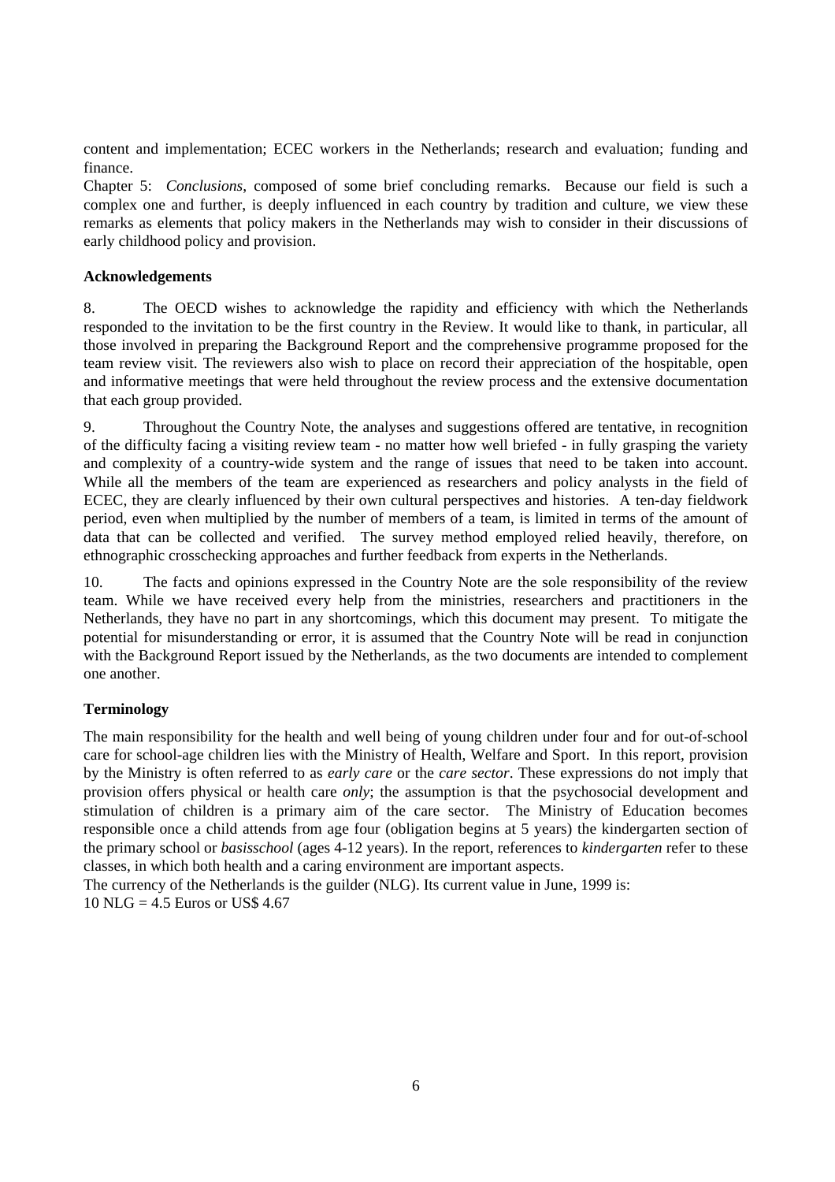content and implementation; ECEC workers in the Netherlands; research and evaluation; funding and finance.

Chapter 5: *Conclusions*, composed of some brief concluding remarks. Because our field is such a complex one and further, is deeply influenced in each country by tradition and culture, we view these remarks as elements that policy makers in the Netherlands may wish to consider in their discussions of early childhood policy and provision.

**Acknowledgements**

8. The OECD wishes to acknowledge the rapidity and efficiency with which the Netherlands responded to the invitation to be the first country in the Review. It would like to thank, in particular, all those involved in preparing the Background Report and the comprehensive programme proposed for the team review visit. The reviewers also wish to place on record their appreciation of the hospitable, open and informative meetings that were held throughout the review process and the extensive documentation that each group provided.

9. Throughout the Country Note, the analyses and suggestions offered are tentative, in recognition of the difficulty facing a visiting review team - no matter how well briefed - in fully grasping the variety and complexity of a country-wide system and the range of issues that need to be taken into account. While all the members of the team are experienced as researchers and policy analysts in the field of ECEC, they are clearly influenced by their own cultural perspectives and histories. A ten-day fieldwork period, even when multiplied by the number of members of a team, is limited in terms of the amount of data that can be collected and verified. The survey method employed relied heavily, therefore, on ethnographic crosschecking approaches and further feedback from experts in the Netherlands.

10. The facts and opinions expressed in the Country Note are the sole responsibility of the review team. While we have received every help from the ministries, researchers and practitioners in the Netherlands, they have no part in any shortcomings, which this document may present. To mitigate the potential for misunderstanding or error, it is assumed that the Country Note will be read in conjunction with the Background Report issued by the Netherlands, as the two documents are intended to complement one another.

**Terminology**

The main responsibility for the health and well being of young children under four and for out-of-school care for school-age children lies with the Ministry of Health, Welfare and Sport. In this report, provision by the Ministry is often referred to as *early care* or the *care sector*. These expressions do not imply that provision offers physical or health care *only*; the assumption is that the psychosocial development and stimulation of children is a primary aim of the care sector. The Ministry of Education becomes responsible once a child attends from age four (obligation begins at 5 years) the kindergarten section of the primary school or *basisschool* (ages 4-12 years). In the report, references to *kindergarten* refer to these classes, in which both health and a caring environment are important aspects.

The currency of the Netherlands is the guilder (NLG). Its current value in June, 1999 is:

10 NLG = 4.5 Euros or US$ 4.67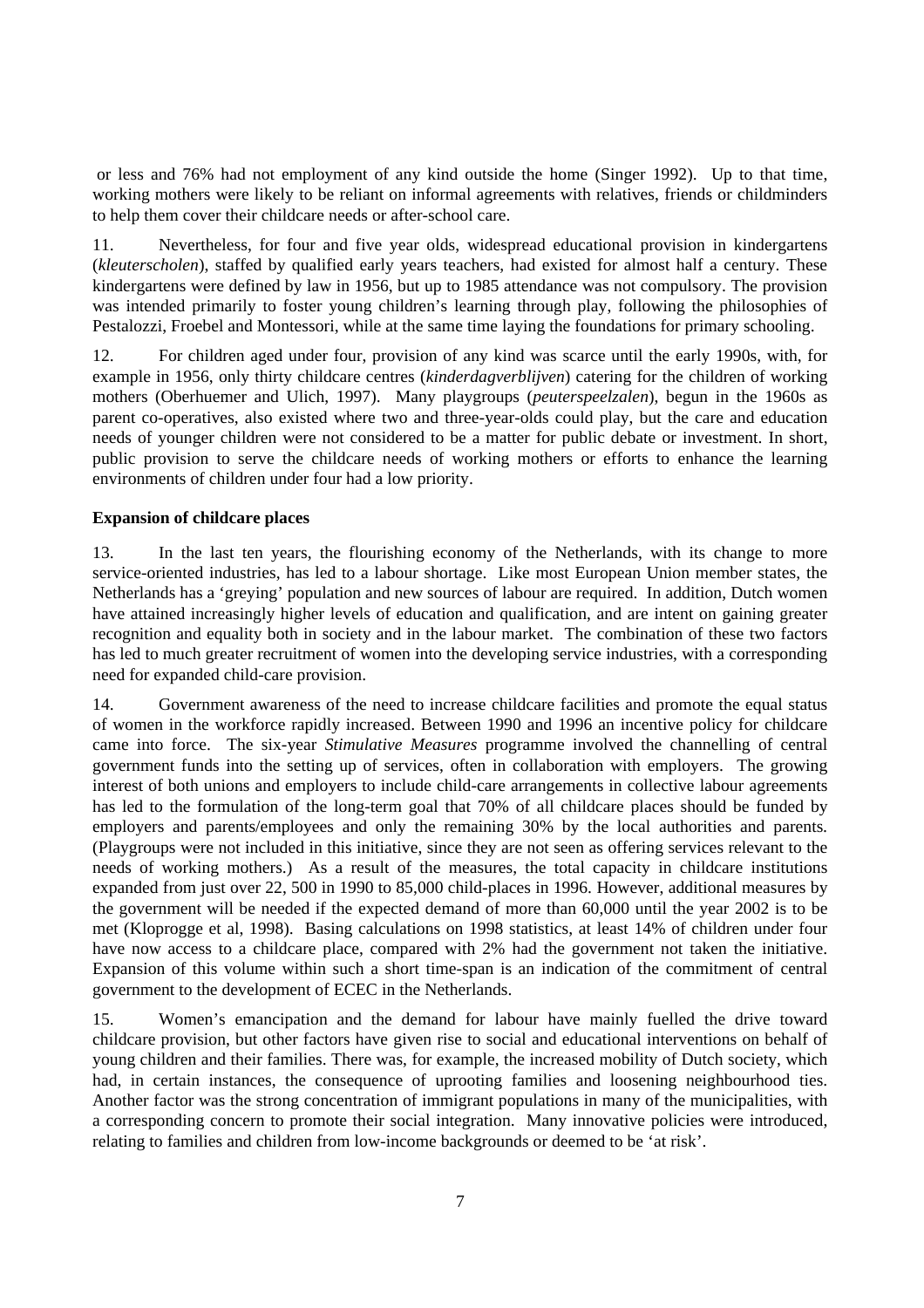or less and 76% had not employment of any kind outside the home (Singer 1992). Up to that time, working mothers were likely to be reliant on informal agreements with relatives, friends or childminders to help them cover their childcare needs or after-school care.

11. Nevertheless, for four and five year olds, widespread educational provision in kindergartens (*kleuterscholen*), staffed by qualified early years teachers, had existed for almost half a century. These kindergartens were defined by law in 1956, but up to 1985 attendance was not compulsory. The provision was intended primarily to foster young children's learning through play, following the philosophies of Pestalozzi, Froebel and Montessori, while at the same time laying the foundations for primary schooling.

12. For children aged under four, provision of any kind was scarce until the early 1990s, with, for example in 1956, only thirty childcare centres (*kinderdagverblijven*) catering for the children of working mothers (Oberhuemer and Ulich, 1997). Many playgroups (*peuterspeelzalen*), begun in the 1960s as parent co-operatives, also existed where two and three-year-olds could play, but the care and education needs of younger children were not considered to be a matter for public debate or investment. In short, public provision to serve the childcare needs of working mothers or efforts to enhance the learning environments of children under four had a low priority.

**Expansion of childcare places**

13. In the last ten years, the flourishing economy of the Netherlands, with its change to more service-oriented industries, has led to a labour shortage. Like most European Union member states, the Netherlands has a 'greying' population and new sources of labour are required. In addition, Dutch women have attained increasingly higher levels of education and qualification, and are intent on gaining greater recognition and equality both in society and in the labour market. The combination of these two factors has led to much greater recruitment of women into the developing service industries, with a corresponding need for expanded child-care provision.

14. Government awareness of the need to increase childcare facilities and promote the equal status of women in the workforce rapidly increased. Between 1990 and 1996 an incentive policy for childcare came into force. The six-year *Stimulative Measures* programme involved the channelling of central government funds into the setting up of services, often in collaboration with employers. The growing interest of both unions and employers to include child-care arrangements in collective labour agreements has led to the formulation of the long-term goal that 70% of all childcare places should be funded by employers and parents/employees and only the remaining 30% by the local authorities and parents. (Playgroups were not included in this initiative, since they are not seen as offering services relevant to the needs of working mothers.) As a result of the measures, the total capacity in childcare institutions expanded from just over 22, 500 in 1990 to 85,000 child-places in 1996. However, additional measures by the government will be needed if the expected demand of more than 60,000 until the year 2002 is to be met (Kloprogge et al, 1998). Basing calculations on 1998 statistics, at least 14% of children under four have now access to a childcare place, compared with 2% had the government not taken the initiative. Expansion of this volume within such a short time-span is an indication of the commitment of central government to the development of ECEC in the Netherlands.

15. Women's emancipation and the demand for labour have mainly fuelled the drive toward childcare provision, but other factors have given rise to social and educational interventions on behalf of young children and their families. There was, for example, the increased mobility of Dutch society, which had, in certain instances, the consequence of uprooting families and loosening neighbourhood ties. Another factor was the strong concentration of immigrant populations in many of the municipalities, with a corresponding concern to promote their social integration. Many innovative policies were introduced, relating to families and children from low-income backgrounds or deemed to be 'at risk'.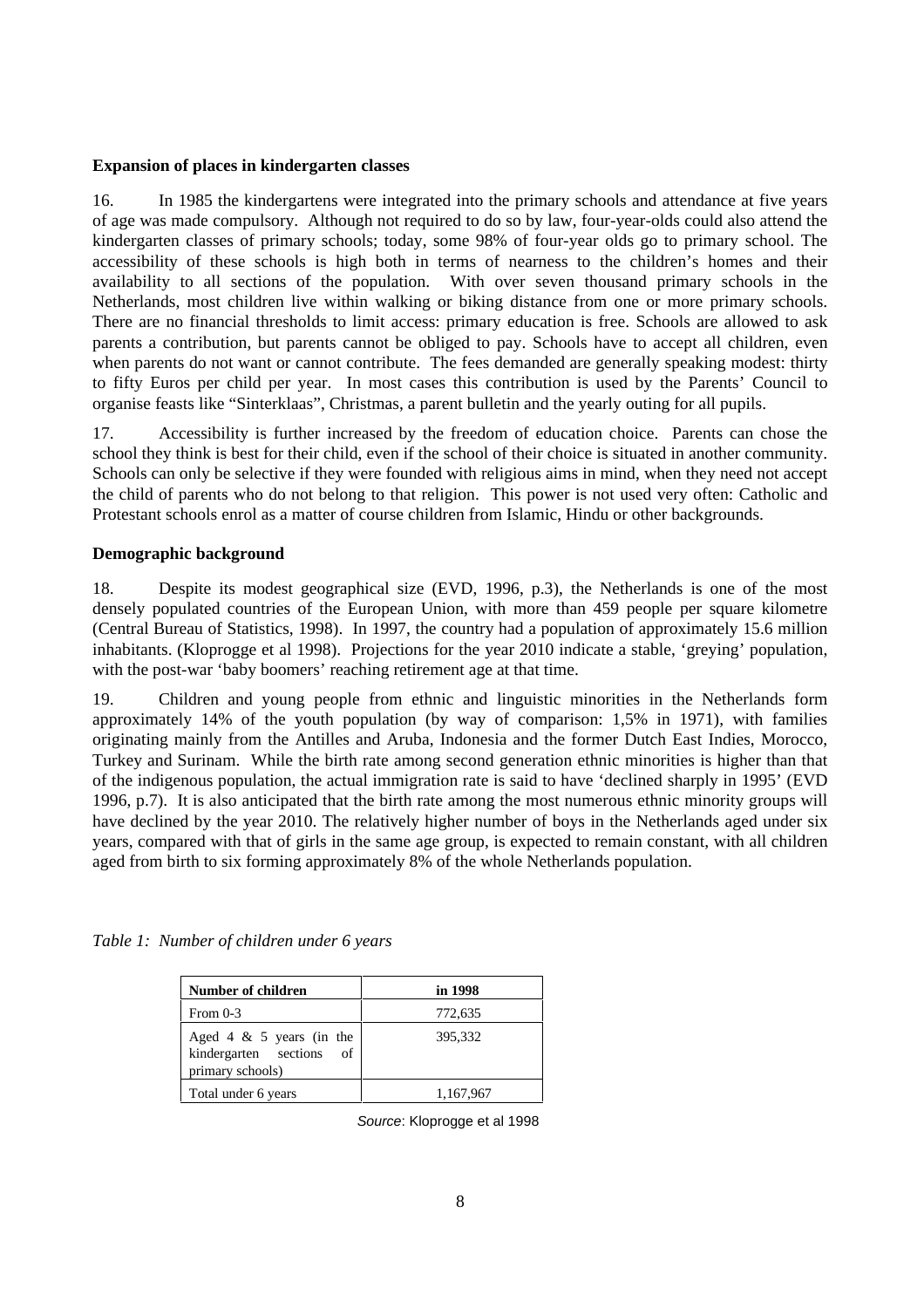**Expansion of places in kindergarten classes**

16. In 1985 the kindergartens were integrated into the primary schools and attendance at five years of age was made compulsory. Although not required to do so by law, four-year-olds could also attend the kindergarten classes of primary schools; today, some 98% of four-year olds go to primary school. The accessibility of these schools is high both in terms of nearness to the children's homes and their availability to all sections of the population. With over seven thousand primary schools in the Netherlands, most children live within walking or biking distance from one or more primary schools. There are no financial thresholds to limit access: primary education is free. Schools are allowed to ask parents a contribution, but parents cannot be obliged to pay. Schools have to accept all children, even when parents do not want or cannot contribute. The fees demanded are generally speaking modest: thirty to fifty Euros per child per year. In most cases this contribution is used by the Parents' Council to organise feasts like "Sinterklaas", Christmas, a parent bulletin and the yearly outing for all pupils.

17. Accessibility is further increased by the freedom of education choice. Parents can chose the school they think is best for their child, even if the school of their choice is situated in another community. Schools can only be selective if they were founded with religious aims in mind, when they need not accept the child of parents who do not belong to that religion. This power is not used very often: Catholic and Protestant schools enrol as a matter of course children from Islamic, Hindu or other backgrounds.

**Demographic background**

18. Despite its modest geographical size (EVD, 1996, p.3), the Netherlands is one of the most densely populated countries of the European Union, with more than 459 people per square kilometre (Central Bureau of Statistics, 1998). In 1997, the country had a population of approximately 15.6 million inhabitants. (Kloprogge et al 1998). Projections for the year 2010 indicate a stable, 'greying' population, with the post-war 'baby boomers' reaching retirement age at that time.

19. Children and young people from ethnic and linguistic minorities in the Netherlands form approximately 14% of the youth population (by way of comparison: 1,5% in 1971), with families originating mainly from the Antilles and Aruba, Indonesia and the former Dutch East Indies, Morocco, Turkey and Surinam. While the birth rate among second generation ethnic minorities is higher than that of the indigenous population, the actual immigration rate is said to have 'declined sharply in 1995' (EVD 1996, p.7). It is also anticipated that the birth rate among the most numerous ethnic minority groups will have declined by the year 2010. The relatively higher number of boys in the Netherlands aged under six years, compared with that of girls in the same age group, is expected to remain constant, with all children aged from birth to six forming approximately 8% of the whole Netherlands population.

*Table 1: Number of children under 6 years*

| Number of children | in 1998 |
|---|---|
| From 0-3 | 772,635 |
| Aged 4 & 5 years (in the kindergarten sections of primary schools) | 395,332 |
| Total under 6 years | 1,167,967 |

*Source*: Kloprogge et al 1998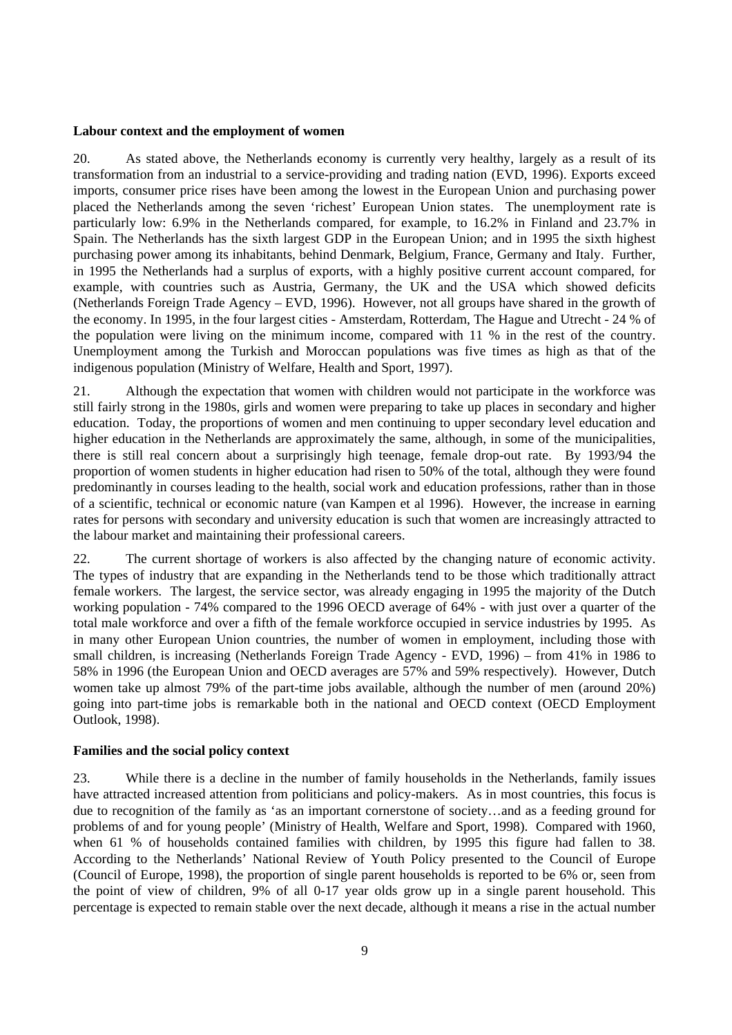**Labour context and the employment of women**

20. As stated above, the Netherlands economy is currently very healthy, largely as a result of its transformation from an industrial to a service-providing and trading nation (EVD, 1996). Exports exceed imports, consumer price rises have been among the lowest in the European Union and purchasing power placed the Netherlands among the seven 'richest' European Union states. The unemployment rate is particularly low: 6.9% in the Netherlands compared, for example, to 16.2% in Finland and 23.7% in Spain. The Netherlands has the sixth largest GDP in the European Union; and in 1995 the sixth highest purchasing power among its inhabitants, behind Denmark, Belgium, France, Germany and Italy. Further, in 1995 the Netherlands had a surplus of exports, with a highly positive current account compared, for example, with countries such as Austria, Germany, the UK and the USA which showed deficits (Netherlands Foreign Trade Agency – EVD, 1996). However, not all groups have shared in the growth of the economy. In 1995, in the four largest cities - Amsterdam, Rotterdam, The Hague and Utrecht - 24 % of the population were living on the minimum income, compared with 11 % in the rest of the country. Unemployment among the Turkish and Moroccan populations was five times as high as that of the indigenous population (Ministry of Welfare, Health and Sport, 1997).

21. Although the expectation that women with children would not participate in the workforce was still fairly strong in the 1980s, girls and women were preparing to take up places in secondary and higher education. Today, the proportions of women and men continuing to upper secondary level education and higher education in the Netherlands are approximately the same, although, in some of the municipalities, there is still real concern about a surprisingly high teenage, female drop-out rate. By 1993/94 the proportion of women students in higher education had risen to 50% of the total, although they were found predominantly in courses leading to the health, social work and education professions, rather than in those of a scientific, technical or economic nature (van Kampen et al 1996). However, the increase in earning rates for persons with secondary and university education is such that women are increasingly attracted to the labour market and maintaining their professional careers.

22. The current shortage of workers is also affected by the changing nature of economic activity. The types of industry that are expanding in the Netherlands tend to be those which traditionally attract female workers. The largest, the service sector, was already engaging in 1995 the majority of the Dutch working population - 74% compared to the 1996 OECD average of 64% - with just over a quarter of the total male workforce and over a fifth of the female workforce occupied in service industries by 1995. As in many other European Union countries, the number of women in employment, including those with small children, is increasing (Netherlands Foreign Trade Agency - EVD, 1996) – from 41% in 1986 to 58% in 1996 (the European Union and OECD averages are 57% and 59% respectively). However, Dutch women take up almost 79% of the part-time jobs available, although the number of men (around 20%) going into part-time jobs is remarkable both in the national and OECD context (OECD Employment Outlook, 1998).

**Families and the social policy context**

23. While there is a decline in the number of family households in the Netherlands, family issues have attracted increased attention from politicians and policy-makers. As in most countries, this focus is due to recognition of the family as 'as an important cornerstone of society…and as a feeding ground for problems of and for young people' (Ministry of Health, Welfare and Sport, 1998). Compared with 1960, when 61 % of households contained families with children, by 1995 this figure had fallen to 38. According to the Netherlands' National Review of Youth Policy presented to the Council of Europe (Council of Europe, 1998), the proportion of single parent households is reported to be 6% or, seen from the point of view of children, 9% of all 0-17 year olds grow up in a single parent household. This percentage is expected to remain stable over the next decade, although it means a rise in the actual number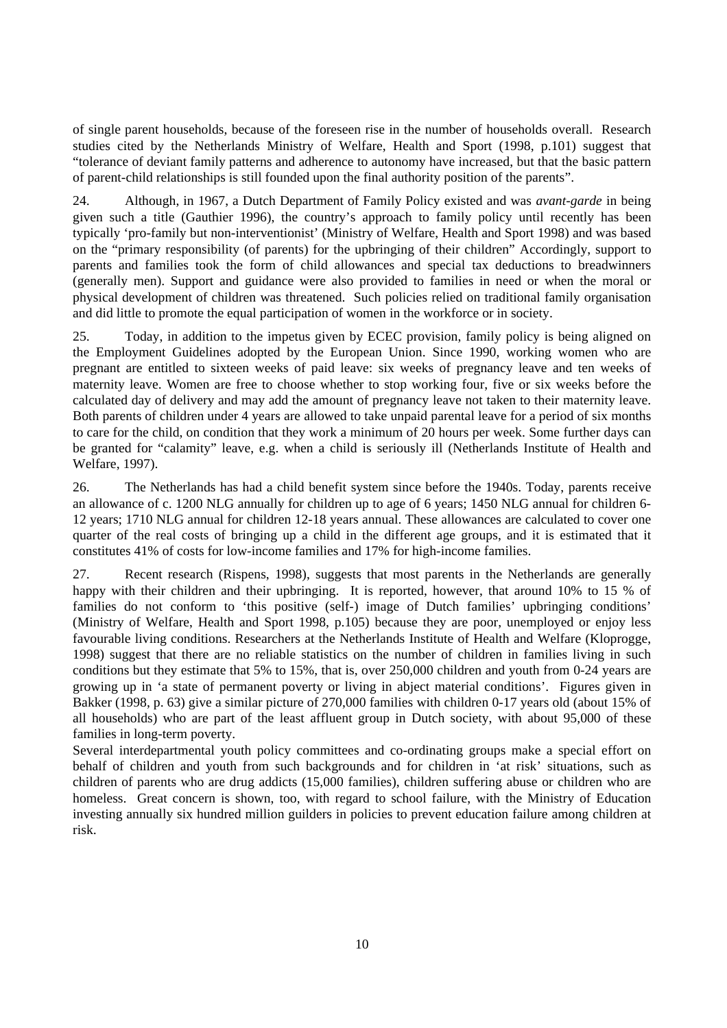of single parent households, because of the foreseen rise in the number of households overall. Research studies cited by the Netherlands Ministry of Welfare, Health and Sport (1998, p.101) suggest that "tolerance of deviant family patterns and adherence to autonomy have increased, but that the basic pattern of parent-child relationships is still founded upon the final authority position of the parents".

24. Although, in 1967, a Dutch Department of Family Policy existed and was *avant-garde* in being given such a title (Gauthier 1996), the country's approach to family policy until recently has been typically 'pro-family but non-interventionist' (Ministry of Welfare, Health and Sport 1998) and was based on the "primary responsibility (of parents) for the upbringing of their children" Accordingly, support to parents and families took the form of child allowances and special tax deductions to breadwinners (generally men). Support and guidance were also provided to families in need or when the moral or physical development of children was threatened. Such policies relied on traditional family organisation and did little to promote the equal participation of women in the workforce or in society.

25. Today, in addition to the impetus given by ECEC provision, family policy is being aligned on the Employment Guidelines adopted by the European Union. Since 1990, working women who are pregnant are entitled to sixteen weeks of paid leave: six weeks of pregnancy leave and ten weeks of maternity leave. Women are free to choose whether to stop working four, five or six weeks before the calculated day of delivery and may add the amount of pregnancy leave not taken to their maternity leave. Both parents of children under 4 years are allowed to take unpaid parental leave for a period of six months to care for the child, on condition that they work a minimum of 20 hours per week. Some further days can be granted for "calamity" leave, e.g. when a child is seriously ill (Netherlands Institute of Health and Welfare, 1997).

26. The Netherlands has had a child benefit system since before the 1940s. Today, parents receive an allowance of c. 1200 NLG annually for children up to age of 6 years; 1450 NLG annual for children 6-12 years; 1710 NLG annual for children 12-18 years annual. These allowances are calculated to cover one quarter of the real costs of bringing up a child in the different age groups, and it is estimated that it constitutes 41% of costs for low-income families and 17% for high-income families.

27. Recent research (Rispens, 1998), suggests that most parents in the Netherlands are generally happy with their children and their upbringing. It is reported, however, that around 10% to 15 % of families do not conform to 'this positive (self-) image of Dutch families' upbringing conditions' (Ministry of Welfare, Health and Sport 1998, p.105) because they are poor, unemployed or enjoy less favourable living conditions. Researchers at the Netherlands Institute of Health and Welfare (Kloprogge, 1998) suggest that there are no reliable statistics on the number of children in families living in such conditions but they estimate that 5% to 15%, that is, over 250,000 children and youth from 0-24 years are growing up in 'a state of permanent poverty or living in abject material conditions'. Figures given in Bakker (1998, p. 63) give a similar picture of 270,000 families with children 0-17 years old (about 15% of all households) who are part of the least affluent group in Dutch society, with about 95,000 of these families in long-term poverty.

Several interdepartmental youth policy committees and co-ordinating groups make a special effort on behalf of children and youth from such backgrounds and for children in 'at risk' situations, such as children of parents who are drug addicts (15,000 families), children suffering abuse or children who are homeless. Great concern is shown, too, with regard to school failure, with the Ministry of Education investing annually six hundred million guilders in policies to prevent education failure among children at risk.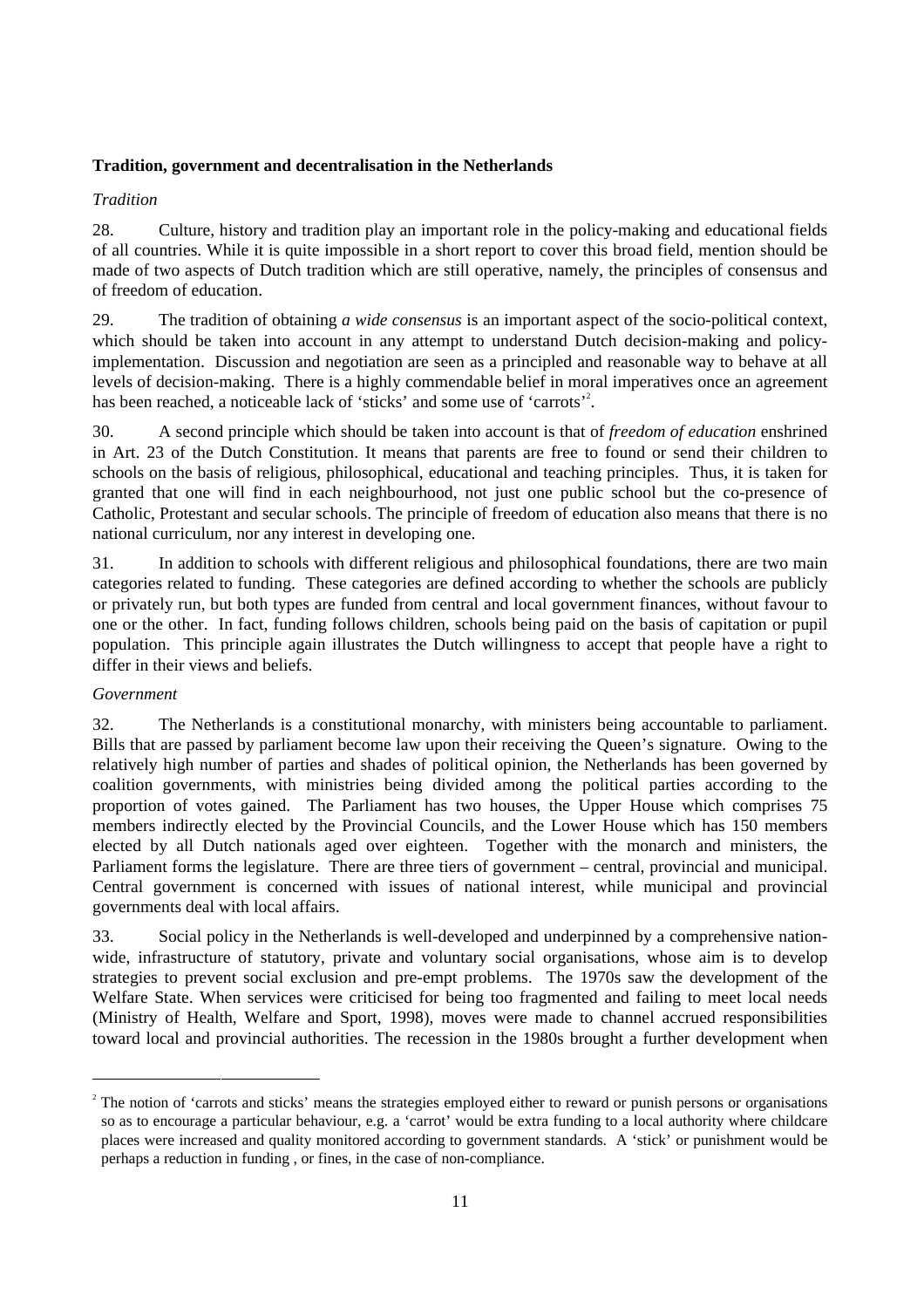**Tradition, government and decentralisation in the Netherlands**

*Tradition*

28. Culture, history and tradition play an important role in the policy-making and educational fields of all countries. While it is quite impossible in a short report to cover this broad field, mention should be made of two aspects of Dutch tradition which are still operative, namely, the principles of consensus and of freedom of education.

29. The tradition of obtaining *a wide consensus* is an important aspect of the socio-political context, which should be taken into account in any attempt to understand Dutch decision-making and policy-implementation. Discussion and negotiation are seen as a principled and reasonable way to behave at all levels of decision-making. There is a highly commendable belief in moral imperatives once an agreement has been reached, a noticeable lack of 'sticks' and some use of 'carrots'[2].

30. A second principle which should be taken into account is that of *freedom of education* enshrined in Art. 23 of the Dutch Constitution. It means that parents are free to found or send their children to schools on the basis of religious, philosophical, educational and teaching principles. Thus, it is taken for granted that one will find in each neighbourhood, not just one public school but the co-presence of Catholic, Protestant and secular schools. The principle of freedom of education also means that there is no national curriculum, nor any interest in developing one.

31. In addition to schools with different religious and philosophical foundations, there are two main categories related to funding. These categories are defined according to whether the schools are publicly or privately run, but both types are funded from central and local government finances, without favour to one or the other. In fact, funding follows children, schools being paid on the basis of capitation or pupil population. This principle again illustrates the Dutch willingness to accept that people have a right to differ in their views and beliefs.

*Government*

32. The Netherlands is a constitutional monarchy, with ministers being accountable to parliament. Bills that are passed by parliament become law upon their receiving the Queen's signature. Owing to the relatively high number of parties and shades of political opinion, the Netherlands has been governed by coalition governments, with ministries being divided among the political parties according to the proportion of votes gained. The Parliament has two houses, the Upper House which comprises 75 members indirectly elected by the Provincial Councils, and the Lower House which has 150 members elected by all Dutch nationals aged over eighteen. Together with the monarch and ministers, the Parliament forms the legislature. There are three tiers of government – central, provincial and municipal. Central government is concerned with issues of national interest, while municipal and provincial governments deal with local affairs.

33. Social policy in the Netherlands is well-developed and underpinned by a comprehensive nation-wide, infrastructure of statutory, private and voluntary social organisations, whose aim is to develop strategies to prevent social exclusion and pre-empt problems. The 1970s saw the development of the Welfare State. When services were criticised for being too fragmented and failing to meet local needs (Ministry of Health, Welfare and Sport, 1998), moves were made to channel accrued responsibilities toward local and provincial authorities. The recession in the 1980s brought a further development when

---

[2] The notion of 'carrots and sticks' means the strategies employed either to reward or punish persons or organisations so as to encourage a particular behaviour, e.g. a 'carrot' would be extra funding to a local authority where childcare places were increased and quality monitored according to government standards. A 'stick' or punishment would be perhaps a reduction in funding , or fines, in the case of non-compliance.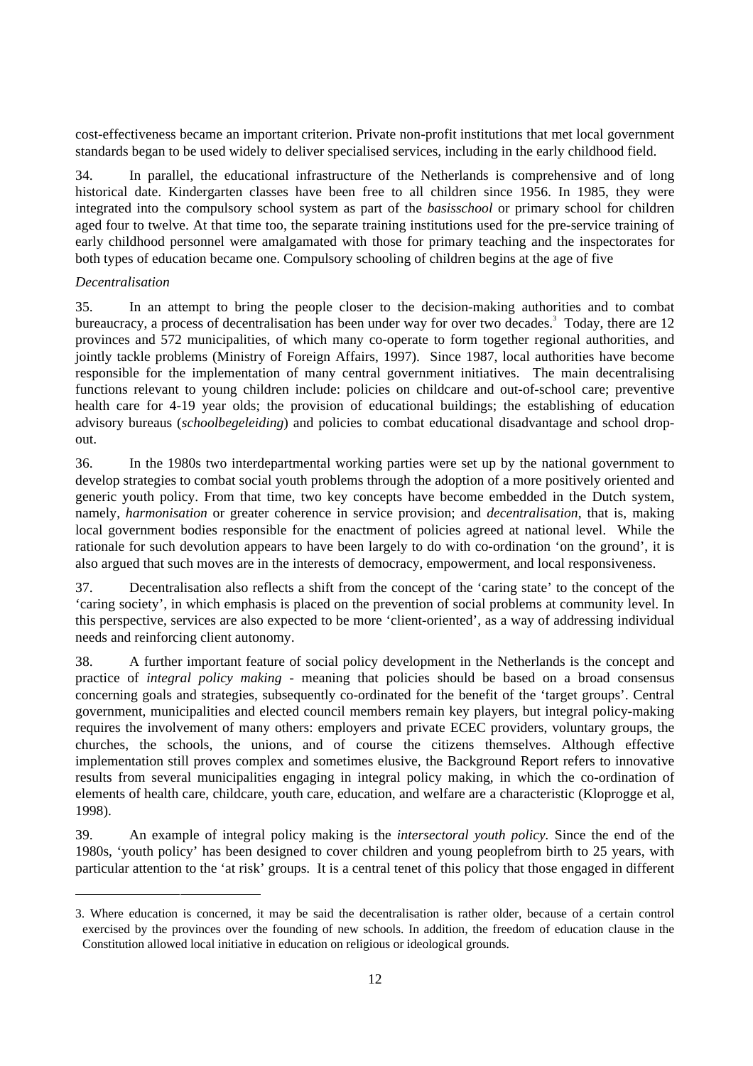cost-effectiveness became an important criterion. Private non-profit institutions that met local government standards began to be used widely to deliver specialised services, including in the early childhood field.

34. In parallel, the educational infrastructure of the Netherlands is comprehensive and of long historical date. Kindergarten classes have been free to all children since 1956. In 1985, they were integrated into the compulsory school system as part of the *basisschool* or primary school for children aged four to twelve. At that time too, the separate training institutions used for the pre-service training of early childhood personnel were amalgamated with those for primary teaching and the inspectorates for both types of education became one. Compulsory schooling of children begins at the age of five

*Decentralisation*

35. In an attempt to bring the people closer to the decision-making authorities and to combat bureaucracy, a process of decentralisation has been under way for over two decades.[3] Today, there are 12 provinces and 572 municipalities, of which many co-operate to form together regional authorities, and jointly tackle problems (Ministry of Foreign Affairs, 1997). Since 1987, local authorities have become responsible for the implementation of many central government initiatives. The main decentralising functions relevant to young children include: policies on childcare and out-of-school care; preventive health care for 4-19 year olds; the provision of educational buildings; the establishing of education advisory bureaus (*schoolbegeleiding*) and policies to combat educational disadvantage and school drop-out.

36. In the 1980s two interdepartmental working parties were set up by the national government to develop strategies to combat social youth problems through the adoption of a more positively oriented and generic youth policy. From that time, two key concepts have become embedded in the Dutch system, namely, *harmonisation* or greater coherence in service provision; and *decentralisation*, that is, making local government bodies responsible for the enactment of policies agreed at national level. While the rationale for such devolution appears to have been largely to do with co-ordination 'on the ground', it is also argued that such moves are in the interests of democracy, empowerment, and local responsiveness.

37. Decentralisation also reflects a shift from the concept of the 'caring state' to the concept of the 'caring society', in which emphasis is placed on the prevention of social problems at community level. In this perspective, services are also expected to be more 'client-oriented', as a way of addressing individual needs and reinforcing client autonomy.

38. A further important feature of social policy development in the Netherlands is the concept and practice of *integral policy making* - meaning that policies should be based on a broad consensus concerning goals and strategies, subsequently co-ordinated for the benefit of the 'target groups'. Central government, municipalities and elected council members remain key players, but integral policy-making requires the involvement of many others: employers and private ECEC providers, voluntary groups, the churches, the schools, the unions, and of course the citizens themselves. Although effective implementation still proves complex and sometimes elusive, the Background Report refers to innovative results from several municipalities engaging in integral policy making, in which the co-ordination of elements of health care, childcare, youth care, education, and welfare are a characteristic (Kloprogge et al, 1998).

39. An example of integral policy making is the *intersectoral youth policy.* Since the end of the 1980s, 'youth policy' has been designed to cover children and young peoplefrom birth to 25 years, with particular attention to the 'at risk' groups. It is a central tenet of this policy that those engaged in different

3. Where education is concerned, it may be said the decentralisation is rather older, because of a certain control exercised by the provinces over the founding of new schools. In addition, the freedom of education clause in the Constitution allowed local initiative in education on religious or ideological grounds.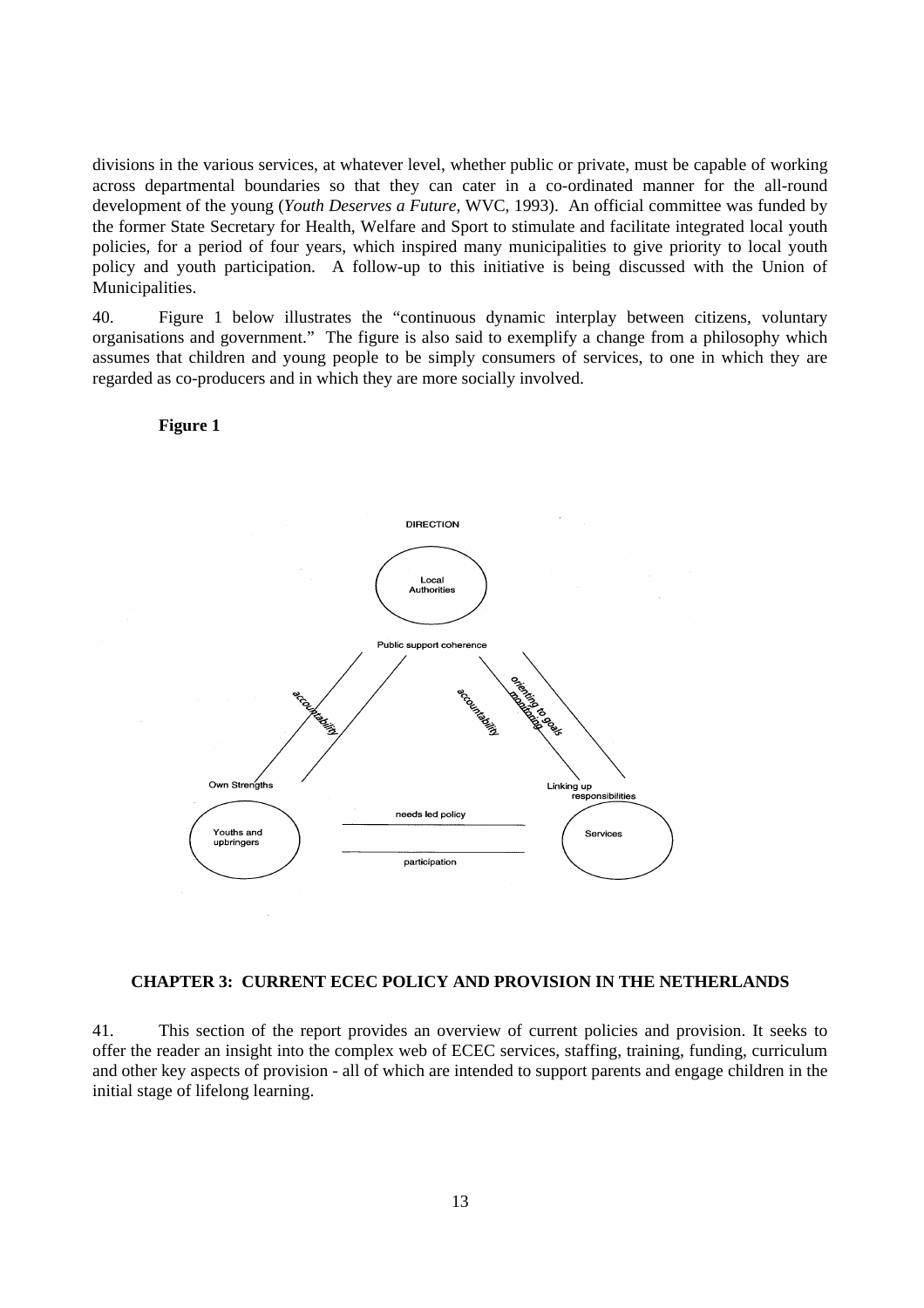divisions in the various services, at whatever level, whether public or private, must be capable of working across departmental boundaries so that they can cater in a co-ordinated manner for the all-round development of the young (*Youth Deserves a Future,* WVC, 1993). An official committee was funded by the former State Secretary for Health, Welfare and Sport to stimulate and facilitate integrated local youth policies, for a period of four years, which inspired many municipalities to give priority to local youth policy and youth participation. A follow-up to this initiative is being discussed with the Union of Municipalities.

40. Figure 1 below illustrates the "continuous dynamic interplay between citizens, voluntary organisations and government." The figure is also said to exemplify a change from a philosophy which assumes that children and young people to be simply consumers of services, to one in which they are regarded as co-producers and in which they are more socially involved.

**Figure 1**

DIRECTION

Local Authorities

Public support coherence

accountability

accountability

orienting to goals monitoring

Own Strengths

Linking up responsibilities

Youths and upbringers

needs led policy

participation

Services

### CHAPTER 3: CURRENT ECEC POLICY AND PROVISION IN THE NETHERLANDS

41. This section of the report provides an overview of current policies and provision. It seeks to offer the reader an insight into the complex web of ECEC services, staffing, training, funding, curriculum and other key aspects of provision - all of which are intended to support parents and engage children in the initial stage of lifelong learning.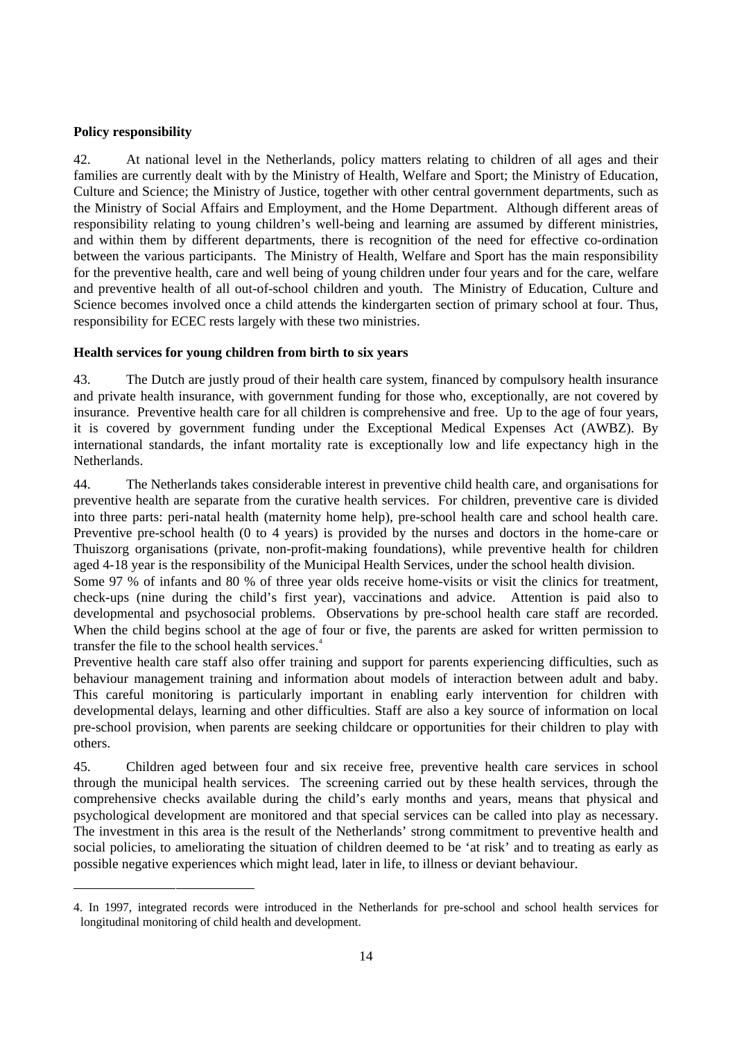**Policy responsibility**

42. At national level in the Netherlands, policy matters relating to children of all ages and their families are currently dealt with by the Ministry of Health, Welfare and Sport; the Ministry of Education, Culture and Science; the Ministry of Justice, together with other central government departments, such as the Ministry of Social Affairs and Employment, and the Home Department. Although different areas of responsibility relating to young children's well-being and learning are assumed by different ministries, and within them by different departments, there is recognition of the need for effective co-ordination between the various participants. The Ministry of Health, Welfare and Sport has the main responsibility for the preventive health, care and well being of young children under four years and for the care, welfare and preventive health of all out-of-school children and youth. The Ministry of Education, Culture and Science becomes involved once a child attends the kindergarten section of primary school at four. Thus, responsibility for ECEC rests largely with these two ministries.

**Health services for young children from birth to six years**

43. The Dutch are justly proud of their health care system, financed by compulsory health insurance and private health insurance, with government funding for those who, exceptionally, are not covered by insurance. Preventive health care for all children is comprehensive and free. Up to the age of four years, it is covered by government funding under the Exceptional Medical Expenses Act (AWBZ). By international standards, the infant mortality rate is exceptionally low and life expectancy high in the Netherlands.

44. The Netherlands takes considerable interest in preventive child health care, and organisations for preventive health are separate from the curative health services. For children, preventive care is divided into three parts: peri-natal health (maternity home help), pre-school health care and school health care. Preventive pre-school health (0 to 4 years) is provided by the nurses and doctors in the home-care or Thuiszorg organisations (private, non-profit-making foundations), while preventive health for children aged 4-18 year is the responsibility of the Municipal Health Services, under the school health division.
Some 97 % of infants and 80 % of three year olds receive home-visits or visit the clinics for treatment, check-ups (nine during the child's first year), vaccinations and advice. Attention is paid also to developmental and psychosocial problems. Observations by pre-school health care staff are recorded. When the child begins school at the age of four or five, the parents are asked for written permission to transfer the file to the school health services.[4]
Preventive health care staff also offer training and support for parents experiencing difficulties, such as behaviour management training and information about models of interaction between adult and baby. This careful monitoring is particularly important in enabling early intervention for children with developmental delays, learning and other difficulties. Staff are also a key source of information on local pre-school provision, when parents are seeking childcare or opportunities for their children to play with others.

45. Children aged between four and six receive free, preventive health care services in school through the municipal health services. The screening carried out by these health services, through the comprehensive checks available during the child's early months and years, means that physical and psychological development are monitored and that special services can be called into play as necessary. The investment in this area is the result of the Netherlands' strong commitment to preventive health and social policies, to ameliorating the situation of children deemed to be 'at risk' and to treating as early as possible negative experiences which might lead, later in life, to illness or deviant behaviour.

---

4. In 1997, integrated records were introduced in the Netherlands for pre-school and school health services for longitudinal monitoring of child health and development.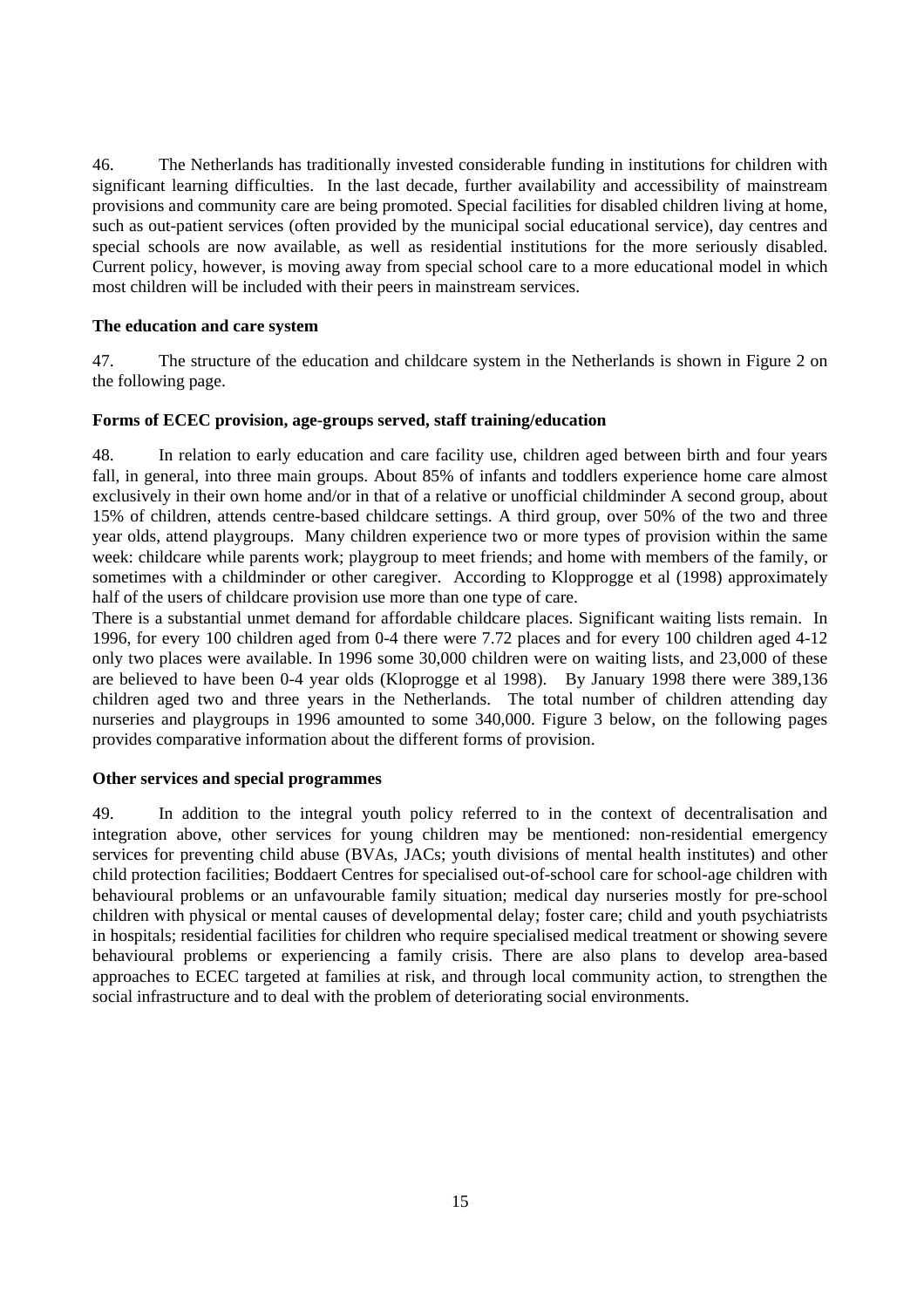46. The Netherlands has traditionally invested considerable funding in institutions for children with significant learning difficulties. In the last decade, further availability and accessibility of mainstream provisions and community care are being promoted. Special facilities for disabled children living at home, such as out-patient services (often provided by the municipal social educational service), day centres and special schools are now available, as well as residential institutions for the more seriously disabled. Current policy, however, is moving away from special school care to a more educational model in which most children will be included with their peers in mainstream services.

**The education and care system**

47. The structure of the education and childcare system in the Netherlands is shown in Figure 2 on the following page.

**Forms of ECEC provision, age-groups served, staff training/education**

48. In relation to early education and care facility use, children aged between birth and four years fall, in general, into three main groups. About 85% of infants and toddlers experience home care almost exclusively in their own home and/or in that of a relative or unofficial childminder A second group, about 15% of children, attends centre-based childcare settings. A third group, over 50% of the two and three year olds, attend playgroups. Many children experience two or more types of provision within the same week: childcare while parents work; playgroup to meet friends; and home with members of the family, or sometimes with a childminder or other caregiver. According to Klopprogge et al (1998) approximately half of the users of childcare provision use more than one type of care.

There is a substantial unmet demand for affordable childcare places. Significant waiting lists remain. In 1996, for every 100 children aged from 0-4 there were 7.72 places and for every 100 children aged 4-12 only two places were available. In 1996 some 30,000 children were on waiting lists, and 23,000 of these are believed to have been 0-4 year olds (Kloprogge et al 1998). By January 1998 there were 389,136 children aged two and three years in the Netherlands. The total number of children attending day nurseries and playgroups in 1996 amounted to some 340,000. Figure 3 below, on the following pages provides comparative information about the different forms of provision.

**Other services and special programmes**

49. In addition to the integral youth policy referred to in the context of decentralisation and integration above, other services for young children may be mentioned: non-residential emergency services for preventing child abuse (BVAs, JACs; youth divisions of mental health institutes) and other child protection facilities; Boddaert Centres for specialised out-of-school care for school-age children with behavioural problems or an unfavourable family situation; medical day nurseries mostly for pre-school children with physical or mental causes of developmental delay; foster care; child and youth psychiatrists in hospitals; residential facilities for children who require specialised medical treatment or showing severe behavioural problems or experiencing a family crisis. There are also plans to develop area-based approaches to ECEC targeted at families at risk, and through local community action, to strengthen the social infrastructure and to deal with the problem of deteriorating social environments.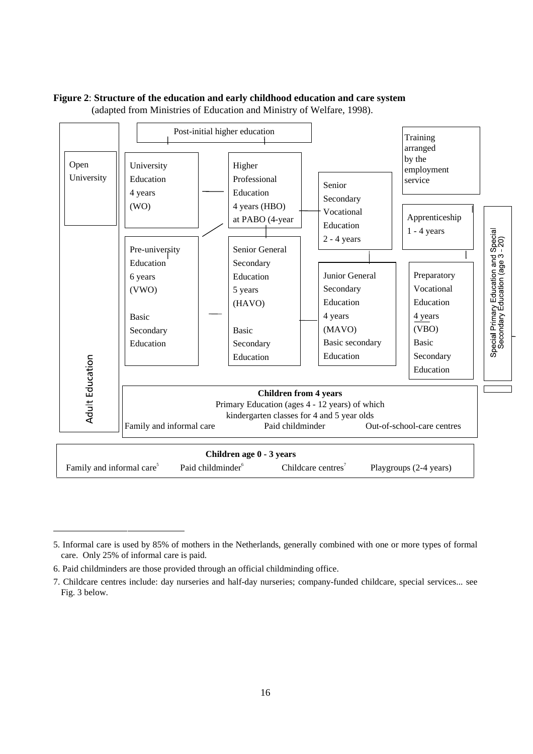**Figure 2**: **Structure of the education and early childhood education and care system**
(adapted from Ministries of Education and Ministry of Welfare, 1998).

Post-initial higher education

Open University

University Education 4 years (WO)

Higher Professional Education 4 years (HBO) at PABO (4-year

Senior Secondary Vocational Education 2 - 4 years

Training arranged by the employment service

Apprenticeship 1 - 4 years

Pre-university Education 6 years (VWO)

Basic Secondary Education

Senior General Secondary Education 5 years (HAVO)

Basic Secondary Education

Junior General Secondary Education 4 years (MAVO)

Basic secondary Education

Preparatory Vocational Education 4 years (VBO)

Basic Secondary Education

Special Primary Education and Special Secondary Education (age 3 - 20)

Adult Education

**Children from 4 years**

Primary Education (ages 4 - 12 years) of which kindergarten classes for 4 and 5 year olds

Family and informal care Paid childminder Out-of-school-care centres

**Children age 0 - 3 years**

Family and informal care[5] Paid childminder[6] Childcare centres[7] Playgroups (2-4 years)

---

5. Informal care is used by 85% of mothers in the Netherlands, generally combined with one or more types of formal care. Only 25% of informal care is paid.

6. Paid childminders are those provided through an official childminding office.

7. Childcare centres include: day nurseries and half-day nurseries; company-funded childcare, special services... see Fig. 3 below.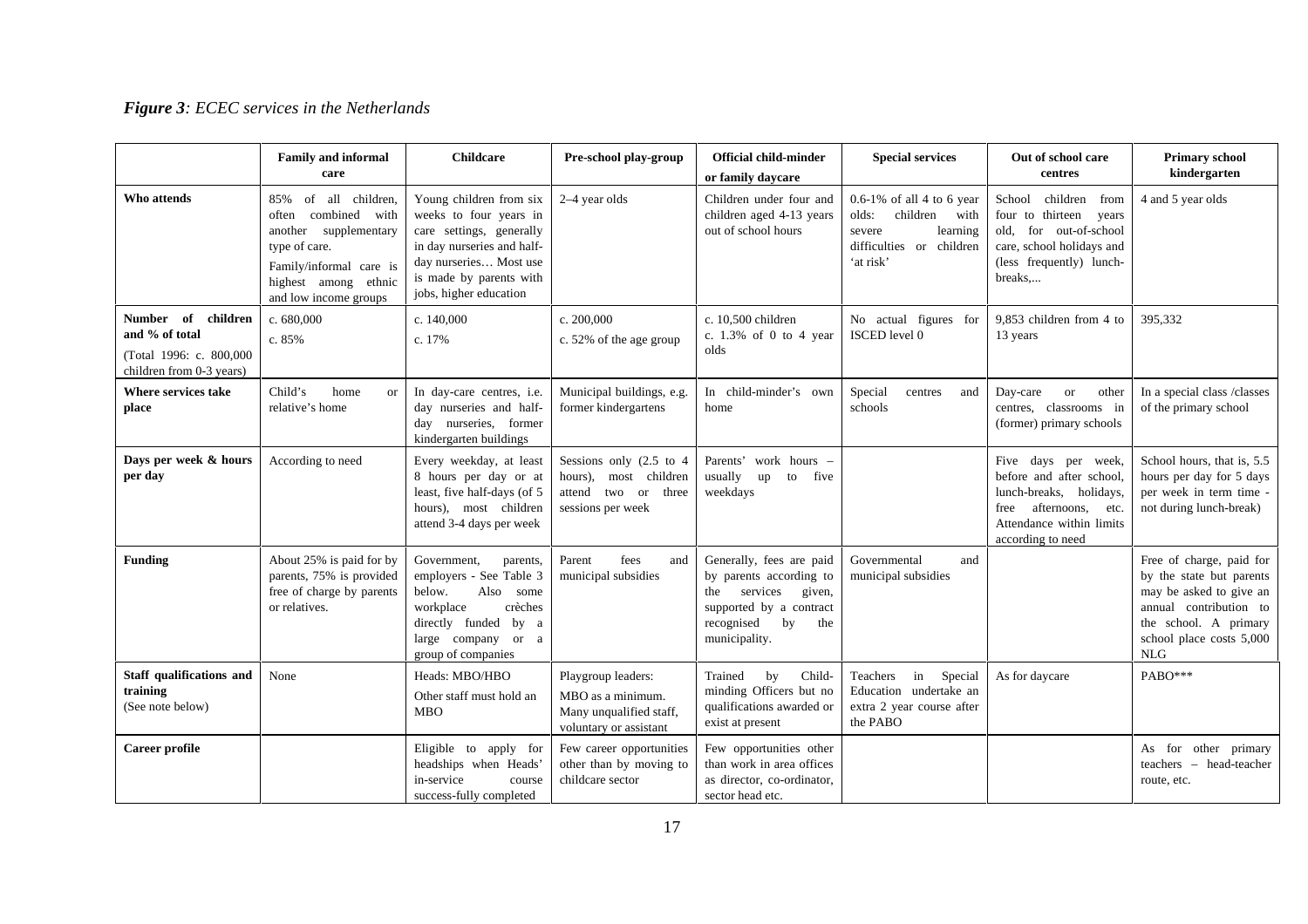***Figure 3**: ECEC services in the Netherlands*

| | Family and informal care | Childcare | Pre-school play-group | Official child-minder or family daycare | Special services | Out of school care centres | Primary school kindergarten |
|---|---|---|---|---|---|---|---|
| **Who attends** | 85% of all children, often combined with another supplementary type of care. Family/informal care is highest among ethnic and low income groups | Young children from six weeks to four years in care settings, generally in day nurseries and half-day nurseries… Most use is made by parents with jobs, higher education | 2–4 year olds | Children under four and children aged 4-13 years out of school hours | 0.6-1% of all 4 to 6 year olds: children with severe learning difficulties or children 'at risk' | School children from four to thirteen years old, for out-of-school care, school holidays and (less frequently) lunch-breaks,... | 4 and 5 year olds |
| **Number of children and % of total** (Total 1996: c. 800,000 children from 0-3 years) | c. 680,000<br>c. 85% | c. 140,000<br>c. 17% | c. 200,000<br>c. 52% of the age group | c. 10,500 children<br>c. 1.3% of 0 to 4 year olds | No actual figures for ISCED level 0 | 9,853 children from 4 to 13 years | 395,332 |
| **Where services take place** | Child's home or relative's home | In day-care centres, i.e. day nurseries and half-day nurseries, former kindergarten buildings | Municipal buildings, e.g. former kindergartens | In child-minder's own home | Special centres and schools | Day-care or other centres, classrooms in (former) primary schools | In a special class /classes of the primary school |
| **Days per week & hours per day** | According to need | Every weekday, at least 8 hours per day or at least, five half-days (of 5 hours), most children attend 3-4 days per week | Sessions only (2.5 to 4 hours), most children attend two or three sessions per week | Parents' work hours – usually up to five weekdays | | Five days per week, before and after school, lunch-breaks, holidays, free afternoons, etc. Attendance within limits according to need | School hours, that is, 5.5 hours per day for 5 days per week in term time - not during lunch-break) |
| **Funding** | About 25% is paid for by parents, 75% is provided free of charge by parents or relatives. | Government, parents, employers - See Table 3 below. Also some workplace crèches directly funded by a large company or a group of companies | Parent fees and municipal subsidies | Generally, fees are paid by parents according to the services given, supported by a contract recognised by the municipality. | Governmental and municipal subsidies | | Free of charge, paid for by the state but parents may be asked to give an annual contribution to the school. A primary school place costs 5,000 NLG |
| **Staff qualifications and training** (See note below) | None | Heads: MBO/HBO<br>Other staff must hold an MBO | Playgroup leaders:<br>MBO as a minimum.<br>Many unqualified staff, voluntary or assistant | Trained by Child-minding Officers but no qualifications awarded or exist at present | Teachers in Special Education undertake an extra 2 year course after the PABO | As for daycare | PABO*** |
| **Career profile** | | Eligible to apply for headships when Heads' in-service course success-fully completed | Few career opportunities other than by moving to childcare sector | Few opportunities other than work in area offices as director, co-ordinator, sector head etc. | | | As for other primary teachers – head-teacher route, etc. |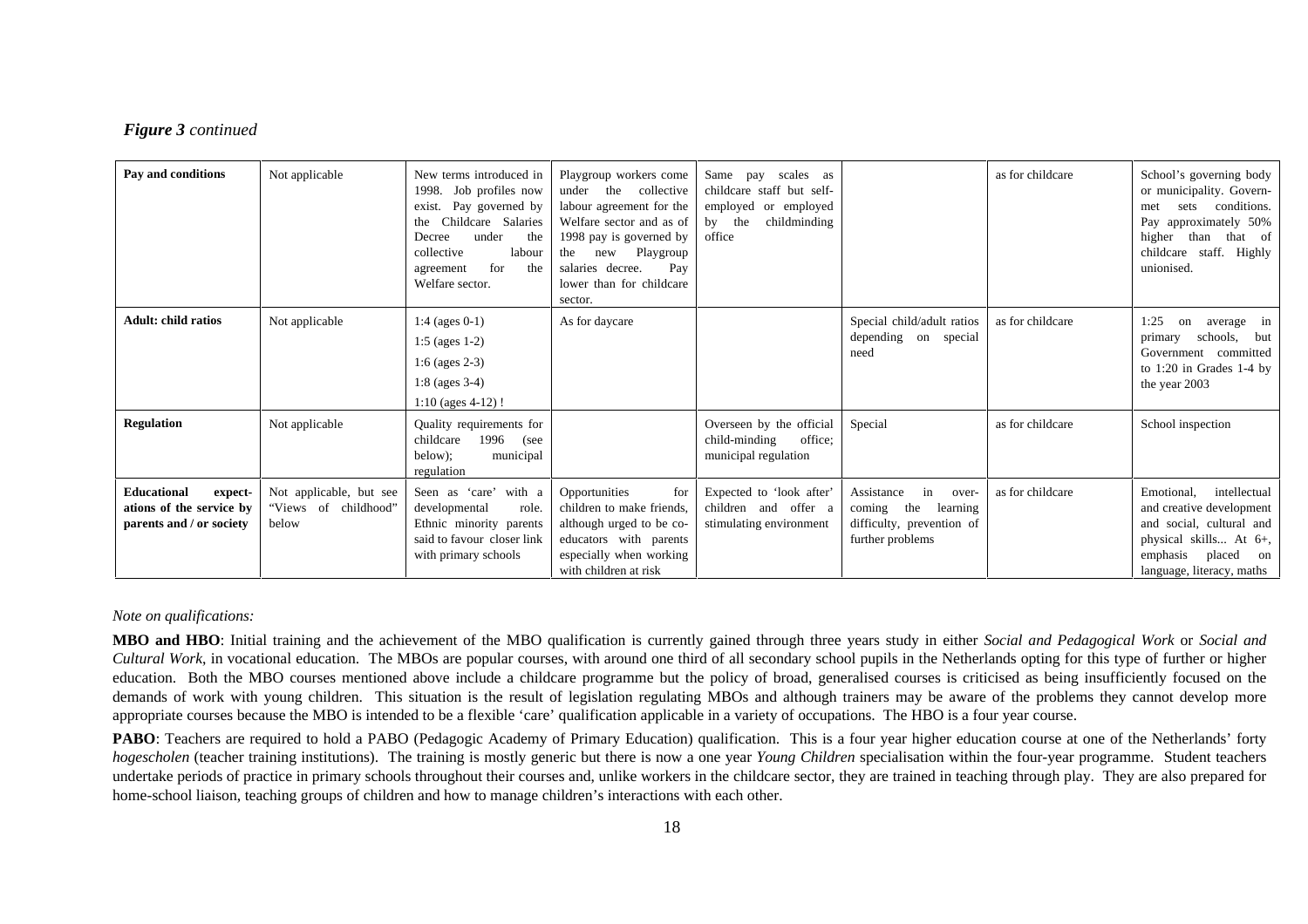***Figure 3** continued*

| | | | | | | | |
|---|---|---|---|---|---|---|---|
| **Pay and conditions** | Not applicable | New terms introduced in 1998. Job profiles now exist. Pay governed by the Childcare Salaries Decree under the collective labour agreement for the Welfare sector. | Playgroup workers come under the collective labour agreement for the Welfare sector and as of 1998 pay is governed by the new Playgroup salaries decree. Pay lower than for childcare sector. | Same pay scales as childcare staff but self-employed or employed by the childminding office | | as for childcare | School's governing body or municipality. Govern-met sets conditions. Pay approximately 50% higher than that of childcare staff. Highly unionised. |
| **Adult: child ratios** | Not applicable | 1:4 (ages 0-1)<br>1:5 (ages 1-2)<br>1:6 (ages 2-3)<br>1:8 (ages 3-4)<br>1:10 (ages 4-12) ! | As for daycare | | Special child/adult ratios depending on special need | as for childcare | 1:25 on average in primary schools, but Government committed to 1:20 in Grades 1-4 by the year 2003 |
| **Regulation** | Not applicable | Quality requirements for childcare 1996 (see below); municipal regulation | | Overseen by the official child-minding office; municipal regulation | Special | as for childcare | School inspection |
| **Educational expect-ations of the service by parents and / or society** | Not applicable, but see "Views of childhood" below | Seen as 'care' with a developmental role. Ethnic minority parents said to favour closer link with primary schools | Opportunities for children to make friends, although urged to be co-educators with parents especially when working with children at risk | Expected to 'look after' children and offer a stimulating environment | Assistance in over-coming the learning difficulty, prevention of further problems | as for childcare | Emotional, intellectual and creative development and social, cultural and physical skills... At 6+, emphasis placed on language, literacy, maths |

*Note on qualifications:*

**MBO and HBO**: Initial training and the achievement of the MBO qualification is currently gained through three years study in either *Social and Pedagogical Work* or *Social and Cultural Work*, in vocational education. The MBOs are popular courses, with around one third of all secondary school pupils in the Netherlands opting for this type of further or higher education. Both the MBO courses mentioned above include a childcare programme but the policy of broad, generalised courses is criticised as being insufficiently focused on the demands of work with young children. This situation is the result of legislation regulating MBOs and although trainers may be aware of the problems they cannot develop more appropriate courses because the MBO is intended to be a flexible 'care' qualification applicable in a variety of occupations. The HBO is a four year course.

**PABO**: Teachers are required to hold a PABO (Pedagogic Academy of Primary Education) qualification. This is a four year higher education course at one of the Netherlands' forty *hogescholen* (teacher training institutions). The training is mostly generic but there is now a one year *Young Children* specialisation within the four-year programme. Student teachers undertake periods of practice in primary schools throughout their courses and, unlike workers in the childcare sector, they are trained in teaching through play. They are also prepared for home-school liaison, teaching groups of children and how to manage children's interactions with each other.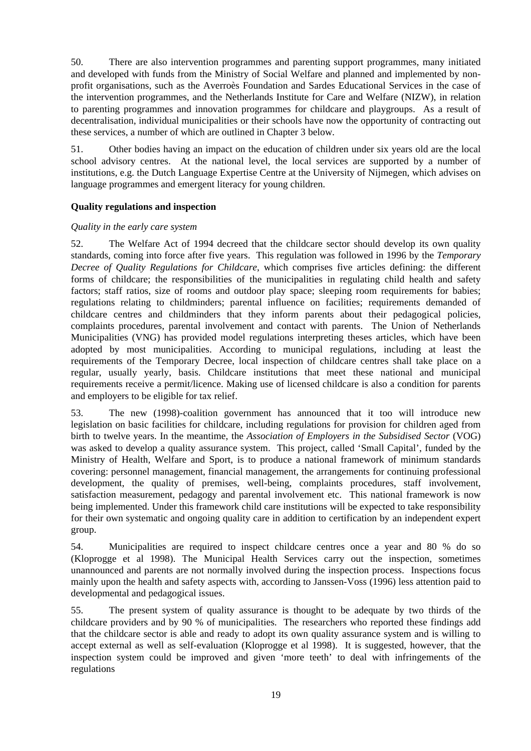50. There are also intervention programmes and parenting support programmes, many initiated and developed with funds from the Ministry of Social Welfare and planned and implemented by non-profit organisations, such as the Averroès Foundation and Sardes Educational Services in the case of the intervention programmes, and the Netherlands Institute for Care and Welfare (NIZW), in relation to parenting programmes and innovation programmes for childcare and playgroups. As a result of decentralisation, individual municipalities or their schools have now the opportunity of contracting out these services, a number of which are outlined in Chapter 3 below.

51. Other bodies having an impact on the education of children under six years old are the local school advisory centres. At the national level, the local services are supported by a number of institutions, e.g. the Dutch Language Expertise Centre at the University of Nijmegen, which advises on language programmes and emergent literacy for young children.

**Quality regulations and inspection**

*Quality in the early care system*

52. The Welfare Act of 1994 decreed that the childcare sector should develop its own quality standards, coming into force after five years. This regulation was followed in 1996 by the *Temporary Decree of Quality Regulations for Childcare*, which comprises five articles defining: the different forms of childcare; the responsibilities of the municipalities in regulating child health and safety factors; staff ratios, size of rooms and outdoor play space; sleeping room requirements for babies; regulations relating to childminders; parental influence on facilities; requirements demanded of childcare centres and childminders that they inform parents about their pedagogical policies, complaints procedures, parental involvement and contact with parents. The Union of Netherlands Municipalities (VNG) has provided model regulations interpreting theses articles, which have been adopted by most municipalities. According to municipal regulations, including at least the requirements of the Temporary Decree, local inspection of childcare centres shall take place on a regular, usually yearly, basis. Childcare institutions that meet these national and municipal requirements receive a permit/licence. Making use of licensed childcare is also a condition for parents and employers to be eligible for tax relief.

53. The new (1998)-coalition government has announced that it too will introduce new legislation on basic facilities for childcare, including regulations for provision for children aged from birth to twelve years. In the meantime, the *Association of Employers in the Subsidised Sector* (VOG) was asked to develop a quality assurance system. This project, called 'Small Capital', funded by the Ministry of Health, Welfare and Sport, is to produce a national framework of minimum standards covering: personnel management, financial management, the arrangements for continuing professional development, the quality of premises, well-being, complaints procedures, staff involvement, satisfaction measurement, pedagogy and parental involvement etc. This national framework is now being implemented. Under this framework child care institutions will be expected to take responsibility for their own systematic and ongoing quality care in addition to certification by an independent expert group.

54. Municipalities are required to inspect childcare centres once a year and 80 % do so (Kloprogge et al 1998). The Municipal Health Services carry out the inspection, sometimes unannounced and parents are not normally involved during the inspection process. Inspections focus mainly upon the health and safety aspects with, according to Janssen-Voss (1996) less attention paid to developmental and pedagogical issues.

55. The present system of quality assurance is thought to be adequate by two thirds of the childcare providers and by 90 % of municipalities. The researchers who reported these findings add that the childcare sector is able and ready to adopt its own quality assurance system and is willing to accept external as well as self-evaluation (Kloprogge et al 1998). It is suggested, however, that the inspection system could be improved and given 'more teeth' to deal with infringements of the regulations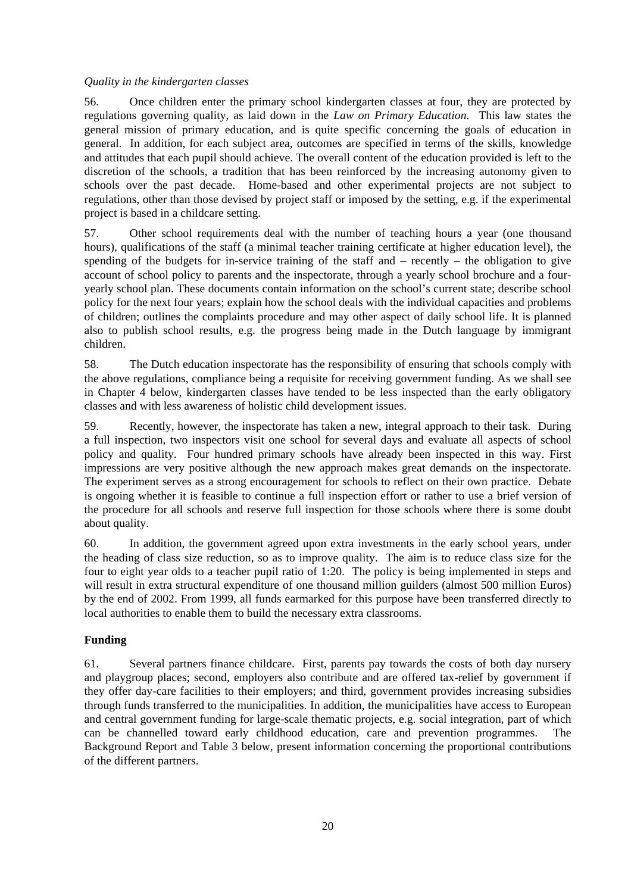*Quality in the kindergarten classes*

56. Once children enter the primary school kindergarten classes at four, they are protected by regulations governing quality, as laid down in the *Law on Primary Education*. This law states the general mission of primary education, and is quite specific concerning the goals of education in general. In addition, for each subject area, outcomes are specified in terms of the skills, knowledge and attitudes that each pupil should achieve. The overall content of the education provided is left to the discretion of the schools, a tradition that has been reinforced by the increasing autonomy given to schools over the past decade. Home-based and other experimental projects are not subject to regulations, other than those devised by project staff or imposed by the setting, e.g. if the experimental project is based in a childcare setting.

57. Other school requirements deal with the number of teaching hours a year (one thousand hours), qualifications of the staff (a minimal teacher training certificate at higher education level), the spending of the budgets for in-service training of the staff and – recently – the obligation to give account of school policy to parents and the inspectorate, through a yearly school brochure and a four-yearly school plan. These documents contain information on the school's current state; describe school policy for the next four years; explain how the school deals with the individual capacities and problems of children; outlines the complaints procedure and may other aspect of daily school life. It is planned also to publish school results, e.g. the progress being made in the Dutch language by immigrant children.

58. The Dutch education inspectorate has the responsibility of ensuring that schools comply with the above regulations, compliance being a requisite for receiving government funding. As we shall see in Chapter 4 below, kindergarten classes have tended to be less inspected than the early obligatory classes and with less awareness of holistic child development issues.

59. Recently, however, the inspectorate has taken a new, integral approach to their task. During a full inspection, two inspectors visit one school for several days and evaluate all aspects of school policy and quality. Four hundred primary schools have already been inspected in this way. First impressions are very positive although the new approach makes great demands on the inspectorate. The experiment serves as a strong encouragement for schools to reflect on their own practice. Debate is ongoing whether it is feasible to continue a full inspection effort or rather to use a brief version of the procedure for all schools and reserve full inspection for those schools where there is some doubt about quality.

60. In addition, the government agreed upon extra investments in the early school years, under the heading of class size reduction, so as to improve quality. The aim is to reduce class size for the four to eight year olds to a teacher pupil ratio of 1:20. The policy is being implemented in steps and will result in extra structural expenditure of one thousand million guilders (almost 500 million Euros) by the end of 2002. From 1999, all funds earmarked for this purpose have been transferred directly to local authorities to enable them to build the necessary extra classrooms.

**Funding**

61. Several partners finance childcare. First, parents pay towards the costs of both day nursery and playgroup places; second, employers also contribute and are offered tax-relief by government if they offer day-care facilities to their employers; and third, government provides increasing subsidies through funds transferred to the municipalities. In addition, the municipalities have access to European and central government funding for large-scale thematic projects, e.g. social integration, part of which can be channelled toward early childhood education, care and prevention programmes. The Background Report and Table 3 below, present information concerning the proportional contributions of the different partners.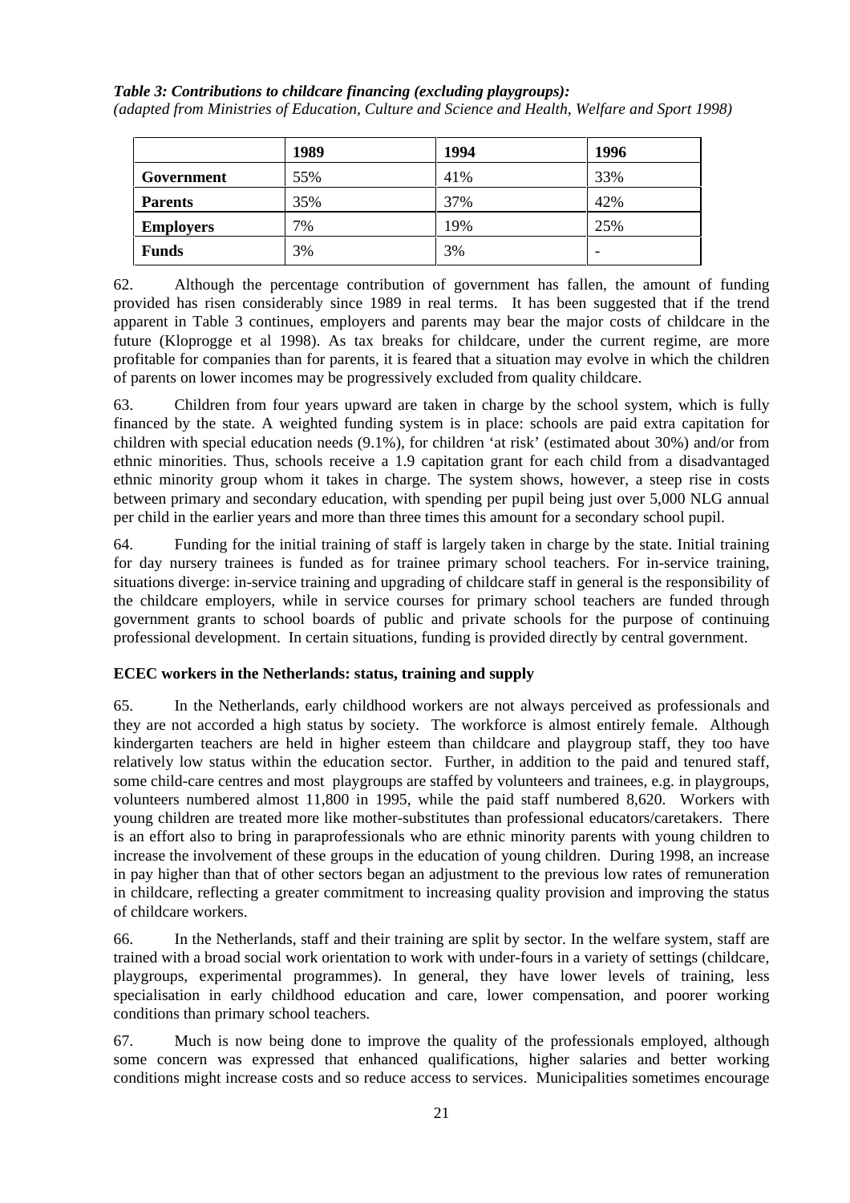***Table 3: Contributions to childcare financing (excluding playgroups):***
*(adapted from Ministries of Education, Culture and Science and Health, Welfare and Sport 1998)*

| | **1989** | **1994** | **1996** |
|---|---|---|---|
| **Government** | 55% | 41% | 33% |
| **Parents** | 35% | 37% | 42% |
| **Employers** | 7% | 19% | 25% |
| **Funds** | 3% | 3% | - |

62. Although the percentage contribution of government has fallen, the amount of funding provided has risen considerably since 1989 in real terms. It has been suggested that if the trend apparent in Table 3 continues, employers and parents may bear the major costs of childcare in the future (Kloprogge et al 1998). As tax breaks for childcare, under the current regime, are more profitable for companies than for parents, it is feared that a situation may evolve in which the children of parents on lower incomes may be progressively excluded from quality childcare.

63. Children from four years upward are taken in charge by the school system, which is fully financed by the state. A weighted funding system is in place: schools are paid extra capitation for children with special education needs (9.1%), for children 'at risk' (estimated about 30%) and/or from ethnic minorities. Thus, schools receive a 1.9 capitation grant for each child from a disadvantaged ethnic minority group whom it takes in charge. The system shows, however, a steep rise in costs between primary and secondary education, with spending per pupil being just over 5,000 NLG annual per child in the earlier years and more than three times this amount for a secondary school pupil.

64. Funding for the initial training of staff is largely taken in charge by the state. Initial training for day nursery trainees is funded as for trainee primary school teachers. For in-service training, situations diverge: in-service training and upgrading of childcare staff in general is the responsibility of the childcare employers, while in service courses for primary school teachers are funded through government grants to school boards of public and private schools for the purpose of continuing professional development. In certain situations, funding is provided directly by central government.

**ECEC workers in the Netherlands: status, training and supply**

65. In the Netherlands, early childhood workers are not always perceived as professionals and they are not accorded a high status by society. The workforce is almost entirely female. Although kindergarten teachers are held in higher esteem than childcare and playgroup staff, they too have relatively low status within the education sector. Further, in addition to the paid and tenured staff, some child-care centres and most playgroups are staffed by volunteers and trainees, e.g. in playgroups, volunteers numbered almost 11,800 in 1995, while the paid staff numbered 8,620. Workers with young children are treated more like mother-substitutes than professional educators/caretakers. There is an effort also to bring in paraprofessionals who are ethnic minority parents with young children to increase the involvement of these groups in the education of young children. During 1998, an increase in pay higher than that of other sectors began an adjustment to the previous low rates of remuneration in childcare, reflecting a greater commitment to increasing quality provision and improving the status of childcare workers.

66. In the Netherlands, staff and their training are split by sector. In the welfare system, staff are trained with a broad social work orientation to work with under-fours in a variety of settings (childcare, playgroups, experimental programmes). In general, they have lower levels of training, less specialisation in early childhood education and care, lower compensation, and poorer working conditions than primary school teachers.

67. Much is now being done to improve the quality of the professionals employed, although some concern was expressed that enhanced qualifications, higher salaries and better working conditions might increase costs and so reduce access to services. Municipalities sometimes encourage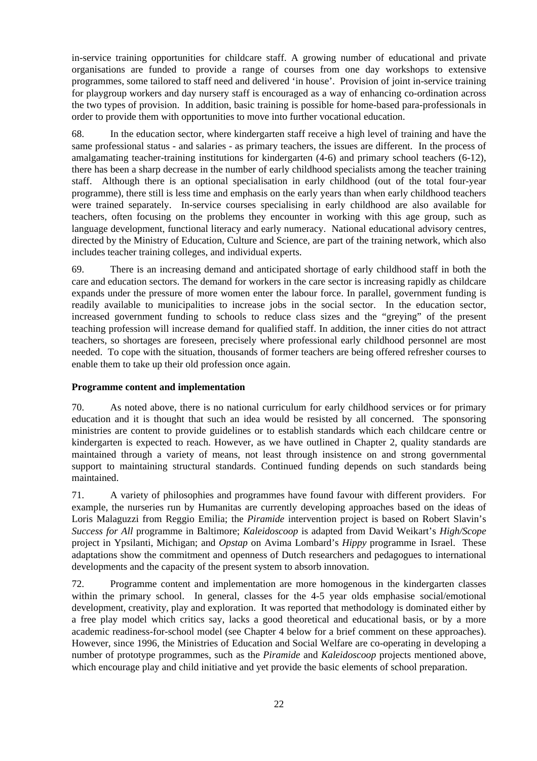in-service training opportunities for childcare staff. A growing number of educational and private organisations are funded to provide a range of courses from one day workshops to extensive programmes, some tailored to staff need and delivered 'in house'. Provision of joint in-service training for playgroup workers and day nursery staff is encouraged as a way of enhancing co-ordination across the two types of provision. In addition, basic training is possible for home-based para-professionals in order to provide them with opportunities to move into further vocational education.

68. In the education sector, where kindergarten staff receive a high level of training and have the same professional status - and salaries - as primary teachers, the issues are different. In the process of amalgamating teacher-training institutions for kindergarten (4-6) and primary school teachers (6-12), there has been a sharp decrease in the number of early childhood specialists among the teacher training staff. Although there is an optional specialisation in early childhood (out of the total four-year programme), there still is less time and emphasis on the early years than when early childhood teachers were trained separately. In-service courses specialising in early childhood are also available for teachers, often focusing on the problems they encounter in working with this age group, such as language development, functional literacy and early numeracy. National educational advisory centres, directed by the Ministry of Education, Culture and Science, are part of the training network, which also includes teacher training colleges, and individual experts.

69. There is an increasing demand and anticipated shortage of early childhood staff in both the care and education sectors. The demand for workers in the care sector is increasing rapidly as childcare expands under the pressure of more women enter the labour force. In parallel, government funding is readily available to municipalities to increase jobs in the social sector. In the education sector, increased government funding to schools to reduce class sizes and the "greying" of the present teaching profession will increase demand for qualified staff. In addition, the inner cities do not attract teachers, so shortages are foreseen, precisely where professional early childhood personnel are most needed. To cope with the situation, thousands of former teachers are being offered refresher courses to enable them to take up their old profession once again.

**Programme content and implementation**

70. As noted above, there is no national curriculum for early childhood services or for primary education and it is thought that such an idea would be resisted by all concerned. The sponsoring ministries are content to provide guidelines or to establish standards which each childcare centre or kindergarten is expected to reach. However, as we have outlined in Chapter 2, quality standards are maintained through a variety of means, not least through insistence on and strong governmental support to maintaining structural standards. Continued funding depends on such standards being maintained.

71. A variety of philosophies and programmes have found favour with different providers. For example, the nurseries run by Humanitas are currently developing approaches based on the ideas of Loris Malaguzzi from Reggio Emilia; the *Piramide* intervention project is based on Robert Slavin's *Success for All* programme in Baltimore; *Kaleidoscoop* is adapted from David Weikart's *High/Scope* project in Ypsilanti, Michigan; and *Opstap* on Avima Lombard's *Hippy* programme in Israel. These adaptations show the commitment and openness of Dutch researchers and pedagogues to international developments and the capacity of the present system to absorb innovation.

72. Programme content and implementation are more homogenous in the kindergarten classes within the primary school. In general, classes for the 4-5 year olds emphasise social/emotional development, creativity, play and exploration. It was reported that methodology is dominated either by a free play model which critics say, lacks a good theoretical and educational basis, or by a more academic readiness-for-school model (see Chapter 4 below for a brief comment on these approaches). However, since 1996, the Ministries of Education and Social Welfare are co-operating in developing a number of prototype programmes, such as the *Piramide* and *Kaleidoscoop* projects mentioned above, which encourage play and child initiative and yet provide the basic elements of school preparation.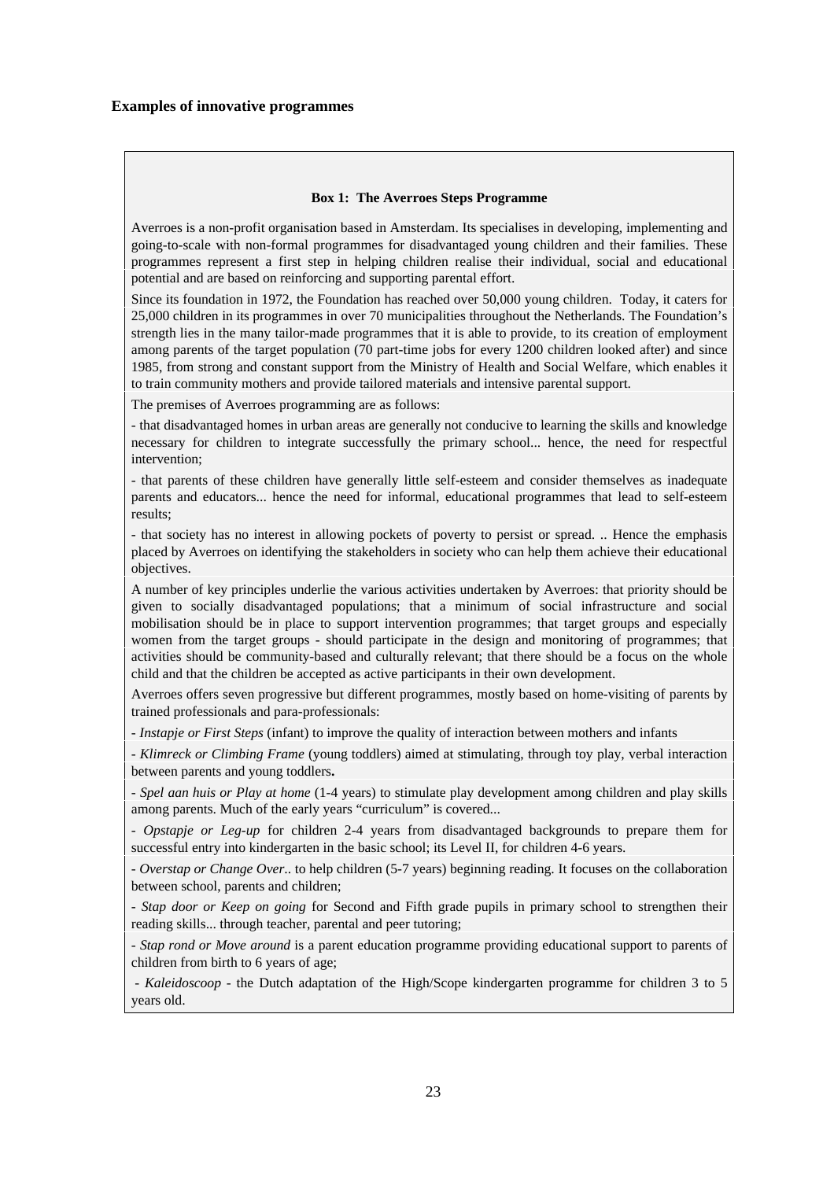**Examples of innovative programmes**

**Box 1: The Averroes Steps Programme**

Averroes is a non-profit organisation based in Amsterdam. Its specialises in developing, implementing and going-to-scale with non-formal programmes for disadvantaged young children and their families. These programmes represent a first step in helping children realise their individual, social and educational potential and are based on reinforcing and supporting parental effort.

Since its foundation in 1972, the Foundation has reached over 50,000 young children. Today, it caters for 25,000 children in its programmes in over 70 municipalities throughout the Netherlands. The Foundation's strength lies in the many tailor-made programmes that it is able to provide, to its creation of employment among parents of the target population (70 part-time jobs for every 1200 children looked after) and since 1985, from strong and constant support from the Ministry of Health and Social Welfare, which enables it to train community mothers and provide tailored materials and intensive parental support.

The premises of Averroes programming are as follows:

- that disadvantaged homes in urban areas are generally not conducive to learning the skills and knowledge necessary for children to integrate successfully the primary school... hence, the need for respectful intervention;

- that parents of these children have generally little self-esteem and consider themselves as inadequate parents and educators... hence the need for informal, educational programmes that lead to self-esteem results;

- that society has no interest in allowing pockets of poverty to persist or spread. .. Hence the emphasis placed by Averroes on identifying the stakeholders in society who can help them achieve their educational objectives.

A number of key principles underlie the various activities undertaken by Averroes: that priority should be given to socially disadvantaged populations; that a minimum of social infrastructure and social mobilisation should be in place to support intervention programmes; that target groups and especially women from the target groups - should participate in the design and monitoring of programmes; that activities should be community-based and culturally relevant; that there should be a focus on the whole child and that the children be accepted as active participants in their own development.

Averroes offers seven progressive but different programmes, mostly based on home-visiting of parents by trained professionals and para-professionals:

- *Instapje or First Steps* (infant) to improve the quality of interaction between mothers and infants

- *Klimreck or Climbing Frame* (young toddlers) aimed at stimulating, through toy play, verbal interaction between parents and young toddlers**.**

- *Spel aan huis or Play at home* (1-4 years) to stimulate play development among children and play skills among parents. Much of the early years "curriculum" is covered...

- *Opstapje or Leg-up* for children 2-4 years from disadvantaged backgrounds to prepare them for successful entry into kindergarten in the basic school; its Level II, for children 4-6 years.

- *Overstap or Change Over*.. to help children (5-7 years) beginning reading. It focuses on the collaboration between school, parents and children;

- *Stap door or Keep on going* for Second and Fifth grade pupils in primary school to strengthen their reading skills... through teacher, parental and peer tutoring;

- *Stap rond or Move around* is a parent education programme providing educational support to parents of children from birth to 6 years of age;

- *Kaleidoscoop* - the Dutch adaptation of the High/Scope kindergarten programme for children 3 to 5 years old.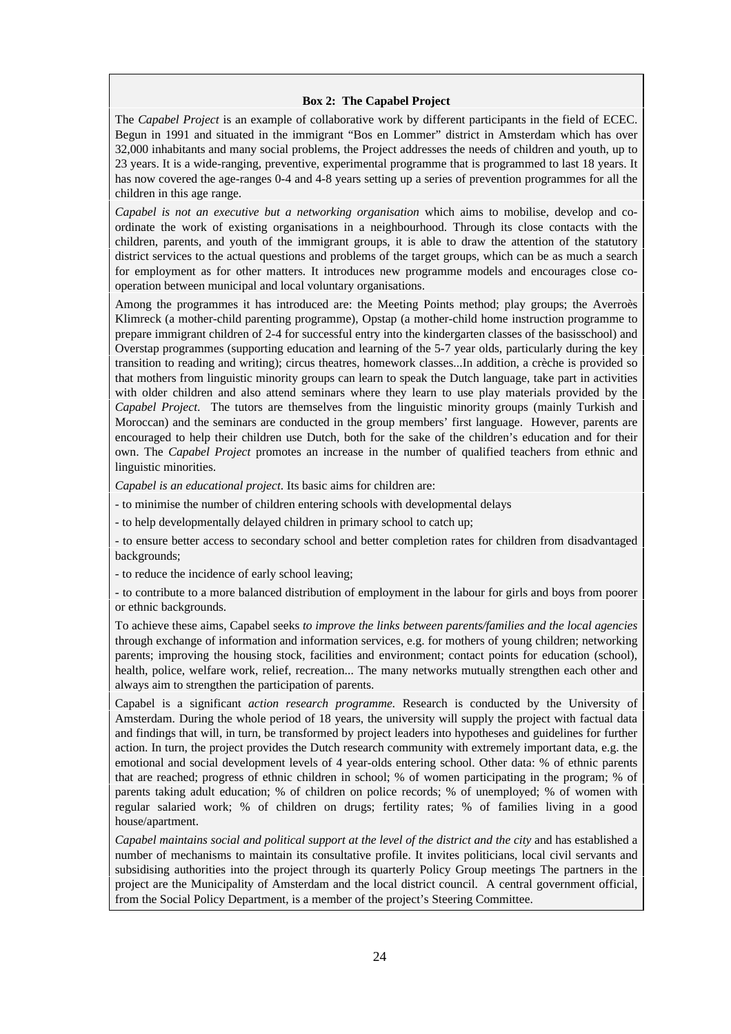**Box 2: The Capabel Project**

The *Capabel Project* is an example of collaborative work by different participants in the field of ECEC. Begun in 1991 and situated in the immigrant "Bos en Lommer" district in Amsterdam which has over 32,000 inhabitants and many social problems, the Project addresses the needs of children and youth, up to 23 years. It is a wide-ranging, preventive, experimental programme that is programmed to last 18 years. It has now covered the age-ranges 0-4 and 4-8 years setting up a series of prevention programmes for all the children in this age range.

*Capabel is not an executive but a networking organisation* which aims to mobilise, develop and co-ordinate the work of existing organisations in a neighbourhood. Through its close contacts with the children, parents, and youth of the immigrant groups, it is able to draw the attention of the statutory district services to the actual questions and problems of the target groups, which can be as much a search for employment as for other matters. It introduces new programme models and encourages close co-operation between municipal and local voluntary organisations.

Among the programmes it has introduced are: the Meeting Points method; play groups; the Averroès Klimreck (a mother-child parenting programme), Opstap (a mother-child home instruction programme to prepare immigrant children of 2-4 for successful entry into the kindergarten classes of the basisschool) and Overstap programmes (supporting education and learning of the 5-7 year olds, particularly during the key transition to reading and writing); circus theatres, homework classes...In addition, a crèche is provided so that mothers from linguistic minority groups can learn to speak the Dutch language, take part in activities with older children and also attend seminars where they learn to use play materials provided by the *Capabel Project*. The tutors are themselves from the linguistic minority groups (mainly Turkish and Moroccan) and the seminars are conducted in the group members' first language. However, parents are encouraged to help their children use Dutch, both for the sake of the children's education and for their own. The *Capabel Project* promotes an increase in the number of qualified teachers from ethnic and linguistic minorities.

*Capabel is an educational project*. Its basic aims for children are:

- to minimise the number of children entering schools with developmental delays
- to help developmentally delayed children in primary school to catch up;
- to ensure better access to secondary school and better completion rates for children from disadvantaged backgrounds;
- to reduce the incidence of early school leaving;
- to contribute to a more balanced distribution of employment in the labour for girls and boys from poorer or ethnic backgrounds.

To achieve these aims, Capabel seeks *to improve the links between parents/families and the local agencies* through exchange of information and information services, e.g. for mothers of young children; networking parents; improving the housing stock, facilities and environment; contact points for education (school), health, police, welfare work, relief, recreation... The many networks mutually strengthen each other and always aim to strengthen the participation of parents.

Capabel is a significant *action research programme.* Research is conducted by the University of Amsterdam. During the whole period of 18 years, the university will supply the project with factual data and findings that will, in turn, be transformed by project leaders into hypotheses and guidelines for further action. In turn, the project provides the Dutch research community with extremely important data, e.g. the emotional and social development levels of 4 year-olds entering school. Other data: % of ethnic parents that are reached; progress of ethnic children in school; % of women participating in the program; % of parents taking adult education; % of children on police records; % of unemployed; % of women with regular salaried work; % of children on drugs; fertility rates; % of families living in a good house/apartment.

*Capabel maintains social and political support at the level of the district and the city* and has established a number of mechanisms to maintain its consultative profile. It invites politicians, local civil servants and subsidising authorities into the project through its quarterly Policy Group meetings The partners in the project are the Municipality of Amsterdam and the local district council. A central government official, from the Social Policy Department, is a member of the project's Steering Committee.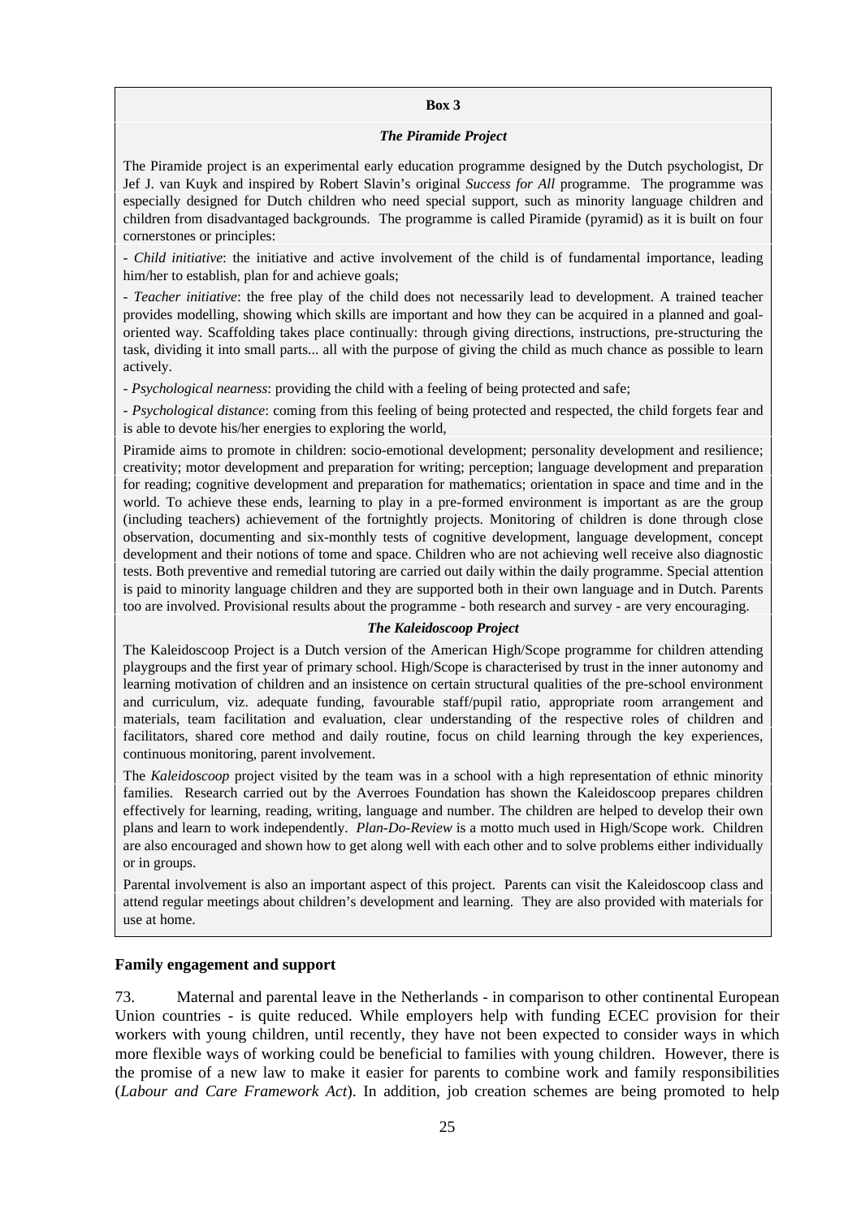**Box 3**

***The Piramide Project***

The Piramide project is an experimental early education programme designed by the Dutch psychologist, Dr Jef J. van Kuyk and inspired by Robert Slavin's original *Success for All* programme. The programme was especially designed for Dutch children who need special support, such as minority language children and children from disadvantaged backgrounds. The programme is called Piramide (pyramid) as it is built on four cornerstones or principles:

- *Child initiative*: the initiative and active involvement of the child is of fundamental importance, leading him/her to establish, plan for and achieve goals;

- *Teacher initiative*: the free play of the child does not necessarily lead to development. A trained teacher provides modelling, showing which skills are important and how they can be acquired in a planned and goal-oriented way. Scaffolding takes place continually: through giving directions, instructions, pre-structuring the task, dividing it into small parts... all with the purpose of giving the child as much chance as possible to learn actively.

- *Psychological nearness*: providing the child with a feeling of being protected and safe;

- *Psychological distance*: coming from this feeling of being protected and respected, the child forgets fear and is able to devote his/her energies to exploring the world,

Piramide aims to promote in children: socio-emotional development; personality development and resilience; creativity; motor development and preparation for writing; perception; language development and preparation for reading; cognitive development and preparation for mathematics; orientation in space and time and in the world. To achieve these ends, learning to play in a pre-formed environment is important as are the group (including teachers) achievement of the fortnightly projects. Monitoring of children is done through close observation, documenting and six-monthly tests of cognitive development, language development, concept development and their notions of tome and space. Children who are not achieving well receive also diagnostic tests. Both preventive and remedial tutoring are carried out daily within the daily programme. Special attention is paid to minority language children and they are supported both in their own language and in Dutch. Parents too are involved. Provisional results about the programme - both research and survey - are very encouraging.

***The Kaleidoscoop Project***

The Kaleidoscoop Project is a Dutch version of the American High/Scope programme for children attending playgroups and the first year of primary school. High/Scope is characterised by trust in the inner autonomy and learning motivation of children and an insistence on certain structural qualities of the pre-school environment and curriculum, viz. adequate funding, favourable staff/pupil ratio, appropriate room arrangement and materials, team facilitation and evaluation, clear understanding of the respective roles of children and facilitators, shared core method and daily routine, focus on child learning through the key experiences, continuous monitoring, parent involvement.

The *Kaleidoscoop* project visited by the team was in a school with a high representation of ethnic minority families. Research carried out by the Averroes Foundation has shown the Kaleidoscoop prepares children effectively for learning, reading, writing, language and number. The children are helped to develop their own plans and learn to work independently. *Plan-Do-Review* is a motto much used in High/Scope work. Children are also encouraged and shown how to get along well with each other and to solve problems either individually or in groups.

Parental involvement is also an important aspect of this project. Parents can visit the Kaleidoscoop class and attend regular meetings about children's development and learning. They are also provided with materials for use at home.

### Family engagement and support

73. Maternal and parental leave in the Netherlands - in comparison to other continental European Union countries - is quite reduced. While employers help with funding ECEC provision for their workers with young children, until recently, they have not been expected to consider ways in which more flexible ways of working could be beneficial to families with young children. However, there is the promise of a new law to make it easier for parents to combine work and family responsibilities (*Labour and Care Framework Act*). In addition, job creation schemes are being promoted to help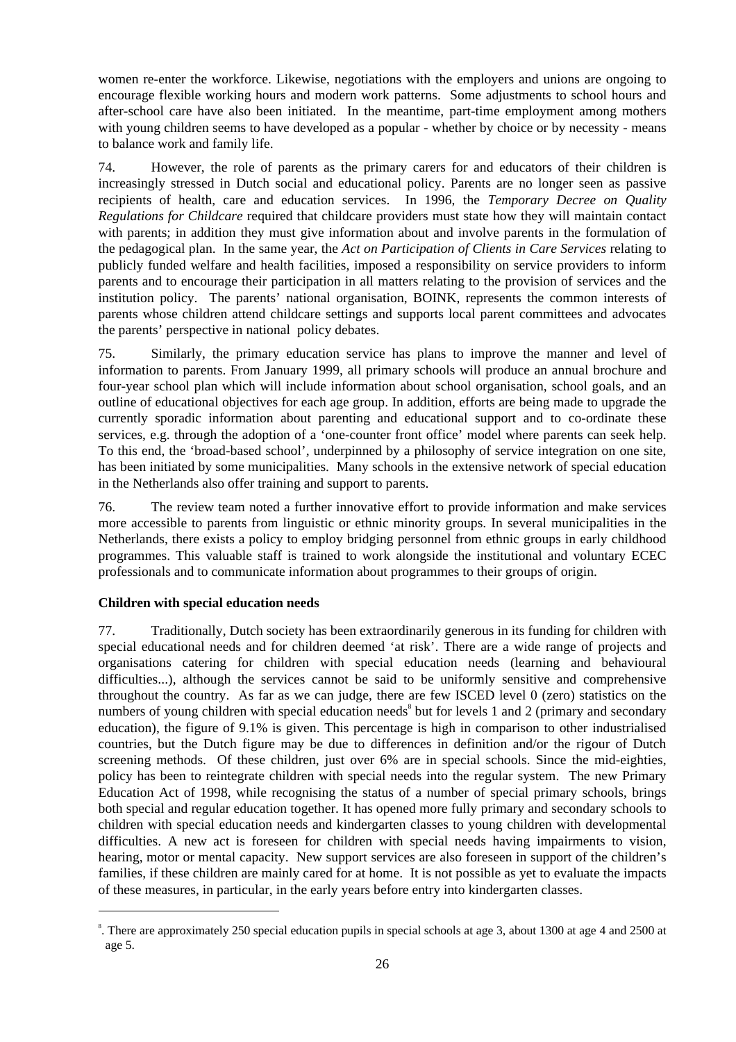women re-enter the workforce. Likewise, negotiations with the employers and unions are ongoing to encourage flexible working hours and modern work patterns. Some adjustments to school hours and after-school care have also been initiated. In the meantime, part-time employment among mothers with young children seems to have developed as a popular - whether by choice or by necessity - means to balance work and family life.

74. However, the role of parents as the primary carers for and educators of their children is increasingly stressed in Dutch social and educational policy. Parents are no longer seen as passive recipients of health, care and education services. In 1996, the *Temporary Decree on Quality Regulations for Childcare* required that childcare providers must state how they will maintain contact with parents; in addition they must give information about and involve parents in the formulation of the pedagogical plan. In the same year, the *Act on Participation of Clients in Care Services* relating to publicly funded welfare and health facilities, imposed a responsibility on service providers to inform parents and to encourage their participation in all matters relating to the provision of services and the institution policy. The parents' national organisation, BOINK, represents the common interests of parents whose children attend childcare settings and supports local parent committees and advocates the parents' perspective in national policy debates.

75. Similarly, the primary education service has plans to improve the manner and level of information to parents. From January 1999, all primary schools will produce an annual brochure and four-year school plan which will include information about school organisation, school goals, and an outline of educational objectives for each age group. In addition, efforts are being made to upgrade the currently sporadic information about parenting and educational support and to co-ordinate these services, e.g. through the adoption of a 'one-counter front office' model where parents can seek help. To this end, the 'broad-based school', underpinned by a philosophy of service integration on one site, has been initiated by some municipalities. Many schools in the extensive network of special education in the Netherlands also offer training and support to parents.

76. The review team noted a further innovative effort to provide information and make services more accessible to parents from linguistic or ethnic minority groups. In several municipalities in the Netherlands, there exists a policy to employ bridging personnel from ethnic groups in early childhood programmes. This valuable staff is trained to work alongside the institutional and voluntary ECEC professionals and to communicate information about programmes to their groups of origin.

**Children with special education needs**

77. Traditionally, Dutch society has been extraordinarily generous in its funding for children with special educational needs and for children deemed 'at risk'. There are a wide range of projects and organisations catering for children with special education needs (learning and behavioural difficulties...), although the services cannot be said to be uniformly sensitive and comprehensive throughout the country. As far as we can judge, there are few ISCED level 0 (zero) statistics on the numbers of young children with special education needs[8] but for levels 1 and 2 (primary and secondary education), the figure of 9.1% is given. This percentage is high in comparison to other industrialised countries, but the Dutch figure may be due to differences in definition and/or the rigour of Dutch screening methods. Of these children, just over 6% are in special schools. Since the mid-eighties, policy has been to reintegrate children with special needs into the regular system. The new Primary Education Act of 1998, while recognising the status of a number of special primary schools, brings both special and regular education together. It has opened more fully primary and secondary schools to children with special education needs and kindergarten classes to young children with developmental difficulties. A new act is foreseen for children with special needs having impairments to vision, hearing, motor or mental capacity. New support services are also foreseen in support of the children's families, if these children are mainly cared for at home. It is not possible as yet to evaluate the impacts of these measures, in particular, in the early years before entry into kindergarten classes.

[8]. There are approximately 250 special education pupils in special schools at age 3, about 1300 at age 4 and 2500 at age 5.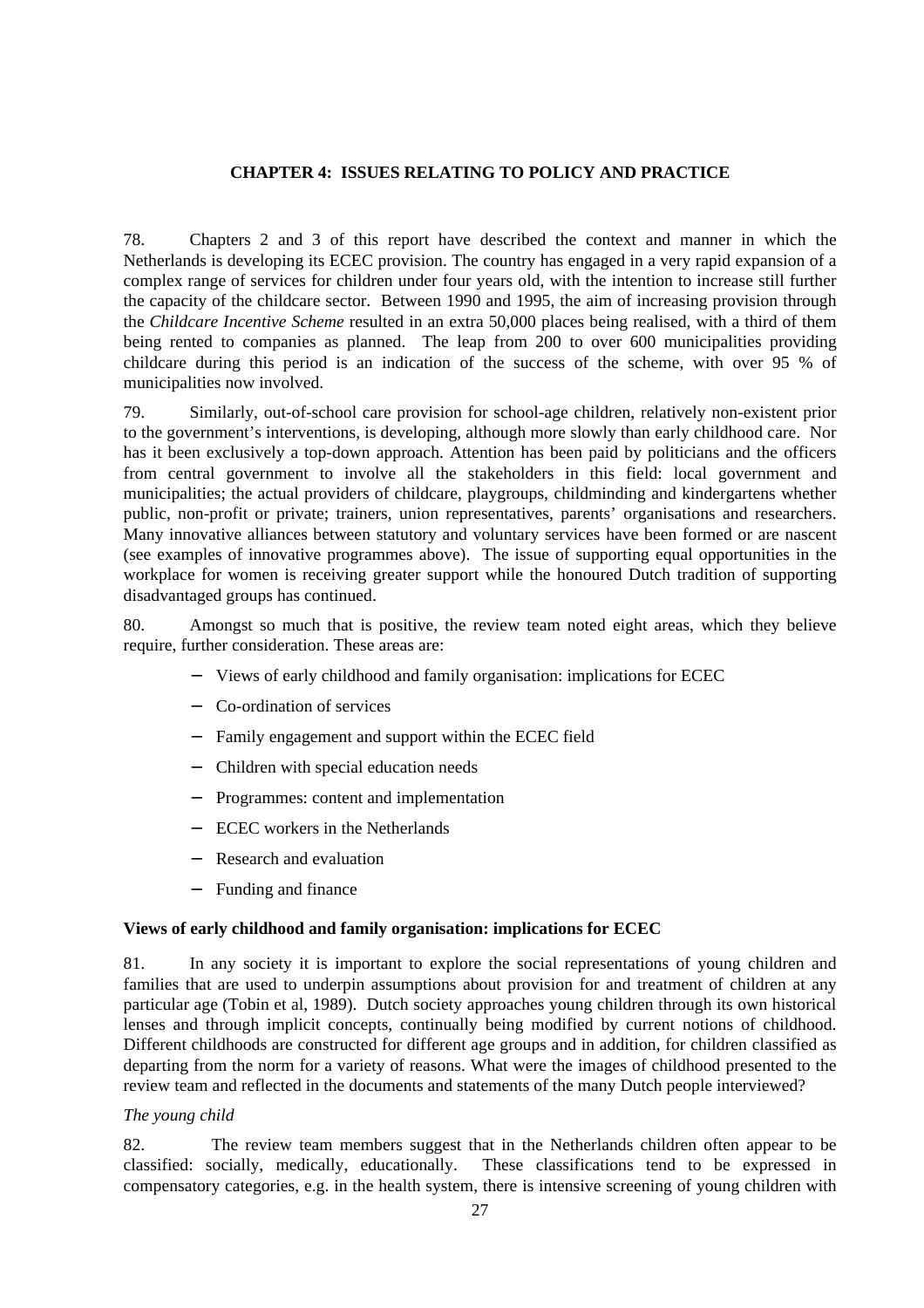## CHAPTER 4: ISSUES RELATING TO POLICY AND PRACTICE

78. Chapters 2 and 3 of this report have described the context and manner in which the Netherlands is developing its ECEC provision. The country has engaged in a very rapid expansion of a complex range of services for children under four years old, with the intention to increase still further the capacity of the childcare sector. Between 1990 and 1995, the aim of increasing provision through the *Childcare Incentive Scheme* resulted in an extra 50,000 places being realised, with a third of them being rented to companies as planned. The leap from 200 to over 600 municipalities providing childcare during this period is an indication of the success of the scheme, with over 95 % of municipalities now involved.

79. Similarly, out-of-school care provision for school-age children, relatively non-existent prior to the government's interventions, is developing, although more slowly than early childhood care. Nor has it been exclusively a top-down approach. Attention has been paid by politicians and the officers from central government to involve all the stakeholders in this field: local government and municipalities; the actual providers of childcare, playgroups, childminding and kindergartens whether public, non-profit or private; trainers, union representatives, parents' organisations and researchers. Many innovative alliances between statutory and voluntary services have been formed or are nascent (see examples of innovative programmes above). The issue of supporting equal opportunities in the workplace for women is receiving greater support while the honoured Dutch tradition of supporting disadvantaged groups has continued.

80. Amongst so much that is positive, the review team noted eight areas, which they believe require, further consideration. These areas are:

- Views of early childhood and family organisation: implications for ECEC
- Co-ordination of services
- Family engagement and support within the ECEC field
- Children with special education needs
- Programmes: content and implementation
- ECEC workers in the Netherlands
- Research and evaluation
- Funding and finance

### Views of early childhood and family organisation: implications for ECEC

81. In any society it is important to explore the social representations of young children and families that are used to underpin assumptions about provision for and treatment of children at any particular age (Tobin et al, 1989). Dutch society approaches young children through its own historical lenses and through implicit concepts, continually being modified by current notions of childhood. Different childhoods are constructed for different age groups and in addition, for children classified as departing from the norm for a variety of reasons. What were the images of childhood presented to the review team and reflected in the documents and statements of the many Dutch people interviewed?

*The young child*

82. The review team members suggest that in the Netherlands children often appear to be classified: socially, medically, educationally. These classifications tend to be expressed in compensatory categories, e.g. in the health system, there is intensive screening of young children with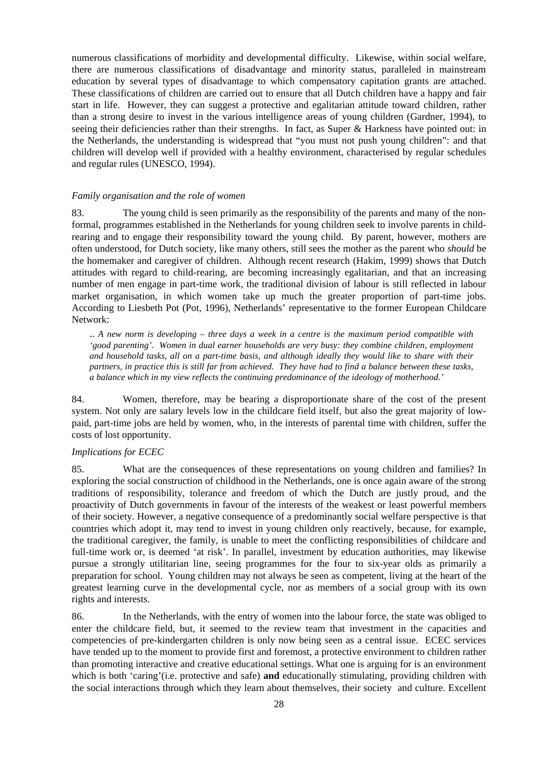numerous classifications of morbidity and developmental difficulty. Likewise, within social welfare, there are numerous classifications of disadvantage and minority status, paralleled in mainstream education by several types of disadvantage to which compensatory capitation grants are attached. These classifications of children are carried out to ensure that all Dutch children have a happy and fair start in life. However, they can suggest a protective and egalitarian attitude toward children, rather than a strong desire to invest in the various intelligence areas of young children (Gardner, 1994), to seeing their deficiencies rather than their strengths. In fact, as Super & Harkness have pointed out: in the Netherlands, the understanding is widespread that "you must not push young children": and that children will develop well if provided with a healthy environment, characterised by regular schedules and regular rules (UNESCO, 1994).

*Family organisation and the role of women*

83. The young child is seen primarily as the responsibility of the parents and many of the non-formal, programmes established in the Netherlands for young children seek to involve parents in child-rearing and to engage their responsibility toward the young child. By parent, however, mothers are often understood, for Dutch society, like many others, still sees the mother as the parent who *should* be the homemaker and caregiver of children. Although recent research (Hakim, 1999) shows that Dutch attitudes with regard to child-rearing, are becoming increasingly egalitarian, and that an increasing number of men engage in part-time work, the traditional division of labour is still reflected in labour market organisation, in which women take up much the greater proportion of part-time jobs. According to Liesbeth Pot (Pot, 1996), Netherlands' representative to the former European Childcare Network:

> *.. A new norm is developing – three days a week in a centre is the maximum period compatible with 'good parenting'. Women in dual earner households are very busy: they combine children, employment and household tasks, all on a part-time basis, and although ideally they would like to share with their partners, in practice this is still far from achieved. They have had to find a balance between these tasks, a balance which in my view reflects the continuing predominance of the ideology of motherhood.'*

84. Women, therefore, may be bearing a disproportionate share of the cost of the present system. Not only are salary levels low in the childcare field itself, but also the great majority of low-paid, part-time jobs are held by women, who, in the interests of parental time with children, suffer the costs of lost opportunity.

*Implications for ECEC*

85. What are the consequences of these representations on young children and families? In exploring the social construction of childhood in the Netherlands, one is once again aware of the strong traditions of responsibility, tolerance and freedom of which the Dutch are justly proud, and the proactivity of Dutch governments in favour of the interests of the weakest or least powerful members of their society. However, a negative consequence of a predominantly social welfare perspective is that countries which adopt it, may tend to invest in young children only reactively, because, for example, the traditional caregiver, the family, is unable to meet the conflicting responsibilities of childcare and full-time work or, is deemed 'at risk'. In parallel, investment by education authorities, may likewise pursue a strongly utilitarian line, seeing programmes for the four to six-year olds as primarily a preparation for school. Young children may not always be seen as competent, living at the heart of the greatest learning curve in the developmental cycle, nor as members of a social group with its own rights and interests.

86. In the Netherlands, with the entry of women into the labour force, the state was obliged to enter the childcare field, but, it seemed to the review team that investment in the capacities and competencies of pre-kindergarten children is only now being seen as a central issue. ECEC services have tended up to the moment to provide first and foremost, a protective environment to children rather than promoting interactive and creative educational settings. What one is arguing for is an environment which is both 'caring'(i.e. protective and safe) **and** educationally stimulating, providing children with the social interactions through which they learn about themselves, their society and culture. Excellent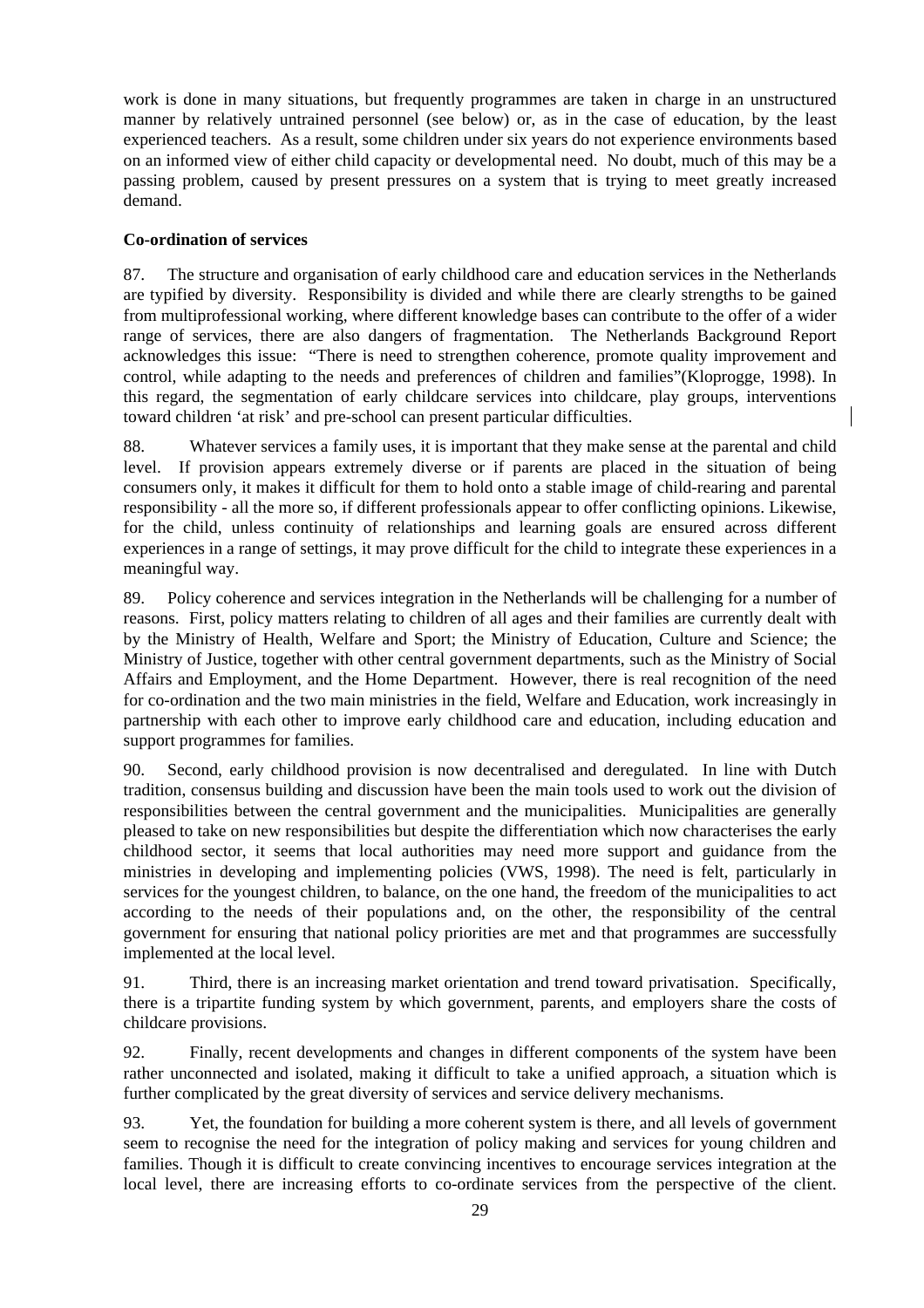work is done in many situations, but frequently programmes are taken in charge in an unstructured manner by relatively untrained personnel (see below) or, as in the case of education, by the least experienced teachers. As a result, some children under six years do not experience environments based on an informed view of either child capacity or developmental need. No doubt, much of this may be a passing problem, caused by present pressures on a system that is trying to meet greatly increased demand.

**Co-ordination of services**

87. The structure and organisation of early childhood care and education services in the Netherlands are typified by diversity. Responsibility is divided and while there are clearly strengths to be gained from multiprofessional working, where different knowledge bases can contribute to the offer of a wider range of services, there are also dangers of fragmentation. The Netherlands Background Report acknowledges this issue: "There is need to strengthen coherence, promote quality improvement and control, while adapting to the needs and preferences of children and families"(Kloprogge, 1998). In this regard, the segmentation of early childcare services into childcare, play groups, interventions toward children 'at risk' and pre-school can present particular difficulties.

88. Whatever services a family uses, it is important that they make sense at the parental and child level. If provision appears extremely diverse or if parents are placed in the situation of being consumers only, it makes it difficult for them to hold onto a stable image of child-rearing and parental responsibility - all the more so, if different professionals appear to offer conflicting opinions. Likewise, for the child, unless continuity of relationships and learning goals are ensured across different experiences in a range of settings, it may prove difficult for the child to integrate these experiences in a meaningful way.

89. Policy coherence and services integration in the Netherlands will be challenging for a number of reasons. First, policy matters relating to children of all ages and their families are currently dealt with by the Ministry of Health, Welfare and Sport; the Ministry of Education, Culture and Science; the Ministry of Justice, together with other central government departments, such as the Ministry of Social Affairs and Employment, and the Home Department. However, there is real recognition of the need for co-ordination and the two main ministries in the field, Welfare and Education, work increasingly in partnership with each other to improve early childhood care and education, including education and support programmes for families.

90. Second, early childhood provision is now decentralised and deregulated. In line with Dutch tradition, consensus building and discussion have been the main tools used to work out the division of responsibilities between the central government and the municipalities. Municipalities are generally pleased to take on new responsibilities but despite the differentiation which now characterises the early childhood sector, it seems that local authorities may need more support and guidance from the ministries in developing and implementing policies (VWS, 1998). The need is felt, particularly in services for the youngest children, to balance, on the one hand, the freedom of the municipalities to act according to the needs of their populations and, on the other, the responsibility of the central government for ensuring that national policy priorities are met and that programmes are successfully implemented at the local level.

91. Third, there is an increasing market orientation and trend toward privatisation. Specifically, there is a tripartite funding system by which government, parents, and employers share the costs of childcare provisions.

92. Finally, recent developments and changes in different components of the system have been rather unconnected and isolated, making it difficult to take a unified approach, a situation which is further complicated by the great diversity of services and service delivery mechanisms.

93. Yet, the foundation for building a more coherent system is there, and all levels of government seem to recognise the need for the integration of policy making and services for young children and families. Though it is difficult to create convincing incentives to encourage services integration at the local level, there are increasing efforts to co-ordinate services from the perspective of the client.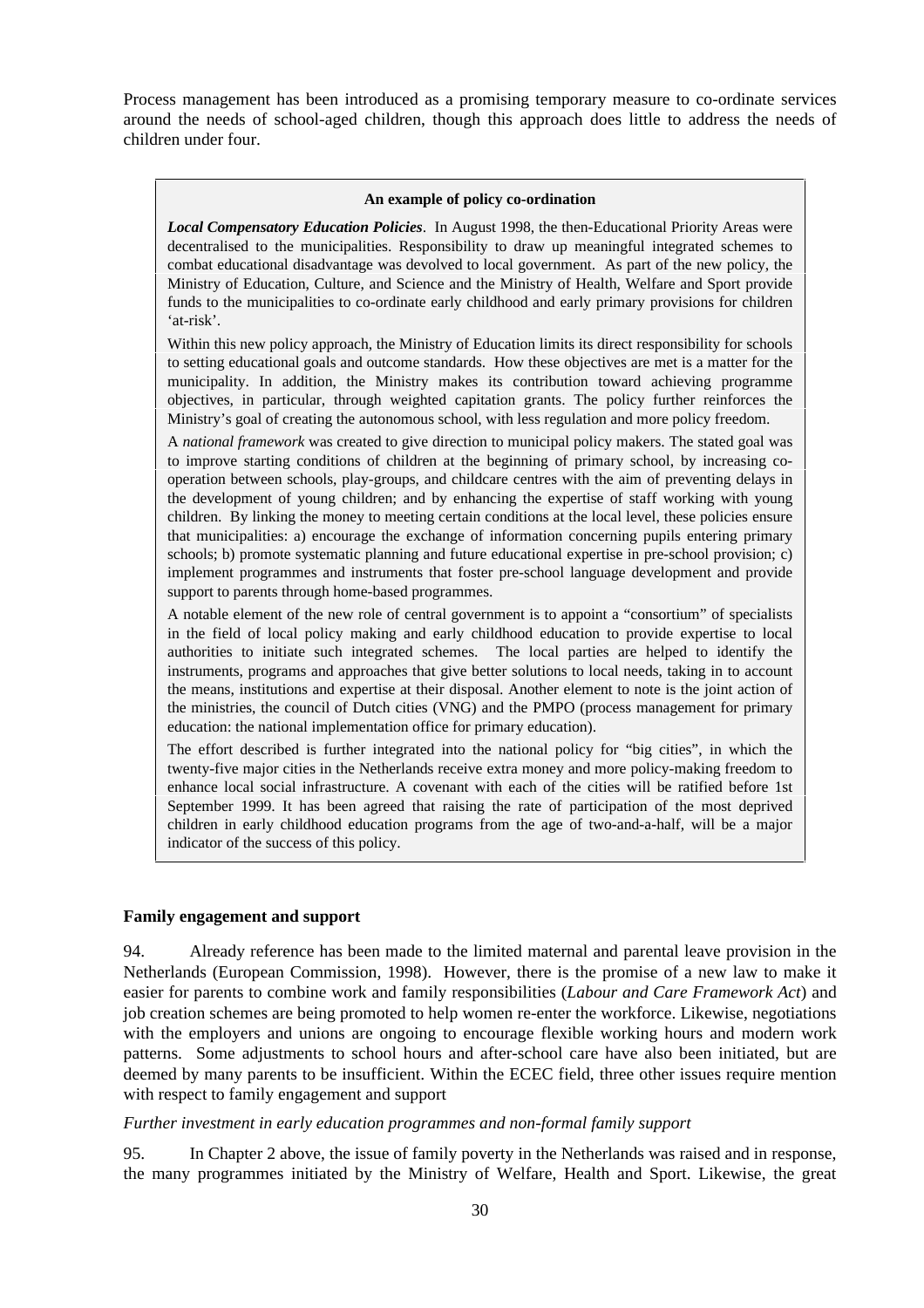Process management has been introduced as a promising temporary measure to co-ordinate services around the needs of school-aged children, though this approach does little to address the needs of children under four.

> **An example of policy co-ordination**
>
> ***Local Compensatory Education Policies***. In August 1998, the then-Educational Priority Areas were decentralised to the municipalities. Responsibility to draw up meaningful integrated schemes to combat educational disadvantage was devolved to local government. As part of the new policy, the Ministry of Education, Culture, and Science and the Ministry of Health, Welfare and Sport provide funds to the municipalities to co-ordinate early childhood and early primary provisions for children 'at-risk'.
>
> Within this new policy approach, the Ministry of Education limits its direct responsibility for schools to setting educational goals and outcome standards. How these objectives are met is a matter for the municipality. In addition, the Ministry makes its contribution toward achieving programme objectives, in particular, through weighted capitation grants. The policy further reinforces the Ministry's goal of creating the autonomous school, with less regulation and more policy freedom.
>
> A *national framework* was created to give direction to municipal policy makers. The stated goal was to improve starting conditions of children at the beginning of primary school, by increasing co-operation between schools, play-groups, and childcare centres with the aim of preventing delays in the development of young children; and by enhancing the expertise of staff working with young children. By linking the money to meeting certain conditions at the local level, these policies ensure that municipalities: a) encourage the exchange of information concerning pupils entering primary schools; b) promote systematic planning and future educational expertise in pre-school provision; c) implement programmes and instruments that foster pre-school language development and provide support to parents through home-based programmes.
>
> A notable element of the new role of central government is to appoint a "consortium" of specialists in the field of local policy making and early childhood education to provide expertise to local authorities to initiate such integrated schemes. The local parties are helped to identify the instruments, programs and approaches that give better solutions to local needs, taking in to account the means, institutions and expertise at their disposal. Another element to note is the joint action of the ministries, the council of Dutch cities (VNG) and the PMPO (process management for primary education: the national implementation office for primary education).
>
> The effort described is further integrated into the national policy for "big cities", in which the twenty-five major cities in the Netherlands receive extra money and more policy-making freedom to enhance local social infrastructure. A covenant with each of the cities will be ratified before 1st September 1999. It has been agreed that raising the rate of participation of the most deprived children in early childhood education programs from the age of two-and-a-half, will be a major indicator of the success of this policy.

**Family engagement and support**

94. Already reference has been made to the limited maternal and parental leave provision in the Netherlands (European Commission, 1998). However, there is the promise of a new law to make it easier for parents to combine work and family responsibilities (*Labour and Care Framework Act*) and job creation schemes are being promoted to help women re-enter the workforce. Likewise, negotiations with the employers and unions are ongoing to encourage flexible working hours and modern work patterns. Some adjustments to school hours and after-school care have also been initiated, but are deemed by many parents to be insufficient. Within the ECEC field, three other issues require mention with respect to family engagement and support

*Further investment in early education programmes and non-formal family support*

95. In Chapter 2 above, the issue of family poverty in the Netherlands was raised and in response, the many programmes initiated by the Ministry of Welfare, Health and Sport. Likewise, the great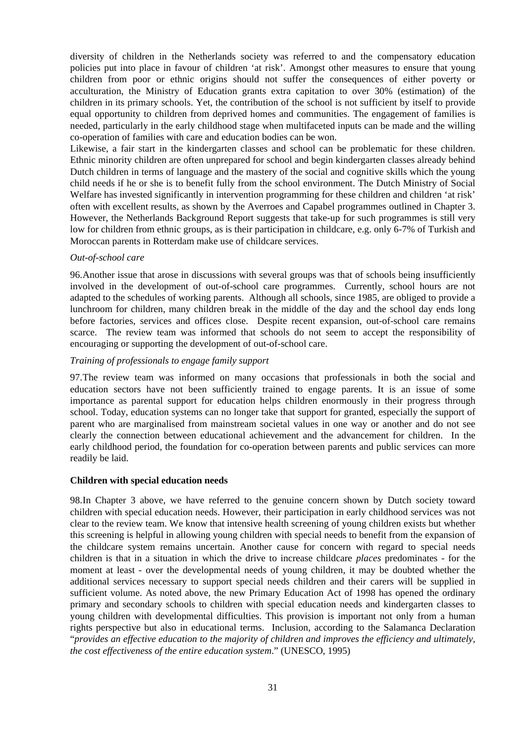diversity of children in the Netherlands society was referred to and the compensatory education policies put into place in favour of children 'at risk'. Amongst other measures to ensure that young children from poor or ethnic origins should not suffer the consequences of either poverty or acculturation, the Ministry of Education grants extra capitation to over 30% (estimation) of the children in its primary schools. Yet, the contribution of the school is not sufficient by itself to provide equal opportunity to children from deprived homes and communities. The engagement of families is needed, particularly in the early childhood stage when multifaceted inputs can be made and the willing co-operation of families with care and education bodies can be won.

Likewise, a fair start in the kindergarten classes and school can be problematic for these children. Ethnic minority children are often unprepared for school and begin kindergarten classes already behind Dutch children in terms of language and the mastery of the social and cognitive skills which the young child needs if he or she is to benefit fully from the school environment. The Dutch Ministry of Social Welfare has invested significantly in intervention programming for these children and children 'at risk' often with excellent results, as shown by the Averroes and Capabel programmes outlined in Chapter 3. However, the Netherlands Background Report suggests that take-up for such programmes is still very low for children from ethnic groups, as is their participation in childcare, e.g. only 6-7% of Turkish and Moroccan parents in Rotterdam make use of childcare services.

*Out-of-school care*

96. Another issue that arose in discussions with several groups was that of schools being insufficiently involved in the development of out-of-school care programmes. Currently, school hours are not adapted to the schedules of working parents. Although all schools, since 1985, are obliged to provide a lunchroom for children, many children break in the middle of the day and the school day ends long before factories, services and offices close. Despite recent expansion, out-of-school care remains scarce. The review team was informed that schools do not seem to accept the responsibility of encouraging or supporting the development of out-of-school care.

*Training of professionals to engage family support*

97. The review team was informed on many occasions that professionals in both the social and education sectors have not been sufficiently trained to engage parents. It is an issue of some importance as parental support for education helps children enormously in their progress through school. Today, education systems can no longer take that support for granted, especially the support of parent who are marginalised from mainstream societal values in one way or another and do not see clearly the connection between educational achievement and the advancement for children. In the early childhood period, the foundation for co-operation between parents and public services can more readily be laid.

**Children with special education needs**

98. In Chapter 3 above, we have referred to the genuine concern shown by Dutch society toward children with special education needs. However, their participation in early childhood services was not clear to the review team. We know that intensive health screening of young children exists but whether this screening is helpful in allowing young children with special needs to benefit from the expansion of the childcare system remains uncertain. Another cause for concern with regard to special needs children is that in a situation in which the drive to increase childcare *places* predominates - for the moment at least - over the developmental needs of young children, it may be doubted whether the additional services necessary to support special needs children and their carers will be supplied in sufficient volume. As noted above, the new Primary Education Act of 1998 has opened the ordinary primary and secondary schools to children with special education needs and kindergarten classes to young children with developmental difficulties. This provision is important not only from a human rights perspective but also in educational terms. Inclusion, according to the Salamanca Declaration "*provides an effective education to the majority of children and improves the efficiency and ultimately, the cost effectiveness of the entire education system*." (UNESCO, 1995)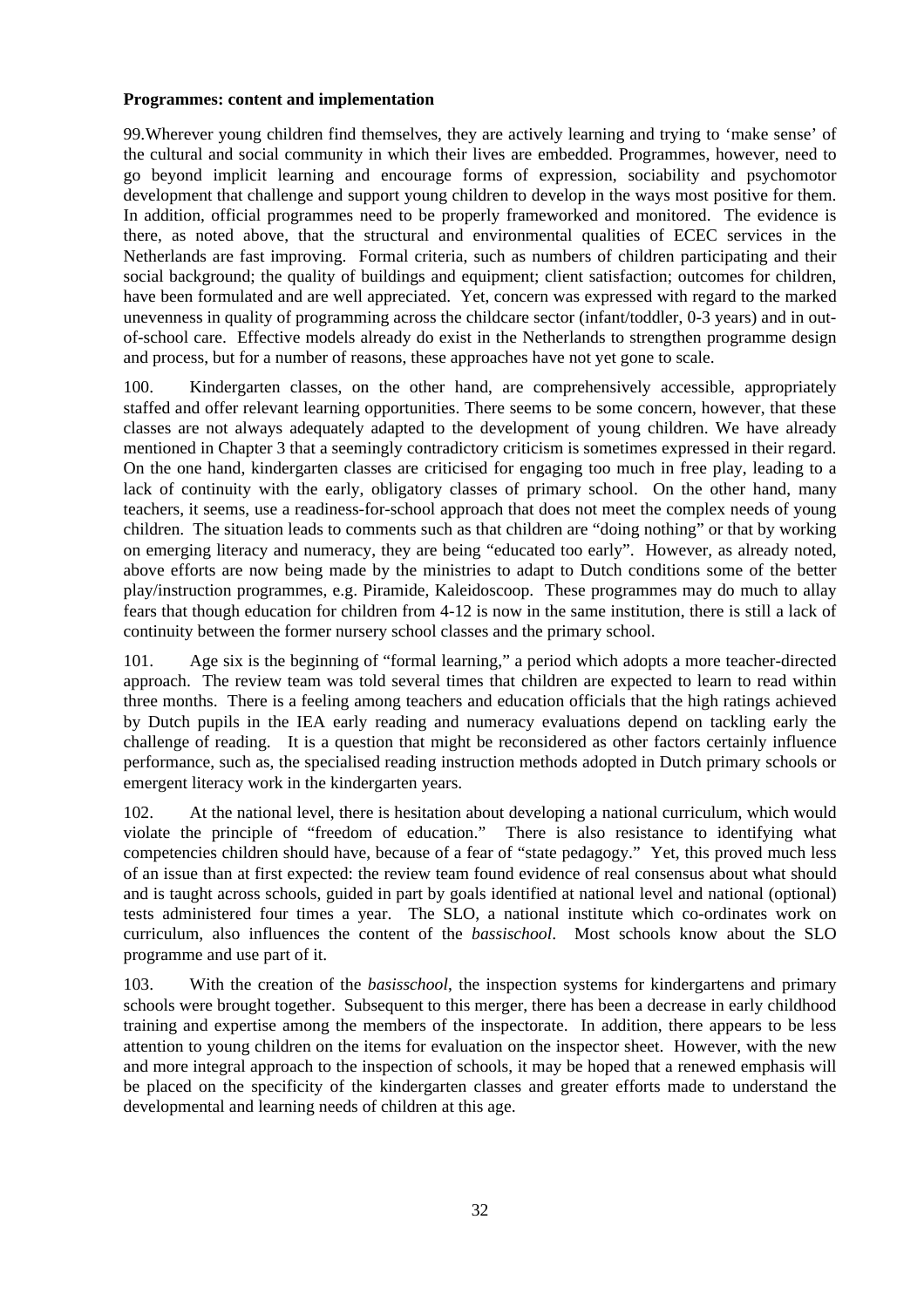**Programmes: content and implementation**

99.Wherever young children find themselves, they are actively learning and trying to 'make sense' of the cultural and social community in which their lives are embedded. Programmes, however, need to go beyond implicit learning and encourage forms of expression, sociability and psychomotor development that challenge and support young children to develop in the ways most positive for them. In addition, official programmes need to be properly frameworked and monitored. The evidence is there, as noted above, that the structural and environmental qualities of ECEC services in the Netherlands are fast improving. Formal criteria, such as numbers of children participating and their social background; the quality of buildings and equipment; client satisfaction; outcomes for children, have been formulated and are well appreciated. Yet, concern was expressed with regard to the marked unevenness in quality of programming across the childcare sector (infant/toddler, 0-3 years) and in out-of-school care. Effective models already do exist in the Netherlands to strengthen programme design and process, but for a number of reasons, these approaches have not yet gone to scale.

100. Kindergarten classes, on the other hand, are comprehensively accessible, appropriately staffed and offer relevant learning opportunities. There seems to be some concern, however, that these classes are not always adequately adapted to the development of young children. We have already mentioned in Chapter 3 that a seemingly contradictory criticism is sometimes expressed in their regard. On the one hand, kindergarten classes are criticised for engaging too much in free play, leading to a lack of continuity with the early, obligatory classes of primary school. On the other hand, many teachers, it seems, use a readiness-for-school approach that does not meet the complex needs of young children. The situation leads to comments such as that children are "doing nothing" or that by working on emerging literacy and numeracy, they are being "educated too early". However, as already noted, above efforts are now being made by the ministries to adapt to Dutch conditions some of the better play/instruction programmes, e.g. Piramide, Kaleidoscoop. These programmes may do much to allay fears that though education for children from 4-12 is now in the same institution, there is still a lack of continuity between the former nursery school classes and the primary school.

101. Age six is the beginning of "formal learning," a period which adopts a more teacher-directed approach. The review team was told several times that children are expected to learn to read within three months. There is a feeling among teachers and education officials that the high ratings achieved by Dutch pupils in the IEA early reading and numeracy evaluations depend on tackling early the challenge of reading. It is a question that might be reconsidered as other factors certainly influence performance, such as, the specialised reading instruction methods adopted in Dutch primary schools or emergent literacy work in the kindergarten years.

102. At the national level, there is hesitation about developing a national curriculum, which would violate the principle of "freedom of education." There is also resistance to identifying what competencies children should have, because of a fear of "state pedagogy." Yet, this proved much less of an issue than at first expected: the review team found evidence of real consensus about what should and is taught across schools, guided in part by goals identified at national level and national (optional) tests administered four times a year. The SLO, a national institute which co-ordinates work on curriculum, also influences the content of the *bassischool*. Most schools know about the SLO programme and use part of it.

103. With the creation of the *basisschool*, the inspection systems for kindergartens and primary schools were brought together. Subsequent to this merger, there has been a decrease in early childhood training and expertise among the members of the inspectorate. In addition, there appears to be less attention to young children on the items for evaluation on the inspector sheet. However, with the new and more integral approach to the inspection of schools, it may be hoped that a renewed emphasis will be placed on the specificity of the kindergarten classes and greater efforts made to understand the developmental and learning needs of children at this age.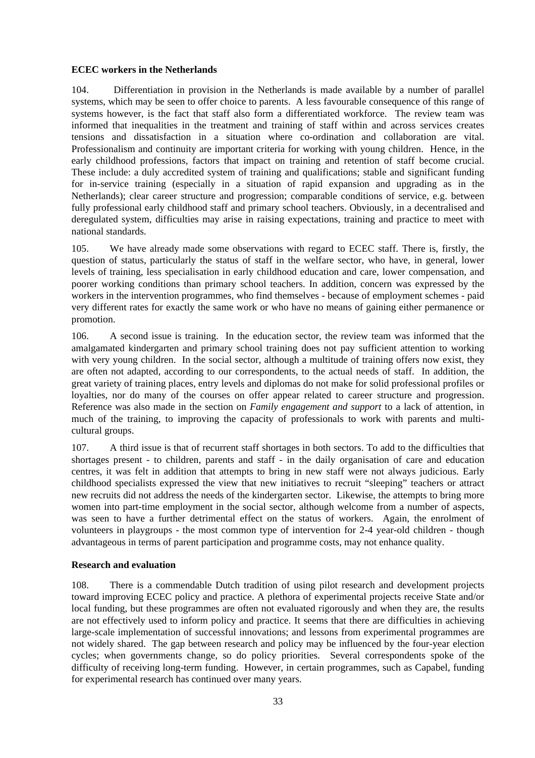**ECEC workers in the Netherlands**

104. Differentiation in provision in the Netherlands is made available by a number of parallel systems, which may be seen to offer choice to parents. A less favourable consequence of this range of systems however, is the fact that staff also form a differentiated workforce. The review team was informed that inequalities in the treatment and training of staff within and across services creates tensions and dissatisfaction in a situation where co-ordination and collaboration are vital. Professionalism and continuity are important criteria for working with young children. Hence, in the early childhood professions, factors that impact on training and retention of staff become crucial. These include: a duly accredited system of training and qualifications; stable and significant funding for in-service training (especially in a situation of rapid expansion and upgrading as in the Netherlands); clear career structure and progression; comparable conditions of service, e.g. between fully professional early childhood staff and primary school teachers. Obviously, in a decentralised and deregulated system, difficulties may arise in raising expectations, training and practice to meet with national standards.

105. We have already made some observations with regard to ECEC staff. There is, firstly, the question of status, particularly the status of staff in the welfare sector, who have, in general, lower levels of training, less specialisation in early childhood education and care, lower compensation, and poorer working conditions than primary school teachers. In addition, concern was expressed by the workers in the intervention programmes, who find themselves - because of employment schemes - paid very different rates for exactly the same work or who have no means of gaining either permanence or promotion.

106. A second issue is training. In the education sector, the review team was informed that the amalgamated kindergarten and primary school training does not pay sufficient attention to working with very young children. In the social sector, although a multitude of training offers now exist, they are often not adapted, according to our correspondents, to the actual needs of staff. In addition, the great variety of training places, entry levels and diplomas do not make for solid professional profiles or loyalties, nor do many of the courses on offer appear related to career structure and progression. Reference was also made in the section on *Family engagement and support* to a lack of attention, in much of the training, to improving the capacity of professionals to work with parents and multi-cultural groups.

107. A third issue is that of recurrent staff shortages in both sectors. To add to the difficulties that shortages present - to children, parents and staff - in the daily organisation of care and education centres, it was felt in addition that attempts to bring in new staff were not always judicious. Early childhood specialists expressed the view that new initiatives to recruit "sleeping" teachers or attract new recruits did not address the needs of the kindergarten sector. Likewise, the attempts to bring more women into part-time employment in the social sector, although welcome from a number of aspects, was seen to have a further detrimental effect on the status of workers. Again, the enrolment of volunteers in playgroups - the most common type of intervention for 2-4 year-old children - though advantageous in terms of parent participation and programme costs, may not enhance quality.

**Research and evaluation**

108. There is a commendable Dutch tradition of using pilot research and development projects toward improving ECEC policy and practice. A plethora of experimental projects receive State and/or local funding, but these programmes are often not evaluated rigorously and when they are, the results are not effectively used to inform policy and practice. It seems that there are difficulties in achieving large-scale implementation of successful innovations; and lessons from experimental programmes are not widely shared. The gap between research and policy may be influenced by the four-year election cycles; when governments change, so do policy priorities. Several correspondents spoke of the difficulty of receiving long-term funding. However, in certain programmes, such as Capabel, funding for experimental research has continued over many years.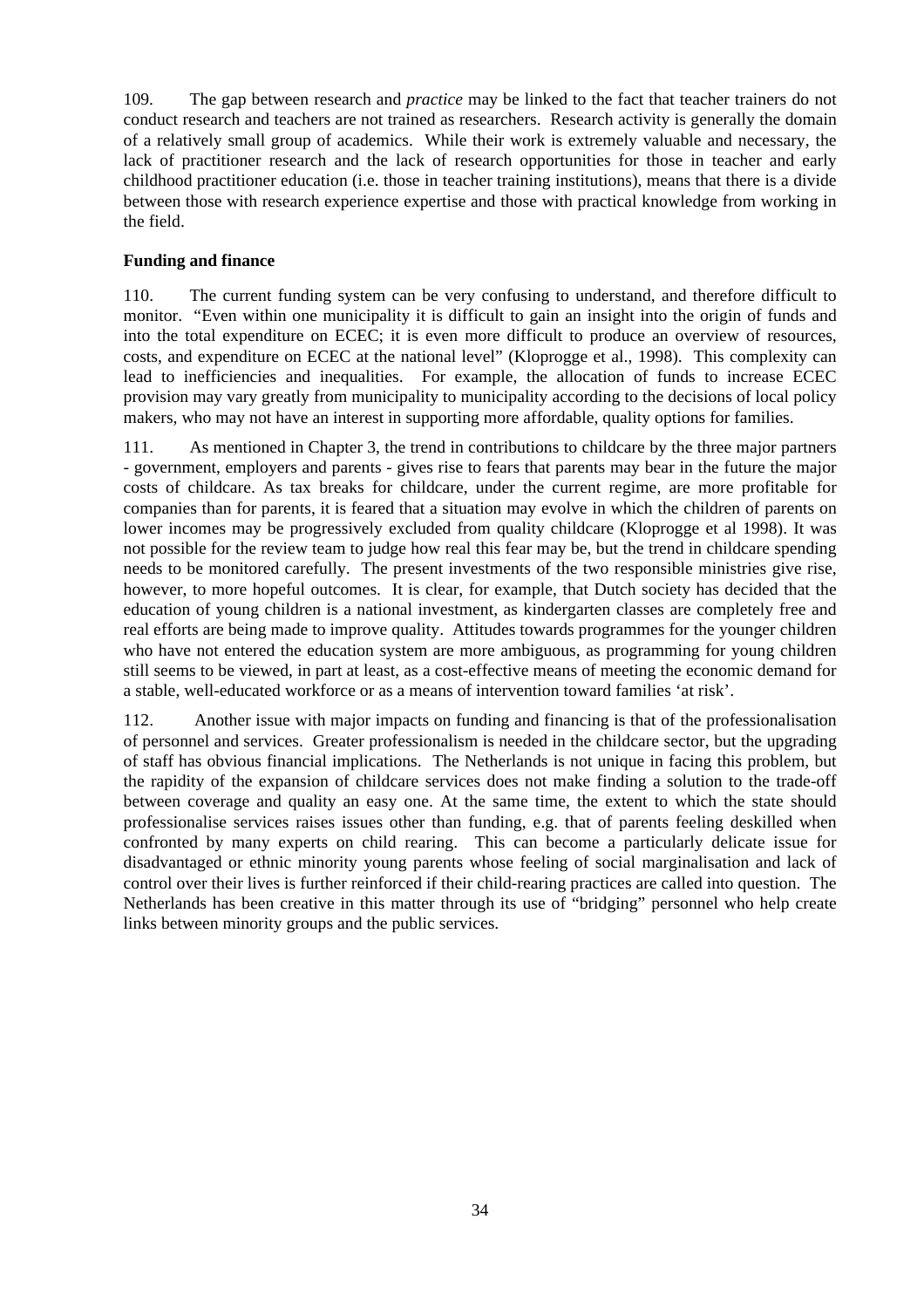109. The gap between research and *practice* may be linked to the fact that teacher trainers do not conduct research and teachers are not trained as researchers. Research activity is generally the domain of a relatively small group of academics. While their work is extremely valuable and necessary, the lack of practitioner research and the lack of research opportunities for those in teacher and early childhood practitioner education (i.e. those in teacher training institutions), means that there is a divide between those with research experience expertise and those with practical knowledge from working in the field.

**Funding and finance**

110. The current funding system can be very confusing to understand, and therefore difficult to monitor. "Even within one municipality it is difficult to gain an insight into the origin of funds and into the total expenditure on ECEC; it is even more difficult to produce an overview of resources, costs, and expenditure on ECEC at the national level" (Kloprogge et al., 1998). This complexity can lead to inefficiencies and inequalities. For example, the allocation of funds to increase ECEC provision may vary greatly from municipality to municipality according to the decisions of local policy makers, who may not have an interest in supporting more affordable, quality options for families.

111. As mentioned in Chapter 3, the trend in contributions to childcare by the three major partners - government, employers and parents - gives rise to fears that parents may bear in the future the major costs of childcare. As tax breaks for childcare, under the current regime, are more profitable for companies than for parents, it is feared that a situation may evolve in which the children of parents on lower incomes may be progressively excluded from quality childcare (Kloprogge et al 1998). It was not possible for the review team to judge how real this fear may be, but the trend in childcare spending needs to be monitored carefully. The present investments of the two responsible ministries give rise, however, to more hopeful outcomes. It is clear, for example, that Dutch society has decided that the education of young children is a national investment, as kindergarten classes are completely free and real efforts are being made to improve quality. Attitudes towards programmes for the younger children who have not entered the education system are more ambiguous, as programming for young children still seems to be viewed, in part at least, as a cost-effective means of meeting the economic demand for a stable, well-educated workforce or as a means of intervention toward families 'at risk'.

112. Another issue with major impacts on funding and financing is that of the professionalisation of personnel and services. Greater professionalism is needed in the childcare sector, but the upgrading of staff has obvious financial implications. The Netherlands is not unique in facing this problem, but the rapidity of the expansion of childcare services does not make finding a solution to the trade-off between coverage and quality an easy one. At the same time, the extent to which the state should professionalise services raises issues other than funding, e.g. that of parents feeling deskilled when confronted by many experts on child rearing. This can become a particularly delicate issue for disadvantaged or ethnic minority young parents whose feeling of social marginalisation and lack of control over their lives is further reinforced if their child-rearing practices are called into question. The Netherlands has been creative in this matter through its use of "bridging" personnel who help create links between minority groups and the public services.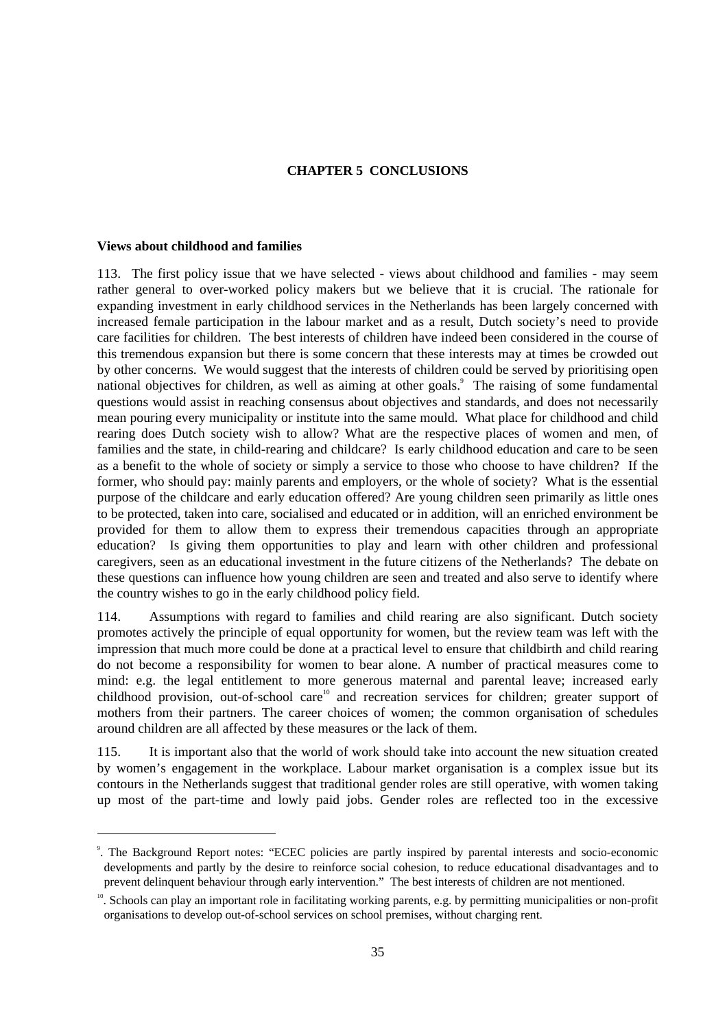## CHAPTER 5 CONCLUSIONS

### Views about childhood and families

113. The first policy issue that we have selected - views about childhood and families - may seem rather general to over-worked policy makers but we believe that it is crucial. The rationale for expanding investment in early childhood services in the Netherlands has been largely concerned with increased female participation in the labour market and as a result, Dutch society's need to provide care facilities for children. The best interests of children have indeed been considered in the course of this tremendous expansion but there is some concern that these interests may at times be crowded out by other concerns. We would suggest that the interests of children could be served by prioritising open national objectives for children, as well as aiming at other goals.[9] The raising of some fundamental questions would assist in reaching consensus about objectives and standards, and does not necessarily mean pouring every municipality or institute into the same mould. What place for childhood and child rearing does Dutch society wish to allow? What are the respective places of women and men, of families and the state, in child-rearing and childcare? Is early childhood education and care to be seen as a benefit to the whole of society or simply a service to those who choose to have children? If the former, who should pay: mainly parents and employers, or the whole of society? What is the essential purpose of the childcare and early education offered? Are young children seen primarily as little ones to be protected, taken into care, socialised and educated or in addition, will an enriched environment be provided for them to allow them to express their tremendous capacities through an appropriate education? Is giving them opportunities to play and learn with other children and professional caregivers, seen as an educational investment in the future citizens of the Netherlands? The debate on these questions can influence how young children are seen and treated and also serve to identify where the country wishes to go in the early childhood policy field.

114. Assumptions with regard to families and child rearing are also significant. Dutch society promotes actively the principle of equal opportunity for women, but the review team was left with the impression that much more could be done at a practical level to ensure that childbirth and child rearing do not become a responsibility for women to bear alone. A number of practical measures come to mind: e.g. the legal entitlement to more generous maternal and parental leave; increased early childhood provision, out-of-school care[10] and recreation services for children; greater support of mothers from their partners. The career choices of women; the common organisation of schedules around children are all affected by these measures or the lack of them.

115. It is important also that the world of work should take into account the new situation created by women's engagement in the workplace. Labour market organisation is a complex issue but its contours in the Netherlands suggest that traditional gender roles are still operative, with women taking up most of the part-time and lowly paid jobs. Gender roles are reflected too in the excessive

---

[9]. The Background Report notes: "ECEC policies are partly inspired by parental interests and socio-economic developments and partly by the desire to reinforce social cohesion, to reduce educational disadvantages and to prevent delinquent behaviour through early intervention." The best interests of children are not mentioned.

[10]. Schools can play an important role in facilitating working parents, e.g. by permitting municipalities or non-profit organisations to develop out-of-school services on school premises, without charging rent.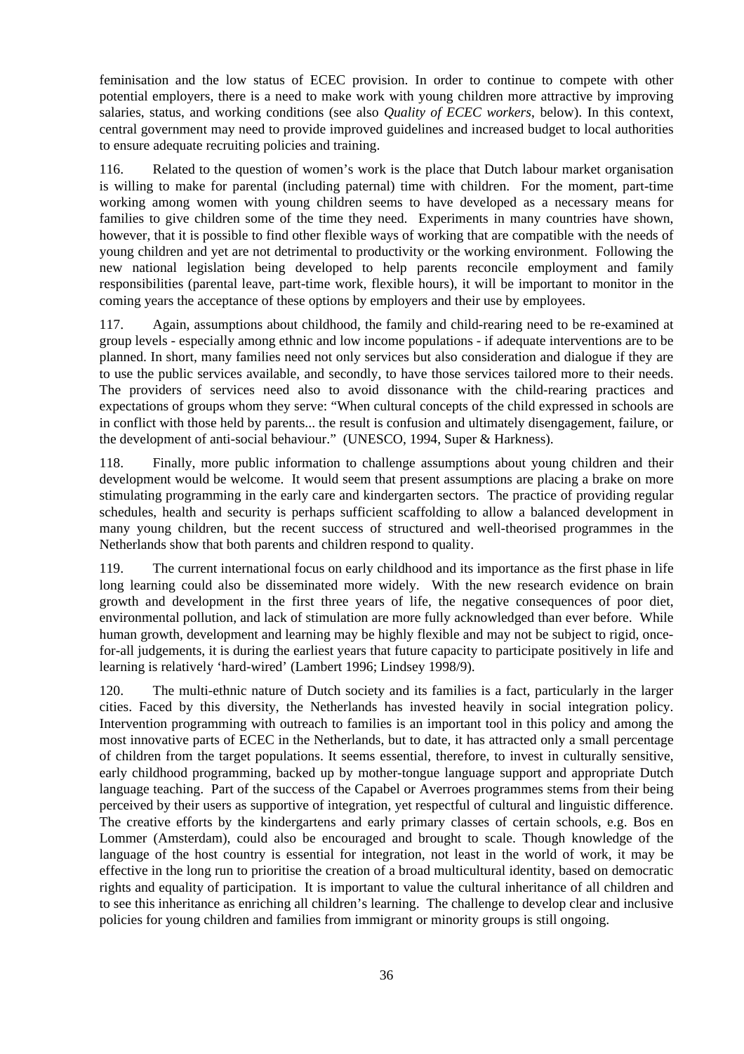feminisation and the low status of ECEC provision. In order to continue to compete with other potential employers, there is a need to make work with young children more attractive by improving salaries, status, and working conditions (see also *Quality of ECEC workers*, below). In this context, central government may need to provide improved guidelines and increased budget to local authorities to ensure adequate recruiting policies and training.

116. Related to the question of women's work is the place that Dutch labour market organisation is willing to make for parental (including paternal) time with children. For the moment, part-time working among women with young children seems to have developed as a necessary means for families to give children some of the time they need. Experiments in many countries have shown, however, that it is possible to find other flexible ways of working that are compatible with the needs of young children and yet are not detrimental to productivity or the working environment. Following the new national legislation being developed to help parents reconcile employment and family responsibilities (parental leave, part-time work, flexible hours), it will be important to monitor in the coming years the acceptance of these options by employers and their use by employees.

117. Again, assumptions about childhood, the family and child-rearing need to be re-examined at group levels - especially among ethnic and low income populations - if adequate interventions are to be planned. In short, many families need not only services but also consideration and dialogue if they are to use the public services available, and secondly, to have those services tailored more to their needs. The providers of services need also to avoid dissonance with the child-rearing practices and expectations of groups whom they serve: "When cultural concepts of the child expressed in schools are in conflict with those held by parents... the result is confusion and ultimately disengagement, failure, or the development of anti-social behaviour." (UNESCO, 1994, Super & Harkness).

118. Finally, more public information to challenge assumptions about young children and their development would be welcome. It would seem that present assumptions are placing a brake on more stimulating programming in the early care and kindergarten sectors. The practice of providing regular schedules, health and security is perhaps sufficient scaffolding to allow a balanced development in many young children, but the recent success of structured and well-theorised programmes in the Netherlands show that both parents and children respond to quality.

119. The current international focus on early childhood and its importance as the first phase in life long learning could also be disseminated more widely. With the new research evidence on brain growth and development in the first three years of life, the negative consequences of poor diet, environmental pollution, and lack of stimulation are more fully acknowledged than ever before. While human growth, development and learning may be highly flexible and may not be subject to rigid, once-for-all judgements, it is during the earliest years that future capacity to participate positively in life and learning is relatively 'hard-wired' (Lambert 1996; Lindsey 1998/9).

120. The multi-ethnic nature of Dutch society and its families is a fact, particularly in the larger cities. Faced by this diversity, the Netherlands has invested heavily in social integration policy. Intervention programming with outreach to families is an important tool in this policy and among the most innovative parts of ECEC in the Netherlands, but to date, it has attracted only a small percentage of children from the target populations. It seems essential, therefore, to invest in culturally sensitive, early childhood programming, backed up by mother-tongue language support and appropriate Dutch language teaching. Part of the success of the Capabel or Averroes programmes stems from their being perceived by their users as supportive of integration, yet respectful of cultural and linguistic difference. The creative efforts by the kindergartens and early primary classes of certain schools, e.g. Bos en Lommer (Amsterdam), could also be encouraged and brought to scale. Though knowledge of the language of the host country is essential for integration, not least in the world of work, it may be effective in the long run to prioritise the creation of a broad multicultural identity, based on democratic rights and equality of participation. It is important to value the cultural inheritance of all children and to see this inheritance as enriching all children's learning. The challenge to develop clear and inclusive policies for young children and families from immigrant or minority groups is still ongoing.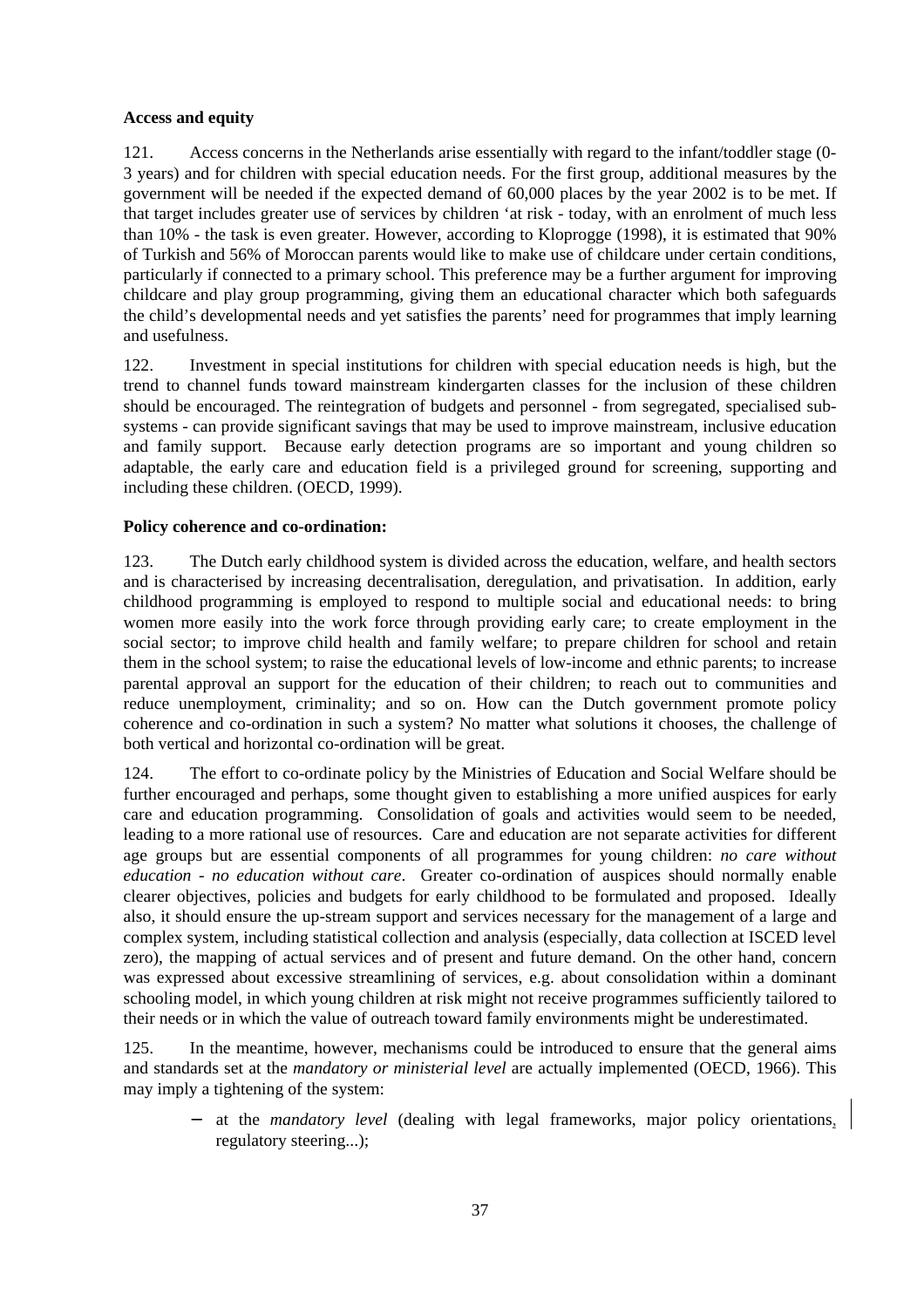**Access and equity**

121. Access concerns in the Netherlands arise essentially with regard to the infant/toddler stage (0-3 years) and for children with special education needs. For the first group, additional measures by the government will be needed if the expected demand of 60,000 places by the year 2002 is to be met. If that target includes greater use of services by children 'at risk - today, with an enrolment of much less than 10% - the task is even greater. However, according to Kloprogge (1998), it is estimated that 90% of Turkish and 56% of Moroccan parents would like to make use of childcare under certain conditions, particularly if connected to a primary school. This preference may be a further argument for improving childcare and play group programming, giving them an educational character which both safeguards the child's developmental needs and yet satisfies the parents' need for programmes that imply learning and usefulness.

122. Investment in special institutions for children with special education needs is high, but the trend to channel funds toward mainstream kindergarten classes for the inclusion of these children should be encouraged. The reintegration of budgets and personnel - from segregated, specialised sub-systems - can provide significant savings that may be used to improve mainstream, inclusive education and family support. Because early detection programs are so important and young children so adaptable, the early care and education field is a privileged ground for screening, supporting and including these children. (OECD, 1999).

**Policy coherence and co-ordination:**

123. The Dutch early childhood system is divided across the education, welfare, and health sectors and is characterised by increasing decentralisation, deregulation, and privatisation. In addition, early childhood programming is employed to respond to multiple social and educational needs: to bring women more easily into the work force through providing early care; to create employment in the social sector; to improve child health and family welfare; to prepare children for school and retain them in the school system; to raise the educational levels of low-income and ethnic parents; to increase parental approval an support for the education of their children; to reach out to communities and reduce unemployment, criminality; and so on. How can the Dutch government promote policy coherence and co-ordination in such a system? No matter what solutions it chooses, the challenge of both vertical and horizontal co-ordination will be great.

124. The effort to co-ordinate policy by the Ministries of Education and Social Welfare should be further encouraged and perhaps, some thought given to establishing a more unified auspices for early care and education programming. Consolidation of goals and activities would seem to be needed, leading to a more rational use of resources. Care and education are not separate activities for different age groups but are essential components of all programmes for young children: *no care without education - no education without care*. Greater co-ordination of auspices should normally enable clearer objectives, policies and budgets for early childhood to be formulated and proposed. Ideally also, it should ensure the up-stream support and services necessary for the management of a large and complex system, including statistical collection and analysis (especially, data collection at ISCED level zero), the mapping of actual services and of present and future demand. On the other hand, concern was expressed about excessive streamlining of services, e.g. about consolidation within a dominant schooling model, in which young children at risk might not receive programmes sufficiently tailored to their needs or in which the value of outreach toward family environments might be underestimated.

125. In the meantime, however, mechanisms could be introduced to ensure that the general aims and standards set at the *mandatory or ministerial level* are actually implemented (OECD, 1966). This may imply a tightening of the system:

- at the *mandatory level* (dealing with legal frameworks, major policy orientations, regulatory steering...);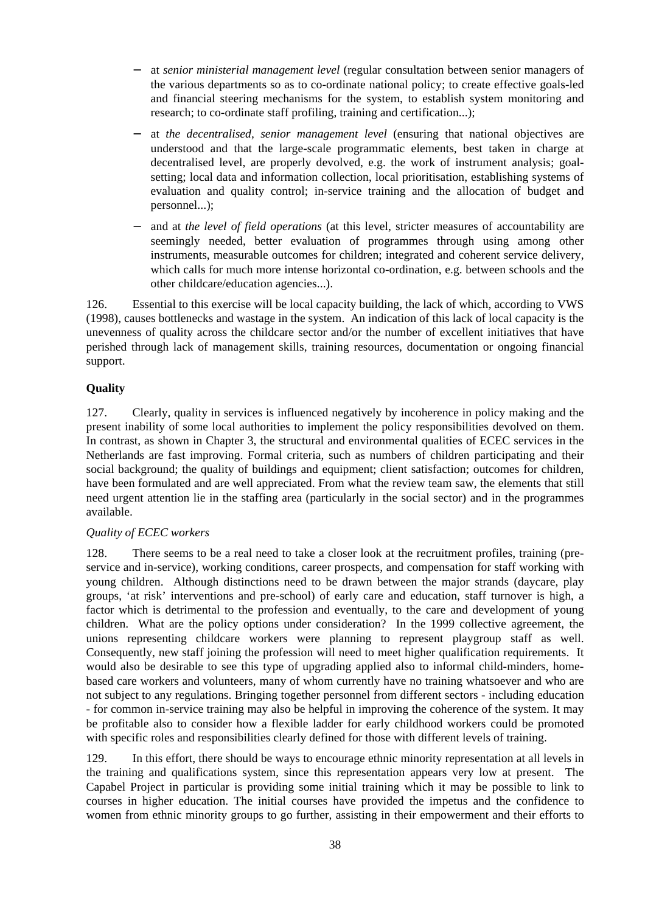- at *senior ministerial management level* (regular consultation between senior managers of the various departments so as to co-ordinate national policy; to create effective goals-led and financial steering mechanisms for the system, to establish system monitoring and research; to co-ordinate staff profiling, training and certification...);
- at *the decentralised, senior management level* (ensuring that national objectives are understood and that the large-scale programmatic elements, best taken in charge at decentralised level, are properly devolved, e.g. the work of instrument analysis; goal-setting; local data and information collection, local prioritisation, establishing systems of evaluation and quality control; in-service training and the allocation of budget and personnel...);
- and at *the level of field operations* (at this level, stricter measures of accountability are seemingly needed, better evaluation of programmes through using among other instruments, measurable outcomes for children; integrated and coherent service delivery, which calls for much more intense horizontal co-ordination, e.g. between schools and the other childcare/education agencies...).

126. Essential to this exercise will be local capacity building, the lack of which, according to VWS (1998), causes bottlenecks and wastage in the system. An indication of this lack of local capacity is the unevenness of quality across the childcare sector and/or the number of excellent initiatives that have perished through lack of management skills, training resources, documentation or ongoing financial support.

**Quality**

127. Clearly, quality in services is influenced negatively by incoherence in policy making and the present inability of some local authorities to implement the policy responsibilities devolved on them. In contrast, as shown in Chapter 3, the structural and environmental qualities of ECEC services in the Netherlands are fast improving. Formal criteria, such as numbers of children participating and their social background; the quality of buildings and equipment; client satisfaction; outcomes for children, have been formulated and are well appreciated. From what the review team saw, the elements that still need urgent attention lie in the staffing area (particularly in the social sector) and in the programmes available.

*Quality of ECEC workers*

128. There seems to be a real need to take a closer look at the recruitment profiles, training (pre-service and in-service), working conditions, career prospects, and compensation for staff working with young children. Although distinctions need to be drawn between the major strands (daycare, play groups, 'at risk' interventions and pre-school) of early care and education, staff turnover is high, a factor which is detrimental to the profession and eventually, to the care and development of young children. What are the policy options under consideration? In the 1999 collective agreement, the unions representing childcare workers were planning to represent playgroup staff as well. Consequently, new staff joining the profession will need to meet higher qualification requirements. It would also be desirable to see this type of upgrading applied also to informal child-minders, home-based care workers and volunteers, many of whom currently have no training whatsoever and who are not subject to any regulations. Bringing together personnel from different sectors - including education - for common in-service training may also be helpful in improving the coherence of the system. It may be profitable also to consider how a flexible ladder for early childhood workers could be promoted with specific roles and responsibilities clearly defined for those with different levels of training.

129. In this effort, there should be ways to encourage ethnic minority representation at all levels in the training and qualifications system, since this representation appears very low at present. The Capabel Project in particular is providing some initial training which it may be possible to link to courses in higher education. The initial courses have provided the impetus and the confidence to women from ethnic minority groups to go further, assisting in their empowerment and their efforts to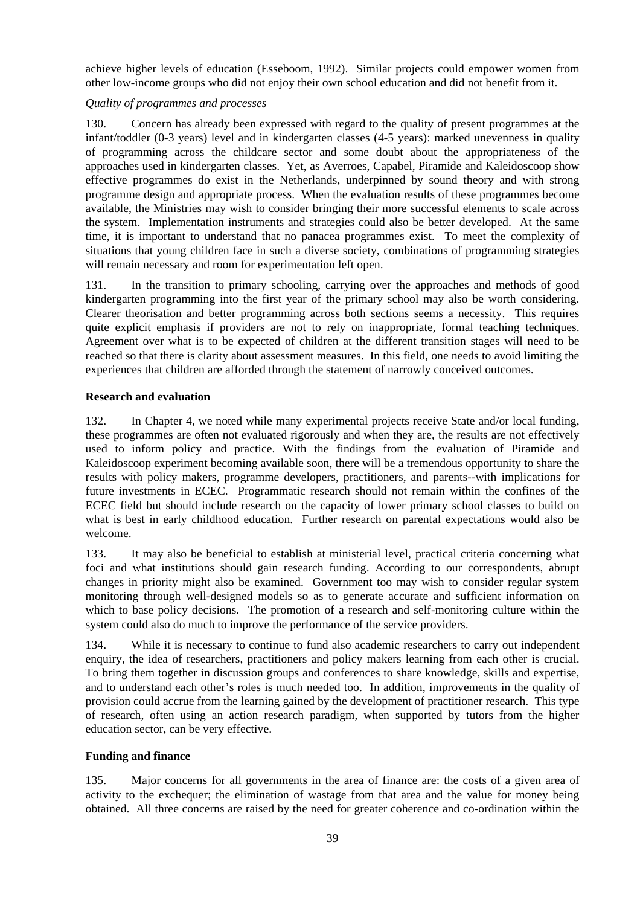achieve higher levels of education (Esseboom, 1992). Similar projects could empower women from other low-income groups who did not enjoy their own school education and did not benefit from it.

*Quality of programmes and processes*

130. Concern has already been expressed with regard to the quality of present programmes at the infant/toddler (0-3 years) level and in kindergarten classes (4-5 years): marked unevenness in quality of programming across the childcare sector and some doubt about the appropriateness of the approaches used in kindergarten classes. Yet, as Averroes, Capabel, Piramide and Kaleidoscoop show effective programmes do exist in the Netherlands, underpinned by sound theory and with strong programme design and appropriate process. When the evaluation results of these programmes become available, the Ministries may wish to consider bringing their more successful elements to scale across the system. Implementation instruments and strategies could also be better developed. At the same time, it is important to understand that no panacea programmes exist. To meet the complexity of situations that young children face in such a diverse society, combinations of programming strategies will remain necessary and room for experimentation left open.

131. In the transition to primary schooling, carrying over the approaches and methods of good kindergarten programming into the first year of the primary school may also be worth considering. Clearer theorisation and better programming across both sections seems a necessity. This requires quite explicit emphasis if providers are not to rely on inappropriate, formal teaching techniques. Agreement over what is to be expected of children at the different transition stages will need to be reached so that there is clarity about assessment measures. In this field, one needs to avoid limiting the experiences that children are afforded through the statement of narrowly conceived outcomes.

**Research and evaluation**

132. In Chapter 4, we noted while many experimental projects receive State and/or local funding, these programmes are often not evaluated rigorously and when they are, the results are not effectively used to inform policy and practice. With the findings from the evaluation of Piramide and Kaleidoscoop experiment becoming available soon, there will be a tremendous opportunity to share the results with policy makers, programme developers, practitioners, and parents--with implications for future investments in ECEC. Programmatic research should not remain within the confines of the ECEC field but should include research on the capacity of lower primary school classes to build on what is best in early childhood education. Further research on parental expectations would also be welcome.

133. It may also be beneficial to establish at ministerial level, practical criteria concerning what foci and what institutions should gain research funding. According to our correspondents, abrupt changes in priority might also be examined. Government too may wish to consider regular system monitoring through well-designed models so as to generate accurate and sufficient information on which to base policy decisions. The promotion of a research and self-monitoring culture within the system could also do much to improve the performance of the service providers.

134. While it is necessary to continue to fund also academic researchers to carry out independent enquiry, the idea of researchers, practitioners and policy makers learning from each other is crucial. To bring them together in discussion groups and conferences to share knowledge, skills and expertise, and to understand each other's roles is much needed too. In addition, improvements in the quality of provision could accrue from the learning gained by the development of practitioner research. This type of research, often using an action research paradigm, when supported by tutors from the higher education sector, can be very effective.

**Funding and finance**

135. Major concerns for all governments in the area of finance are: the costs of a given area of activity to the exchequer; the elimination of wastage from that area and the value for money being obtained. All three concerns are raised by the need for greater coherence and co-ordination within the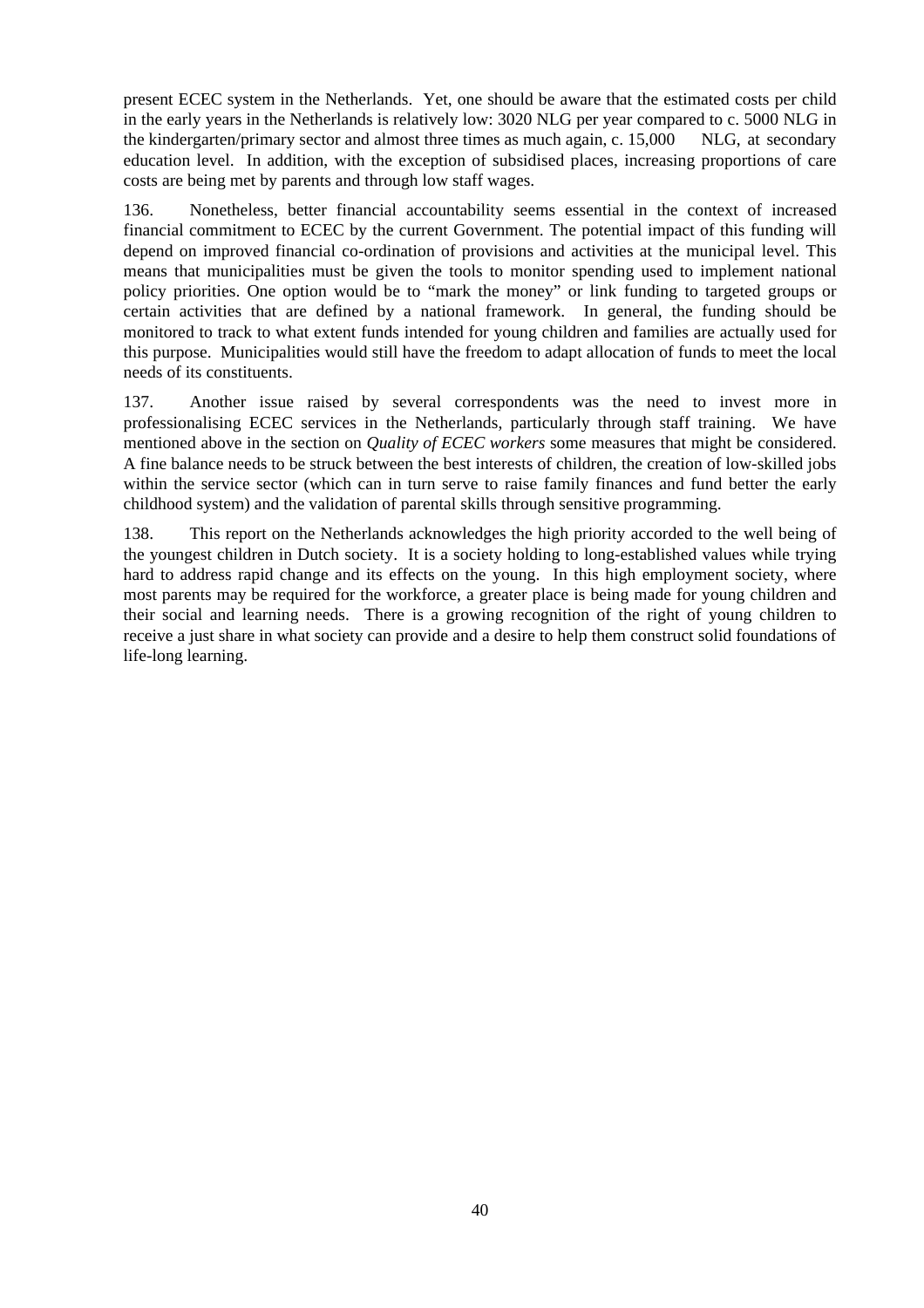present ECEC system in the Netherlands. Yet, one should be aware that the estimated costs per child in the early years in the Netherlands is relatively low: 3020 NLG per year compared to c. 5000 NLG in the kindergarten/primary sector and almost three times as much again, c. 15,000 NLG, at secondary education level. In addition, with the exception of subsidised places, increasing proportions of care costs are being met by parents and through low staff wages.

136. Nonetheless, better financial accountability seems essential in the context of increased financial commitment to ECEC by the current Government. The potential impact of this funding will depend on improved financial co-ordination of provisions and activities at the municipal level. This means that municipalities must be given the tools to monitor spending used to implement national policy priorities. One option would be to "mark the money" or link funding to targeted groups or certain activities that are defined by a national framework. In general, the funding should be monitored to track to what extent funds intended for young children and families are actually used for this purpose. Municipalities would still have the freedom to adapt allocation of funds to meet the local needs of its constituents.

137. Another issue raised by several correspondents was the need to invest more in professionalising ECEC services in the Netherlands, particularly through staff training. We have mentioned above in the section on *Quality of ECEC workers* some measures that might be considered. A fine balance needs to be struck between the best interests of children, the creation of low-skilled jobs within the service sector (which can in turn serve to raise family finances and fund better the early childhood system) and the validation of parental skills through sensitive programming.

138. This report on the Netherlands acknowledges the high priority accorded to the well being of the youngest children in Dutch society. It is a society holding to long-established values while trying hard to address rapid change and its effects on the young. In this high employment society, where most parents may be required for the workforce, a greater place is being made for young children and their social and learning needs. There is a growing recognition of the right of young children to receive a just share in what society can provide and a desire to help them construct solid foundations of life-long learning.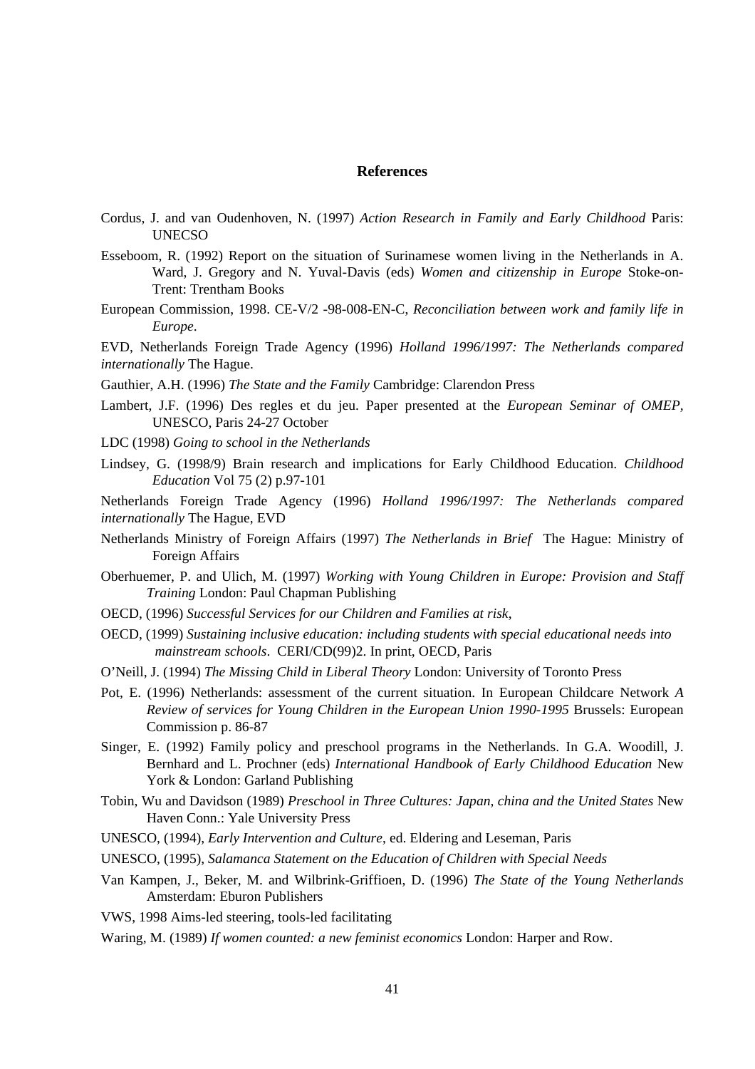## References

Cordus, J. and van Oudenhoven, N. (1997) *Action Research in Family and Early Childhood* Paris: UNECSO

Esseboom, R. (1992) Report on the situation of Surinamese women living in the Netherlands in A. Ward, J. Gregory and N. Yuval-Davis (eds) *Women and citizenship in Europe* Stoke-on-Trent: Trentham Books

European Commission, 1998. CE-V/2 -98-008-EN-C, *Reconciliation between work and family life in Europe*.

EVD, Netherlands Foreign Trade Agency (1996) *Holland 1996/1997: The Netherlands compared internationally* The Hague.

Gauthier, A.H. (1996) *The State and the Family* Cambridge: Clarendon Press

Lambert, J.F. (1996) Des regles et du jeu. Paper presented at the *European Seminar of OMEP*, UNESCO, Paris 24-27 October

LDC (1998) *Going to school in the Netherlands*

Lindsey, G. (1998/9) Brain research and implications for Early Childhood Education. *Childhood Education* Vol 75 (2) p.97-101

Netherlands Foreign Trade Agency (1996) *Holland 1996/1997: The Netherlands compared internationally* The Hague, EVD

Netherlands Ministry of Foreign Affairs (1997) *The Netherlands in Brief* The Hague: Ministry of Foreign Affairs

Oberhuemer, P. and Ulich, M. (1997) *Working with Young Children in Europe: Provision and Staff Training* London: Paul Chapman Publishing

OECD, (1996) *Successful Services for our Children and Families at risk*,

OECD, (1999) *Sustaining inclusive education: including students with special educational needs into mainstream schools*. CERI/CD(99)2. In print, OECD, Paris

O'Neill, J. (1994) *The Missing Child in Liberal Theory* London: University of Toronto Press

Pot, E. (1996) Netherlands: assessment of the current situation. In European Childcare Network *A Review of services for Young Children in the European Union 1990-1995* Brussels: European Commission p. 86-87

Singer, E. (1992) Family policy and preschool programs in the Netherlands. In G.A. Woodill, J. Bernhard and L. Prochner (eds) *International Handbook of Early Childhood Education* New York & London: Garland Publishing

Tobin, Wu and Davidson (1989) *Preschool in Three Cultures: Japan, china and the United States* New Haven Conn.: Yale University Press

UNESCO, (1994), *Early Intervention and Culture*, ed. Eldering and Leseman, Paris

UNESCO, (1995), *Salamanca Statement on the Education of Children with Special Needs*

Van Kampen, J., Beker, M. and Wilbrink-Griffioen, D. (1996) *The State of the Young Netherlands* Amsterdam: Eburon Publishers

VWS, 1998 Aims-led steering, tools-led facilitating

Waring, M. (1989) *If women counted: a new feminist economics* London: Harper and Row.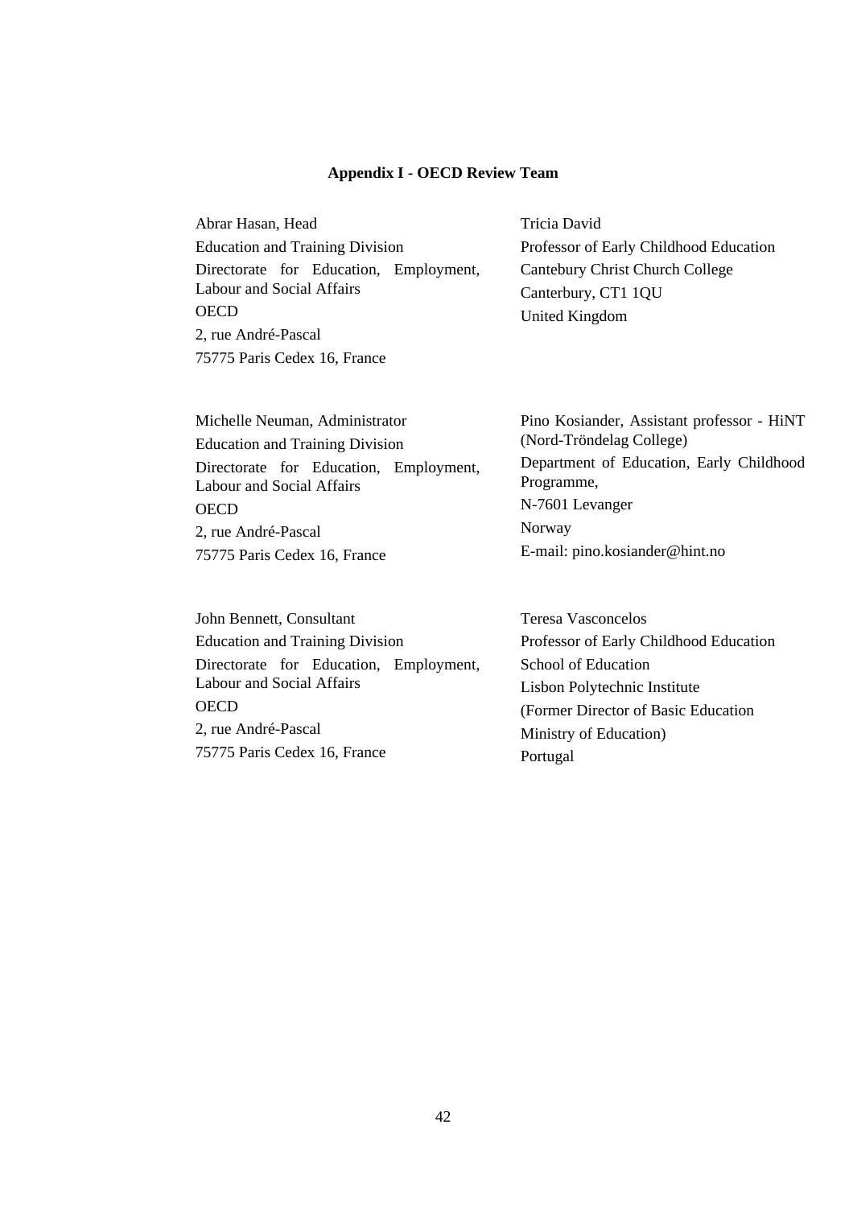## Appendix I - OECD Review Team

Abrar Hasan, Head
Education and Training Division
Directorate for Education, Employment, Labour and Social Affairs
OECD
2, rue André-Pascal
75775 Paris Cedex 16, France

Tricia David
Professor of Early Childhood Education
Cantebury Christ Church College
Canterbury, CT1 1QU
United Kingdom

Michelle Neuman, Administrator
Education and Training Division
Directorate for Education, Employment, Labour and Social Affairs
OECD
2, rue André-Pascal
75775 Paris Cedex 16, France

Pino Kosiander, Assistant professor - HiNT (Nord-Tröndelag College)
Department of Education, Early Childhood Programme,
N-7601 Levanger
Norway
E-mail: pino.kosiander@hint.no

John Bennett, Consultant
Education and Training Division
Directorate for Education, Employment, Labour and Social Affairs
OECD
2, rue André-Pascal
75775 Paris Cedex 16, France

Teresa Vasconcelos
Professor of Early Childhood Education
School of Education
Lisbon Polytechnic Institute
(Former Director of Basic Education
Ministry of Education)
Portugal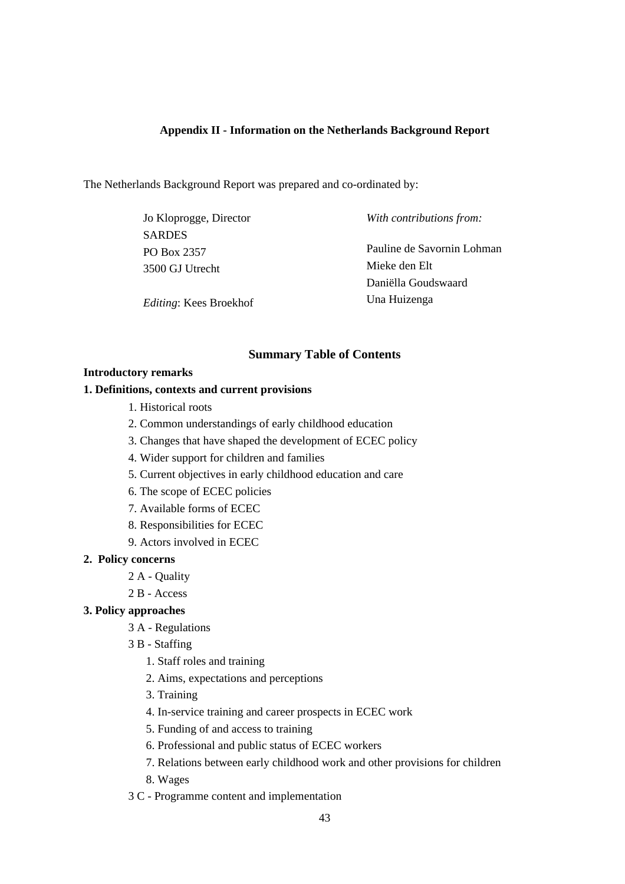**Appendix II - Information on the Netherlands Background Report**

The Netherlands Background Report was prepared and co-ordinated by:

Jo Kloprogge, Director
SARDES
PO Box 2357
3500 GJ Utrecht

*Editing*: Kees Broekhof

*With contributions from:*

Pauline de Savornin Lohman
Mieke den Elt
Daniëlla Goudswaard
Una Huizenga

**Summary Table of Contents**

**Introductory remarks**

**1. Definitions, contexts and current provisions**

1. Historical roots
2. Common understandings of early childhood education
3. Changes that have shaped the development of ECEC policy
4. Wider support for children and families
5. Current objectives in early childhood education and care
6. The scope of ECEC policies
7. Available forms of ECEC
8. Responsibilities for ECEC
9. Actors involved in ECEC

**2. Policy concerns**

- 2 A - Quality
- 2 B - Access

**3. Policy approaches**

- 3 A - Regulations
- 3 B - Staffing
  1. Staff roles and training
  2. Aims, expectations and perceptions
  3. Training
  4. In-service training and career prospects in ECEC work
  5. Funding of and access to training
  6. Professional and public status of ECEC workers
  7. Relations between early childhood work and other provisions for children
  8. Wages
- 3 C - Programme content and implementation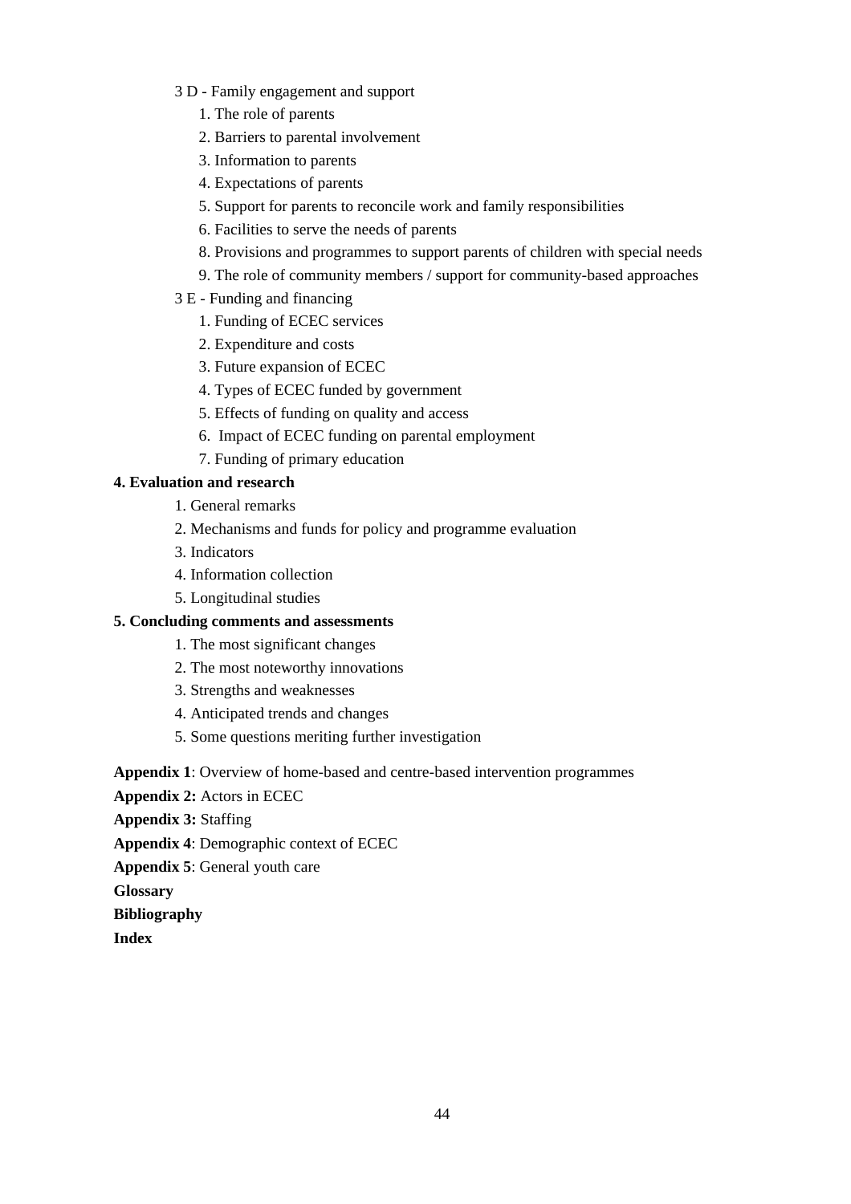3 D - Family engagement and support

1. The role of parents
2. Barriers to parental involvement
3. Information to parents
4. Expectations of parents
5. Support for parents to reconcile work and family responsibilities
6. Facilities to serve the needs of parents
8. Provisions and programmes to support parents of children with special needs
9. The role of community members / support for community-based approaches

3 E - Funding and financing

1. Funding of ECEC services
2. Expenditure and costs
3. Future expansion of ECEC
4. Types of ECEC funded by government
5. Effects of funding on quality and access
6. Impact of ECEC funding on parental employment
7. Funding of primary education

**4. Evaluation and research**

1. General remarks
2. Mechanisms and funds for policy and programme evaluation
3. Indicators
4. Information collection
5. Longitudinal studies

**5. Concluding comments and assessments**

1. The most significant changes
2. The most noteworthy innovations
3. Strengths and weaknesses
4. Anticipated trends and changes
5. Some questions meriting further investigation

**Appendix 1**: Overview of home-based and centre-based intervention programmes

**Appendix 2:** Actors in ECEC

**Appendix 3:** Staffing

**Appendix 4**: Demographic context of ECEC

**Appendix 5**: General youth care

**Glossary**

**Bibliography**

**Index**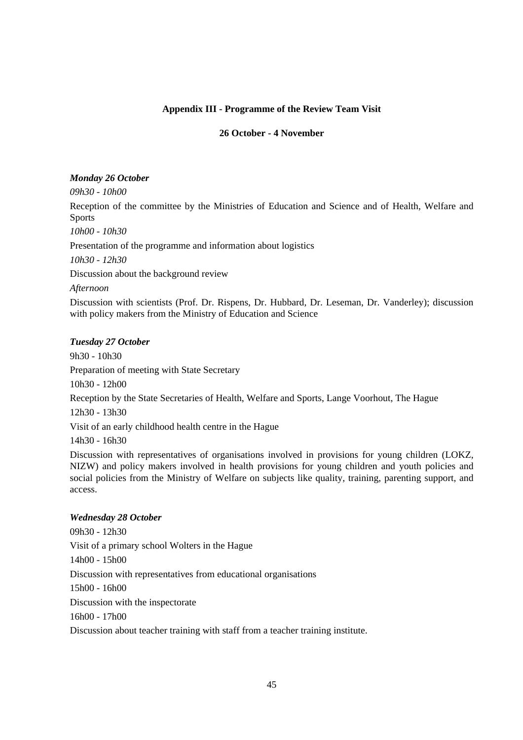**Appendix III - Programme of the Review Team Visit**

**26 October - 4 November**

***Monday 26 October***

*09h30 - 10h00*

Reception of the committee by the Ministries of Education and Science and of Health, Welfare and Sports

*10h00 - 10h30*

Presentation of the programme and information about logistics

*10h30 - 12h30*

Discussion about the background review

*Afternoon*

Discussion with scientists (Prof. Dr. Rispens, Dr. Hubbard, Dr. Leseman, Dr. Vanderley); discussion with policy makers from the Ministry of Education and Science

***Tuesday 27 October***

9h30 - 10h30

Preparation of meeting with State Secretary

10h30 - 12h00

Reception by the State Secretaries of Health, Welfare and Sports, Lange Voorhout, The Hague

12h30 - 13h30

Visit of an early childhood health centre in the Hague

14h30 - 16h30

Discussion with representatives of organisations involved in provisions for young children (LOKZ, NIZW) and policy makers involved in health provisions for young children and youth policies and social policies from the Ministry of Welfare on subjects like quality, training, parenting support, and access.

***Wednesday 28 October***

09h30 - 12h30

Visit of a primary school Wolters in the Hague

14h00 - 15h00

Discussion with representatives from educational organisations

15h00 - 16h00

Discussion with the inspectorate

16h00 - 17h00

Discussion about teacher training with staff from a teacher training institute.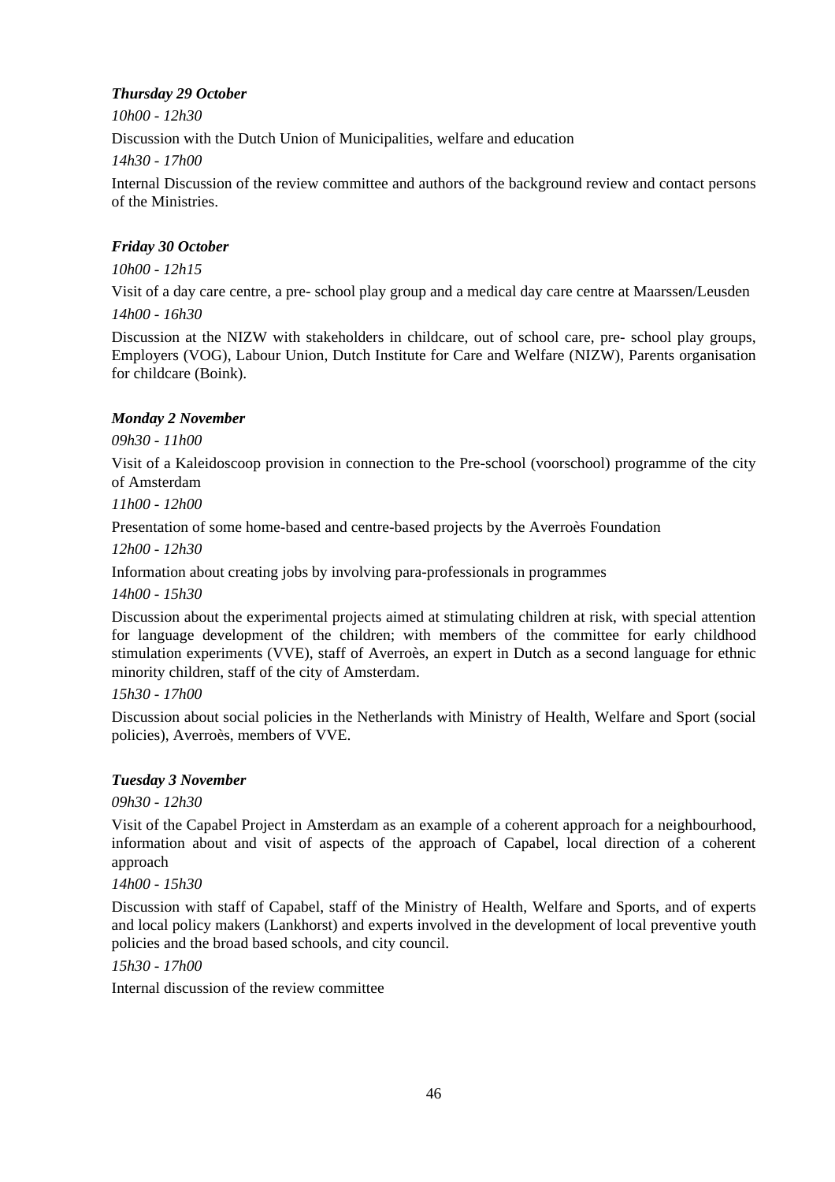***Thursday 29 October***

*10h00 - 12h30*

Discussion with the Dutch Union of Municipalities, welfare and education

*14h30 - 17h00*

Internal Discussion of the review committee and authors of the background review and contact persons of the Ministries.

***Friday 30 October***

*10h00 - 12h15*

Visit of a day care centre, a pre- school play group and a medical day care centre at Maarssen/Leusden

*14h00 - 16h30*

Discussion at the NIZW with stakeholders in childcare, out of school care, pre- school play groups, Employers (VOG), Labour Union, Dutch Institute for Care and Welfare (NIZW), Parents organisation for childcare (Boink).

***Monday 2 November***

*09h30 - 11h00*

Visit of a Kaleidoscoop provision in connection to the Pre-school (voorschool) programme of the city of Amsterdam

*11h00 - 12h00*

Presentation of some home-based and centre-based projects by the Averroès Foundation

*12h00 - 12h30*

Information about creating jobs by involving para-professionals in programmes

*14h00 - 15h30*

Discussion about the experimental projects aimed at stimulating children at risk, with special attention for language development of the children; with members of the committee for early childhood stimulation experiments (VVE), staff of Averroès, an expert in Dutch as a second language for ethnic minority children, staff of the city of Amsterdam.

*15h30 - 17h00*

Discussion about social policies in the Netherlands with Ministry of Health, Welfare and Sport (social policies), Averroès, members of VVE.

***Tuesday 3 November***

*09h30 - 12h30*

Visit of the Capabel Project in Amsterdam as an example of a coherent approach for a neighbourhood, information about and visit of aspects of the approach of Capabel, local direction of a coherent approach

*14h00 - 15h30*

Discussion with staff of Capabel, staff of the Ministry of Health, Welfare and Sports, and of experts and local policy makers (Lankhorst) and experts involved in the development of local preventive youth policies and the broad based schools, and city council.

*15h30 - 17h00*

Internal discussion of the review committee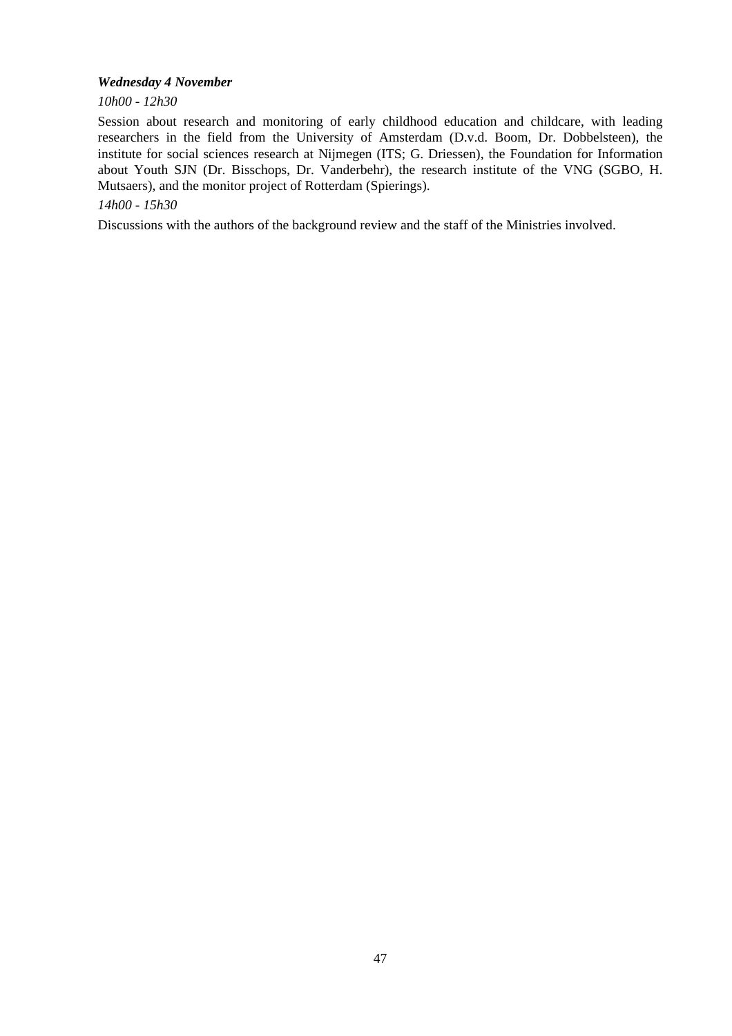***Wednesday 4 November***

*10h00 - 12h30*

Session about research and monitoring of early childhood education and childcare, with leading researchers in the field from the University of Amsterdam (D.v.d. Boom, Dr. Dobbelsteen), the institute for social sciences research at Nijmegen (ITS; G. Driessen), the Foundation for Information about Youth SJN (Dr. Bisschops, Dr. Vanderbehr), the research institute of the VNG (SGBO, H. Mutsaers), and the monitor project of Rotterdam (Spierings).

*14h00 - 15h30*

Discussions with the authors of the background review and the staff of the Ministries involved.